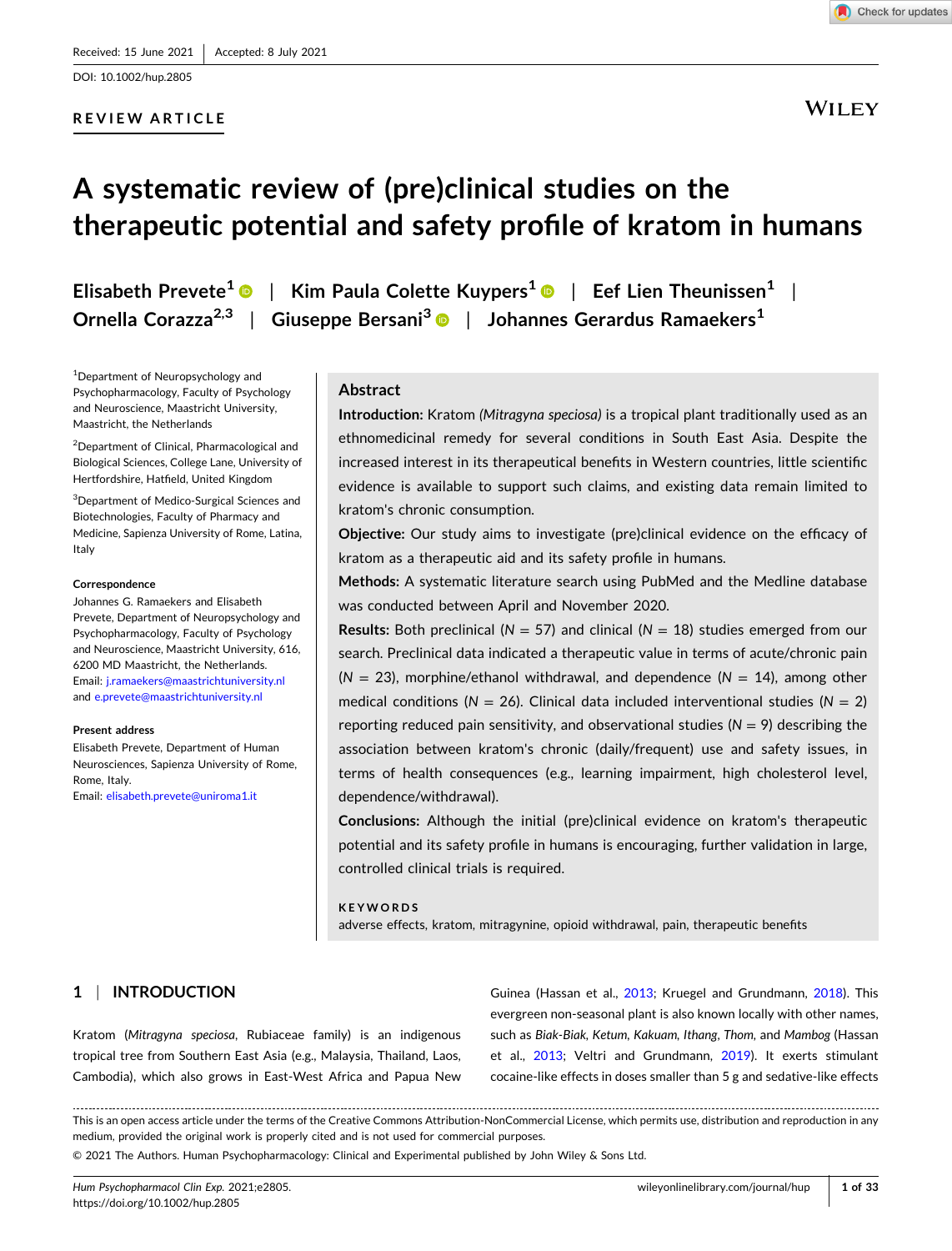Received: 15 June 2021 | Accepted: 8 July 2021

DOI: 10.1002/hup.2805

REVIEW ARTICLE

# A systematic review of (pre)clinical studies on the therapeutic potential and safety profile of kratom in humans

Elisabeth Prevete[1] | Kim Paula Colette Kuypers[1] | Eef Lien Theunissen[1] | Ornella Corazza[2,3] | Giuseppe Bersani[3] | Johannes Gerardus Ramaekers[1]

[1]Department of Neuropsychology and Psychopharmacology, Faculty of Psychology and Neuroscience, Maastricht University, Maastricht, the Netherlands

[2]Department of Clinical, Pharmacological and Biological Sciences, College Lane, University of Hertfordshire, Hatfield, United Kingdom

[3]Department of Medico-Surgical Sciences and Biotechnologies, Faculty of Pharmacy and Medicine, Sapienza University of Rome, Latina, Italy

**Correspondence**
Johannes G. Ramaekers and Elisabeth Prevete, Department of Neuropsychology and Psychopharmacology, Faculty of Psychology and Neuroscience, Maastricht University, 616, 6200 MD Maastricht, the Netherlands.
Email: j.ramaekers@maastrichtuniversity.nl and e.prevete@maastrichtuniversity.nl

**Present address**
Elisabeth Prevete, Department of Human Neurosciences, Sapienza University of Rome, Rome, Italy.
Email: elisabeth.prevete@uniroma1.it

## Abstract

**Introduction:** Kratom *(Mitragyna speciosa)* is a tropical plant traditionally used as an ethnomedicinal remedy for several conditions in South East Asia. Despite the increased interest in its therapeutical benefits in Western countries, little scientific evidence is available to support such claims, and existing data remain limited to kratom's chronic consumption.

**Objective:** Our study aims to investigate (pre)clinical evidence on the efficacy of kratom as a therapeutic aid and its safety profile in humans.

**Methods:** A systematic literature search using PubMed and the Medline database was conducted between April and November 2020.

**Results:** Both preclinical ($N$ = 57) and clinical ($N$ = 18) studies emerged from our search. Preclinical data indicated a therapeutic value in terms of acute/chronic pain ($N$ = 23), morphine/ethanol withdrawal, and dependence ($N$ = 14), among other medical conditions ($N$ = 26). Clinical data included interventional studies ($N$ = 2) reporting reduced pain sensitivity, and observational studies ($N$ = 9) describing the association between kratom's chronic (daily/frequent) use and safety issues, in terms of health consequences (e.g., learning impairment, high cholesterol level, dependence/withdrawal).

**Conclusions:** Although the initial (pre)clinical evidence on kratom's therapeutic potential and its safety profile in humans is encouraging, further validation in large, controlled clinical trials is required.

**KEYWORDS**
adverse effects, kratom, mitragynine, opioid withdrawal, pain, therapeutic benefits

## 1 | INTRODUCTION

Kratom (*Mitragyna speciosa*, Rubiaceae family) is an indigenous tropical tree from Southern East Asia (e.g., Malaysia, Thailand, Laos, Cambodia), which also grows in East-West Africa and Papua New Guinea (Hassan et al., 2013; Kruegel and Grundmann, 2018). This evergreen non-seasonal plant is also known locally with other names, such as *Biak-Biak*, *Ketum*, *Kakuam*, *Ithang*, *Thom*, and *Mambog* (Hassan et al., 2013; Veltri and Grundmann, 2019). It exerts stimulant cocaine-like effects in doses smaller than 5 g and sedative-like effects

This is an open access article under the terms of the Creative Commons Attribution-NonCommercial License, which permits use, distribution and reproduction in any medium, provided the original work is properly cited and is not used for commercial purposes.
© 2021 The Authors. Human Psychopharmacology: Clinical and Experimental published by John Wiley & Sons Ltd.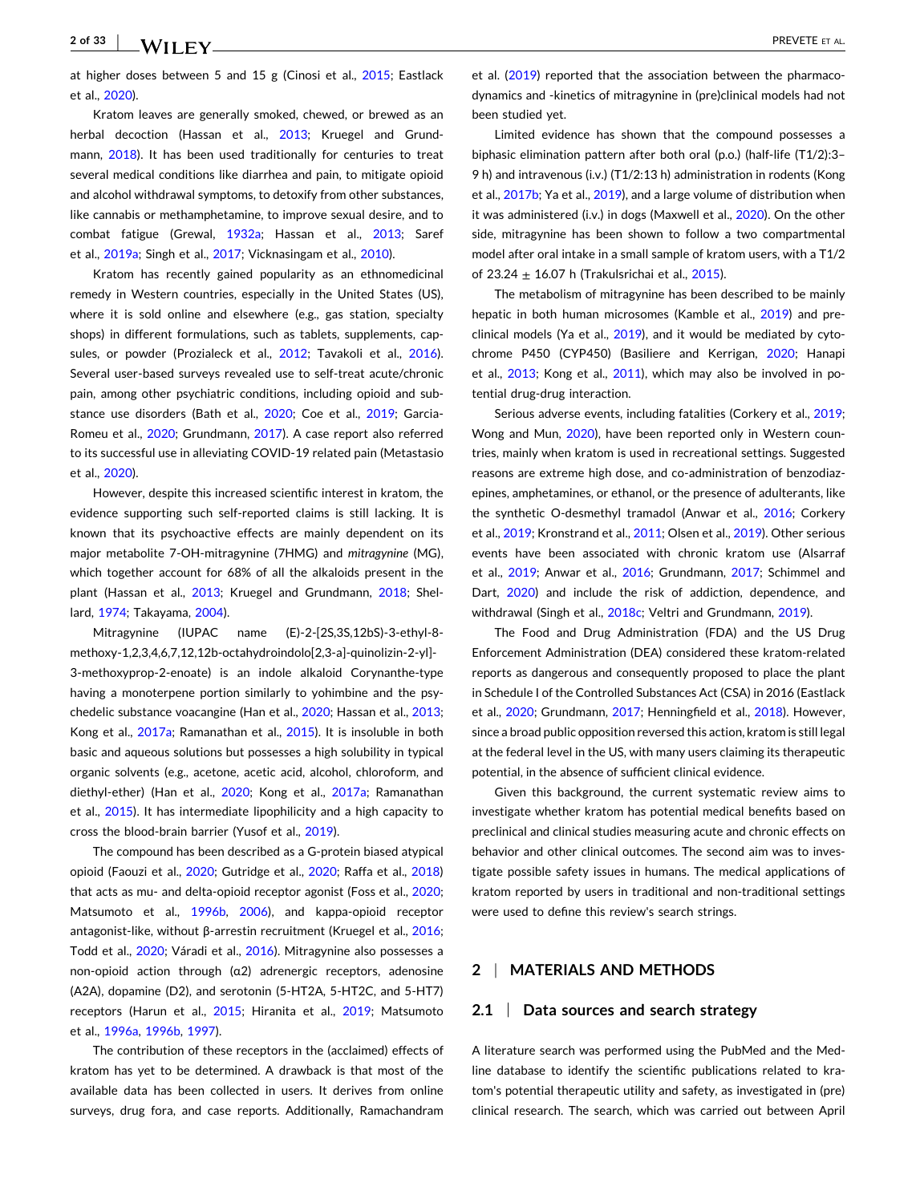at higher doses between 5 and 15 g (Cinosi et al., 2015; Eastlack et al., 2020).

Kratom leaves are generally smoked, chewed, or brewed as an herbal decoction (Hassan et al., 2013; Kruegel and Grundmann, 2018). It has been used traditionally for centuries to treat several medical conditions like diarrhea and pain, to mitigate opioid and alcohol withdrawal symptoms, to detoxify from other substances, like cannabis or methamphetamine, to improve sexual desire, and to combat fatigue (Grewal, 1932a; Hassan et al., 2013; Saref et al., 2019a; Singh et al., 2017; Vicknasingam et al., 2010).

Kratom has recently gained popularity as an ethnomedicinal remedy in Western countries, especially in the United States (US), where it is sold online and elsewhere (e.g., gas station, specialty shops) in different formulations, such as tablets, supplements, capsules, or powder (Prozialeck et al., 2012; Tavakoli et al., 2016). Several user-based surveys revealed use to self-treat acute/chronic pain, among other psychiatric conditions, including opioid and substance use disorders (Bath et al., 2020; Coe et al., 2019; Garcia-Romeu et al., 2020; Grundmann, 2017). A case report also referred to its successful use in alleviating COVID-19 related pain (Metastasio et al., 2020).

However, despite this increased scientific interest in kratom, the evidence supporting such self-reported claims is still lacking. It is known that its psychoactive effects are mainly dependent on its major metabolite 7-OH-mitragynine (7HMG) and *mitragynine* (MG), which together account for 68% of all the alkaloids present in the plant (Hassan et al., 2013; Kruegel and Grundmann, 2018; Shellard, 1974; Takayama, 2004).

Mitragynine (IUPAC name (E)-2-[2S,3S,12bS)-3-ethyl-8-methoxy-1,2,3,4,6,7,12,12b-octahydroindolo[2,3-a]-quinolizin-2-yl]-3-methoxyprop-2-enoate) is an indole alkaloid Corynanthe-type having a monoterpene portion similarly to yohimbine and the psychedelic substance voacangine (Han et al., 2020; Hassan et al., 2013; Kong et al., 2017a; Ramanathan et al., 2015). It is insoluble in both basic and aqueous solutions but possesses a high solubility in typical organic solvents (e.g., acetone, acetic acid, alcohol, chloroform, and diethyl-ether) (Han et al., 2020; Kong et al., 2017a; Ramanathan et al., 2015). It has intermediate lipophilicity and a high capacity to cross the blood-brain barrier (Yusof et al., 2019).

The compound has been described as a G-protein biased atypical opioid (Faouzi et al., 2020; Gutridge et al., 2020; Raffa et al., 2018) that acts as mu- and delta-opioid receptor agonist (Foss et al., 2020; Matsumoto et al., 1996b, 2006), and kappa-opioid receptor antagonist-like, without β-arrestin recruitment (Kruegel et al., 2016; Todd et al., 2020; Váradi et al., 2016). Mitragynine also possesses a non-opioid action through (α2) adrenergic receptors, adenosine (A2A), dopamine (D2), and serotonin (5-HT2A, 5-HT2C, and 5-HT7) receptors (Harun et al., 2015; Hiranita et al., 2019; Matsumoto et al., 1996a, 1996b, 1997).

The contribution of these receptors in the (acclaimed) effects of kratom has yet to be determined. A drawback is that most of the available data has been collected in users. It derives from online surveys, drug fora, and case reports. Additionally, Ramachandram et al. (2019) reported that the association between the pharmacodynamics and -kinetics of mitragynine in (pre)clinical models had not been studied yet.

Limited evidence has shown that the compound possesses a biphasic elimination pattern after both oral (p.o.) (half-life (T1/2):3–9 h) and intravenous (i.v.) (T1/2:13 h) administration in rodents (Kong et al., 2017b; Ya et al., 2019), and a large volume of distribution when it was administered (i.v.) in dogs (Maxwell et al., 2020). On the other side, mitragynine has been shown to follow a two compartmental model after oral intake in a small sample of kratom users, with a T1/2 of $23.24 \pm 16.07$ h (Trakulsrichai et al., 2015).

The metabolism of mitragynine has been described to be mainly hepatic in both human microsomes (Kamble et al., 2019) and preclinical models (Ya et al., 2019), and it would be mediated by cytochrome P450 (CYP450) (Basiliere and Kerrigan, 2020; Hanapi et al., 2013; Kong et al., 2011), which may also be involved in potential drug-drug interaction.

Serious adverse events, including fatalities (Corkery et al., 2019; Wong and Mun, 2020), have been reported only in Western countries, mainly when kratom is used in recreational settings. Suggested reasons are extreme high dose, and co-administration of benzodiazepines, amphetamines, or ethanol, or the presence of adulterants, like the synthetic O-desmethyl tramadol (Anwar et al., 2016; Corkery et al., 2019; Kronstrand et al., 2011; Olsen et al., 2019). Other serious events have been associated with chronic kratom use (Alsarraf et al., 2019; Anwar et al., 2016; Grundmann, 2017; Schimmel and Dart, 2020) and include the risk of addiction, dependence, and withdrawal (Singh et al., 2018c; Veltri and Grundmann, 2019).

The Food and Drug Administration (FDA) and the US Drug Enforcement Administration (DEA) considered these kratom-related reports as dangerous and consequently proposed to place the plant in Schedule I of the Controlled Substances Act (CSA) in 2016 (Eastlack et al., 2020; Grundmann, 2017; Henningfield et al., 2018). However, since a broad public opposition reversed this action, kratom is still legal at the federal level in the US, with many users claiming its therapeutic potential, in the absence of sufficient clinical evidence.

Given this background, the current systematic review aims to investigate whether kratom has potential medical benefits based on preclinical and clinical studies measuring acute and chronic effects on behavior and other clinical outcomes. The second aim was to investigate possible safety issues in humans. The medical applications of kratom reported by users in traditional and non-traditional settings were used to define this review's search strings.

## 2 | MATERIALS AND METHODS

### 2.1 | Data sources and search strategy

A literature search was performed using the PubMed and the Medline database to identify the scientific publications related to kratom's potential therapeutic utility and safety, as investigated in (pre) clinical research. The search, which was carried out between April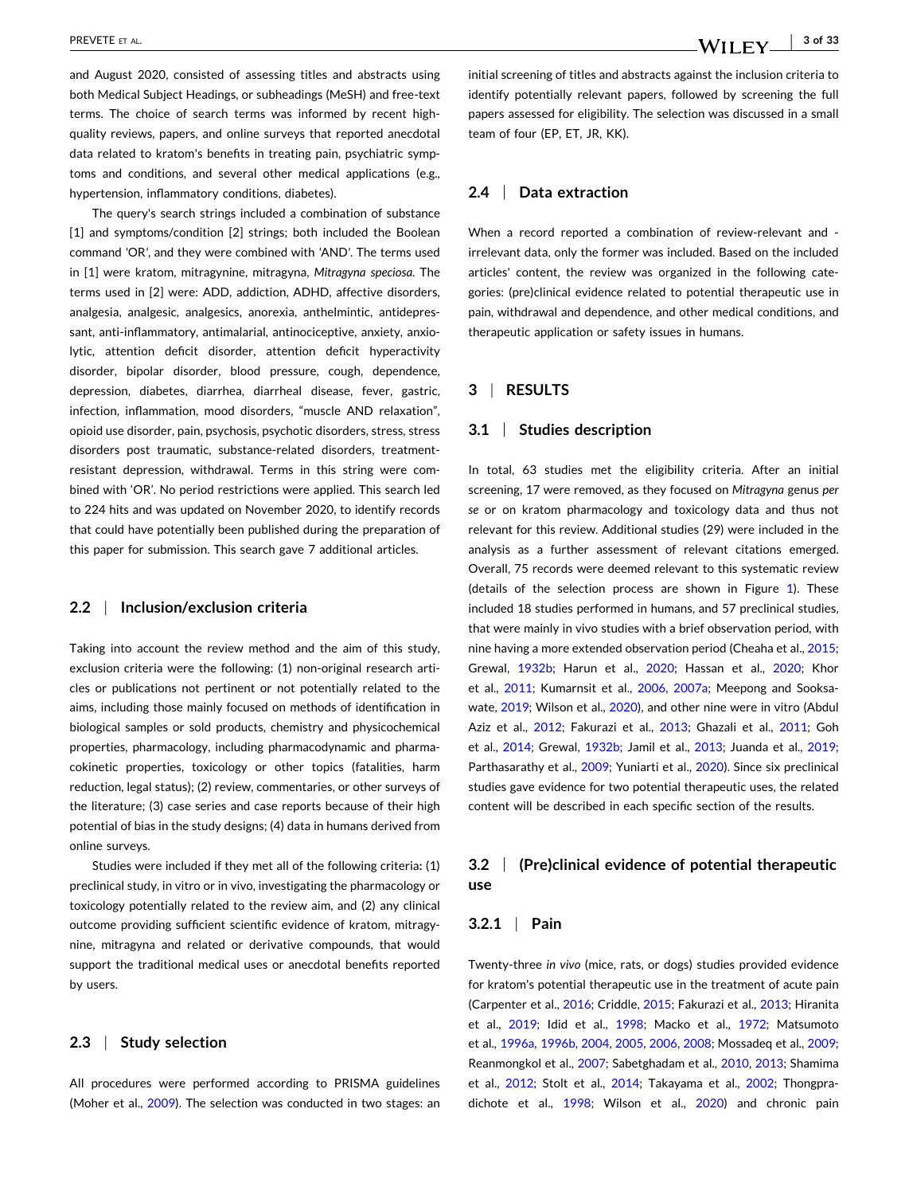and August 2020, consisted of assessing titles and abstracts using both Medical Subject Headings, or subheadings (MeSH) and free-text terms. The choice of search terms was informed by recent high-quality reviews, papers, and online surveys that reported anecdotal data related to kratom's benefits in treating pain, psychiatric symptoms and conditions, and several other medical applications (e.g., hypertension, inflammatory conditions, diabetes).

The query's search strings included a combination of substance [1] and symptoms/condition [2] strings; both included the Boolean command 'OR', and they were combined with 'AND'. The terms used in [1] were kratom, mitragynine, mitragyna, *Mitragyna speciosa*. The terms used in [2] were: ADD, addiction, ADHD, affective disorders, analgesia, analgesic, analgesics, anorexia, anthelmintic, antidepressant, anti-inflammatory, antimalarial, antinociceptive, anxiety, anxiolytic, attention deficit disorder, attention deficit hyperactivity disorder, bipolar disorder, blood pressure, cough, dependence, depression, diabetes, diarrhea, diarrheal disease, fever, gastric, infection, inflammation, mood disorders, "muscle AND relaxation", opioid use disorder, pain, psychosis, psychotic disorders, stress, stress disorders post traumatic, substance-related disorders, treatment-resistant depression, withdrawal. Terms in this string were combined with 'OR'. No period restrictions were applied. This search led to 224 hits and was updated on November 2020, to identify records that could have potentially been published during the preparation of this paper for submission. This search gave 7 additional articles.

### 2.2 | Inclusion/exclusion criteria

Taking into account the review method and the aim of this study, exclusion criteria were the following: (1) non-original research articles or publications not pertinent or not potentially related to the aims, including those mainly focused on methods of identification in biological samples or sold products, chemistry and physicochemical properties, pharmacology, including pharmacodynamic and pharmacokinetic properties, toxicology or other topics (fatalities, harm reduction, legal status); (2) review, commentaries, or other surveys of the literature; (3) case series and case reports because of their high potential of bias in the study designs; (4) data in humans derived from online surveys.

Studies were included if they met all of the following criteria**:** (1) preclinical study, in vitro or in vivo, investigating the pharmacology or toxicology potentially related to the review aim, and (2) any clinical outcome providing sufficient scientific evidence of kratom, mitragynine, mitragyna and related or derivative compounds, that would support the traditional medical uses or anecdotal benefits reported by users.

### 2.3 | Study selection

All procedures were performed according to PRISMA guidelines (Moher et al., 2009). The selection was conducted in two stages: an initial screening of titles and abstracts against the inclusion criteria to identify potentially relevant papers, followed by screening the full papers assessed for eligibility. The selection was discussed in a small team of four (EP, ET, JR, KK).

### 2.4 | Data extraction

When a record reported a combination of review-relevant and -irrelevant data, only the former was included. Based on the included articles' content, the review was organized in the following categories: (pre)clinical evidence related to potential therapeutic use in pain, withdrawal and dependence, and other medical conditions, and therapeutic application or safety issues in humans.

## 3 | RESULTS

### 3.1 | Studies description

In total, 63 studies met the eligibility criteria. After an initial screening, 17 were removed, as they focused on *Mitragyna* genus *per se* or on kratom pharmacology and toxicology data and thus not relevant for this review. Additional studies (29) were included in the analysis as a further assessment of relevant citations emerged. Overall, 75 records were deemed relevant to this systematic review (details of the selection process are shown in Figure 1). These included 18 studies performed in humans, and 57 preclinical studies, that were mainly in vivo studies with a brief observation period, with nine having a more extended observation period (Cheaha et al., 2015; Grewal, 1932b; Harun et al., 2020; Hassan et al., 2020; Khor et al., 2011; Kumarnsit et al., 2006, 2007a; Meepong and Sooksawate, 2019; Wilson et al., 2020), and other nine were in vitro (Abdul Aziz et al., 2012; Fakurazi et al., 2013; Ghazali et al., 2011; Goh et al., 2014; Grewal, 1932b; Jamil et al., 2013; Juanda et al., 2019; Parthasarathy et al., 2009; Yuniarti et al., 2020). Since six preclinical studies gave evidence for two potential therapeutic uses, the related content will be described in each specific section of the results.

### 3.2 | (Pre)clinical evidence of potential therapeutic use

#### 3.2.1 | Pain

Twenty-three *in vivo* (mice, rats, or dogs) studies provided evidence for kratom's potential therapeutic use in the treatment of acute pain (Carpenter et al., 2016; Criddle, 2015; Fakurazi et al., 2013; Hiranita et al., 2019; Idid et al., 1998; Macko et al., 1972; Matsumoto et al., 1996a, 1996b, 2004, 2005, 2006, 2008; Mossadeq et al., 2009; Reanmongkol et al., 2007; Sabetghadam et al., 2010, 2013; Shamima et al., 2012; Stolt et al., 2014; Takayama et al., 2002; Thongpradichote et al., 1998; Wilson et al., 2020) and chronic pain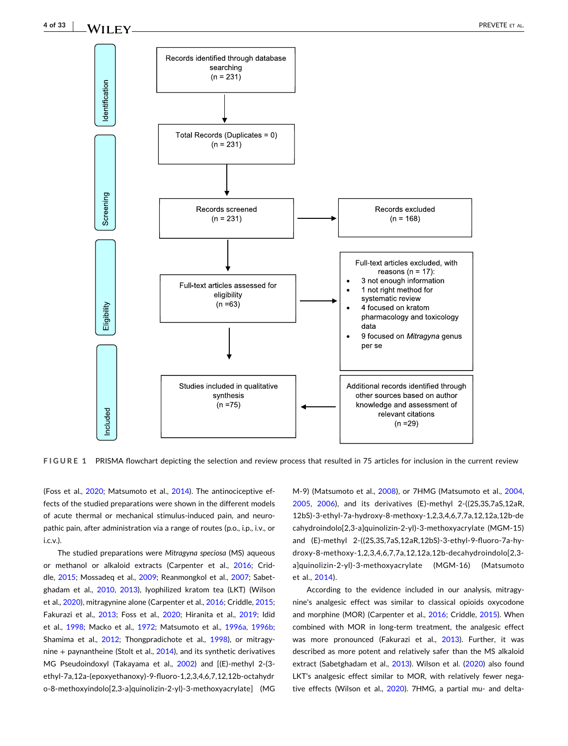**Identification**

Records identified through database searching (n = 231)

↓

Total Records (Duplicates = 0) (n = 231)

**Screening**

↓

Records screened (n = 231) → Records excluded (n = 168)

**Eligibility**

↓

Full-text articles assessed for eligibility (n =63) → Full-text articles excluded, with reasons (n = 17):

- 3 not enough information
- 1 not right method for systematic review
- 4 focused on kratom pharmacology and toxicology data
- 9 focused on *Mitragyna* genus per se

**Included**

↓

Studies included in qualitative synthesis (n =75) ← Additional records identified through other sources based on author knowledge and assessment of relevant citations (n =29)

**FIGURE 1** PRISMA flowchart depicting the selection and review process that resulted in 75 articles for inclusion in the current review

(Foss et al., 2020; Matsumoto et al., 2014). The antinociceptive effects of the studied preparations were shown in the different models of acute thermal or mechanical stimulus-induced pain, and neuropathic pain, after administration via a range of routes (p.o., i.p., i.v., or i.c.v.).

The studied preparations were *Mitragyna speciosa* (MS) aqueous or methanol or alkaloid extracts (Carpenter et al., 2016; Criddle, 2015; Mossadeq et al., 2009; Reanmongkol et al., 2007; Sabetghadam et al., 2010, 2013), lyophilized kratom tea (LKT) (Wilson et al., 2020), mitragynine alone (Carpenter et al., 2016; Criddle, 2015; Fakurazi et al., 2013; Foss et al., 2020; Hiranita et al., 2019; Idid et al., 1998; Macko et al., 1972; Matsumoto et al., 1996a, 1996b; Shamima et al., 2012; Thongpradichote et al., 1998), or mitragynine + paynantheine (Stolt et al., 2014), and its synthetic derivatives MG Pseudoindoxyl (Takayama et al., 2002) and [(E)-methyl 2-(3-ethyl-7a,12a-(epoxyethanoxy)-9-fluoro-1,2,3,4,6,7,12,12b-octahydro-8-methoxyindolo[2,3-a]quinolizin-2-yl)-3-methoxyacrylate] (MGM-9) (Matsumoto et al., 2008), or 7HMG (Matsumoto et al., 2004, 2005, 2006), and its derivatives (E)-methyl 2-((2S,3S,7aS,12aR,12bS)-3-ethyl-7a-hydroxy-8-methoxy-1,2,3,4,6,7,7a,12,12a,12b-decahydroindolo[2,3-a]quinolizin-2-yl)-3-methoxyacrylate (MGM-15) and (E)-methyl 2-((2S,3S,7aS,12aR,12bS)-3-ethyl-9-fluoro-7a-hydroxy-8-methoxy-1,2,3,4,6,7,7a,12,12a,12b-decahydroindolo[2,3-a]quinolizin-2-yl)-3-methoxyacrylate (MGM-16) (Matsumoto et al., 2014).

According to the evidence included in our analysis, mitragynine's analgesic effect was similar to classical opioids oxycodone and morphine (MOR) (Carpenter et al., 2016; Criddle, 2015). When combined with MOR in long-term treatment, the analgesic effect was more pronounced (Fakurazi et al., 2013). Further, it was described as more potent and relatively safer than the MS alkaloid extract (Sabetghadam et al., 2013). Wilson et al. (2020) also found LKT's analgesic effect similar to MOR, with relatively fewer negative effects (Wilson et al., 2020). 7HMG, a partial mu- and delta-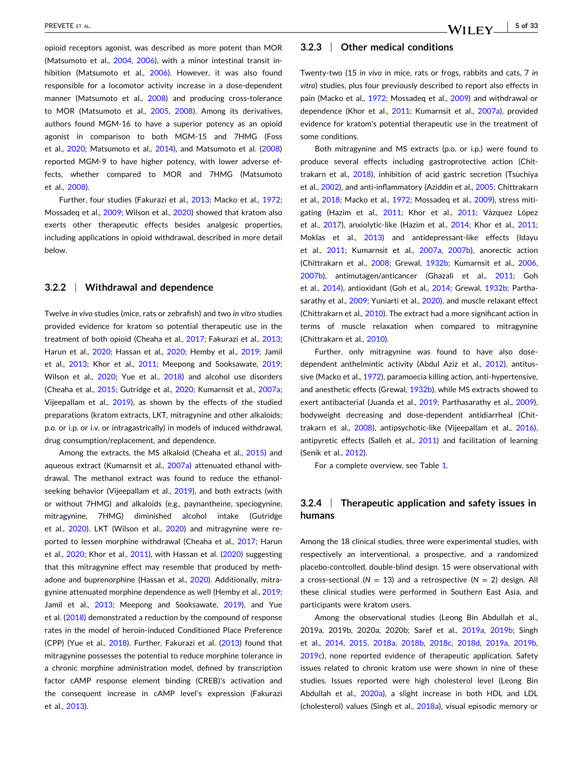opioid receptors agonist, was described as more potent than MOR (Matsumoto et al., 2004, 2006), with a minor intestinal transit inhibition (Matsumoto et al., 2006). However, it was also found responsible for a locomotor activity increase in a dose-dependent manner (Matsumoto et al., 2008) and producing cross-tolerance to MOR (Matsumoto et al., 2005, 2008). Among its derivatives, authors found MGM-16 to have a superior potency as an opioid agonist in comparison to both MGM-15 and 7HMG (Foss et al., 2020; Matsumoto et al., 2014), and Matsumoto et al. (2008) reported MGM-9 to have higher potency, with lower adverse effects, whether compared to MOR and 7HMG (Matsumoto et al., 2008).

Further, four studies (Fakurazi et al., 2013; Macko et al., 1972; Mossadeq et al., 2009; Wilson et al., 2020) showed that kratom also exerts other therapeutic effects besides analgesic properties, including applications in opioid withdrawal, described in more detail below.

### 3.2.2 | Withdrawal and dependence

Twelve *in vivo* studies (mice, rats or zebrafish) and two *in vitro* studies provided evidence for kratom so potential therapeutic use in the treatment of both opioid (Cheaha et al., 2017; Fakurazi et al., 2013; Harun et al., 2020; Hassan et al., 2020; Hemby et al., 2019; Jamil et al., 2013; Khor et al., 2011; Meepong and Sooksawate, 2019; Wilson et al., 2020; Yue et al., 2018) and alcohol use disorders (Cheaha et al., 2015; Gutridge et al., 2020; Kumarnsit et al., 2007a; Vijeepallam et al., 2019), as shown by the effects of the studied preparations (kratom extracts, LKT, mitragynine and other alkaloids; p.o. or i.p. or i.v. or intragastrically) in models of induced withdrawal, drug consumption/replacement, and dependence.

Among the extracts, the MS alkaloid (Cheaha et al., 2015) and aqueous extract (Kumarnsit et al., 2007a) attenuated ethanol withdrawal. The methanol extract was found to reduce the ethanol-seeking behavior (Vijeepallam et al., 2019), and both extracts (with or without 7HMG) and alkaloids (e.g., paynantheine, speciogynine, mitragynine, 7HMG) diminished alcohol intake (Gutridge et al., 2020). LKT (Wilson et al., 2020) and mitragynine were reported to lessen morphine withdrawal (Cheaha et al., 2017; Harun et al., 2020; Khor et al., 2011), with Hassan et al. (2020) suggesting that this mitragynine effect may resemble that produced by methadone and buprenorphine (Hassan et al., 2020). Additionally, mitragynine attenuated morphine dependence as well (Hemby et al., 2019; Jamil et al., 2013; Meepong and Sooksawate, 2019), and Yue et al. (2018) demonstrated a reduction by the compound of response rates in the model of heroin-induced Conditioned Place Preference (CPP) (Yue et al., 2018). Further, Fakurazi et al. (2013) found that mitragynine possesses the potential to reduce morphine tolerance in a chronic morphine administration model, defined by transcription factor cAMP response element binding (CREB)'s activation and the consequent increase in cAMP level's expression (Fakurazi et al., 2013).

### 3.2.3 | Other medical conditions

Twenty-two (15 *in vivo* in mice, rats or frogs, rabbits and cats, 7 *in vitro*) studies, plus four previously described to report also effects in pain (Macko et al., 1972; Mossadeq et al., 2009) and withdrawal or dependence (Khor et al., 2011; Kumarnsit et al., 2007a), provided evidence for kratom's potential therapeutic use in the treatment of some conditions.

Both mitragynine and MS extracts (p.o. or i.p.) were found to produce several effects including gastroprotective action (Chittrakarn et al., 2018), inhibition of acid gastric secretion (Tsuchiya et al., 2002), and anti-inflammatory (Aziddin et al., 2005; Chittrakarn et al., 2018; Macko et al., 1972; Mossadeq et al., 2009), stress mitigating (Hazim et al., 2011; Khor et al., 2011; Vázquez López et al., 2017), anxiolytic-like (Hazim et al., 2014; Khor et al., 2011; Moklas et al., 2013) and antidepressant-like effects (Idayu et al., 2011; Kumarnsit et al., 2007a, 2007b), anorectic action (Chittrakarn et al., 2008; Grewal, 1932b; Kumarnsit et al., 2006, 2007b), antimutagen/anticancer (Ghazali et al., 2011; Goh et al., 2014), antioxidant (Goh et al., 2014; Grewal, 1932b; Parthasarathy et al., 2009; Yuniarti et al., 2020), and muscle relaxant effect (Chittrakarn et al., 2010). The extract had a more significant action in terms of muscle relaxation when compared to mitragynine (Chittrakarn et al., 2010).

Further, only mitragynine was found to have also dose-dependent anthelmintic activity (Abdul Aziz et al., 2012), antitussive (Macko et al., 1972), paramoecia killing action, anti-hypertensive, and anesthetic effects (Grewal, 1932b), while MS extracts showed to exert antibacterial (Juanda et al., 2019; Parthasarathy et al., 2009), bodyweight decreasing and dose-dependent antidiarrheal (Chittrakarn et al., 2008), antipsychotic-like (Vijeepallam et al., 2016), antipyretic effects (Salleh et al., 2011) and facilitation of learning (Senik et al., 2012).

For a complete overview, see Table 1.

### 3.2.4 | Therapeutic application and safety issues in humans

Among the 18 clinical studies, three were experimental studies, with respectively an interventional, a prospective, and a randomized placebo-controlled, double-blind design. 15 were observational with a cross-sectional ($N = 13$) and a retrospective ($N = 2$) design. All these clinical studies were performed in Southern East Asia, and participants were kratom users.

Among the observational studies (Leong Bin Abdullah et al., 2019a, 2019b, 2020a, 2020b; Saref et al., 2019a, 2019b; Singh et al., 2014, 2015, 2018a, 2018b, 2018c, 2018d, 2019a, 2019b, 2019c), none reported evidence of therapeutic application. Safety issues related to chronic kratom use were shown in nine of these studies. Issues reported were high cholesterol level (Leong Bin Abdullah et al., 2020a), a slight increase in both HDL and LDL (cholesterol) values (Singh et al., 2018a), visual episodic memory or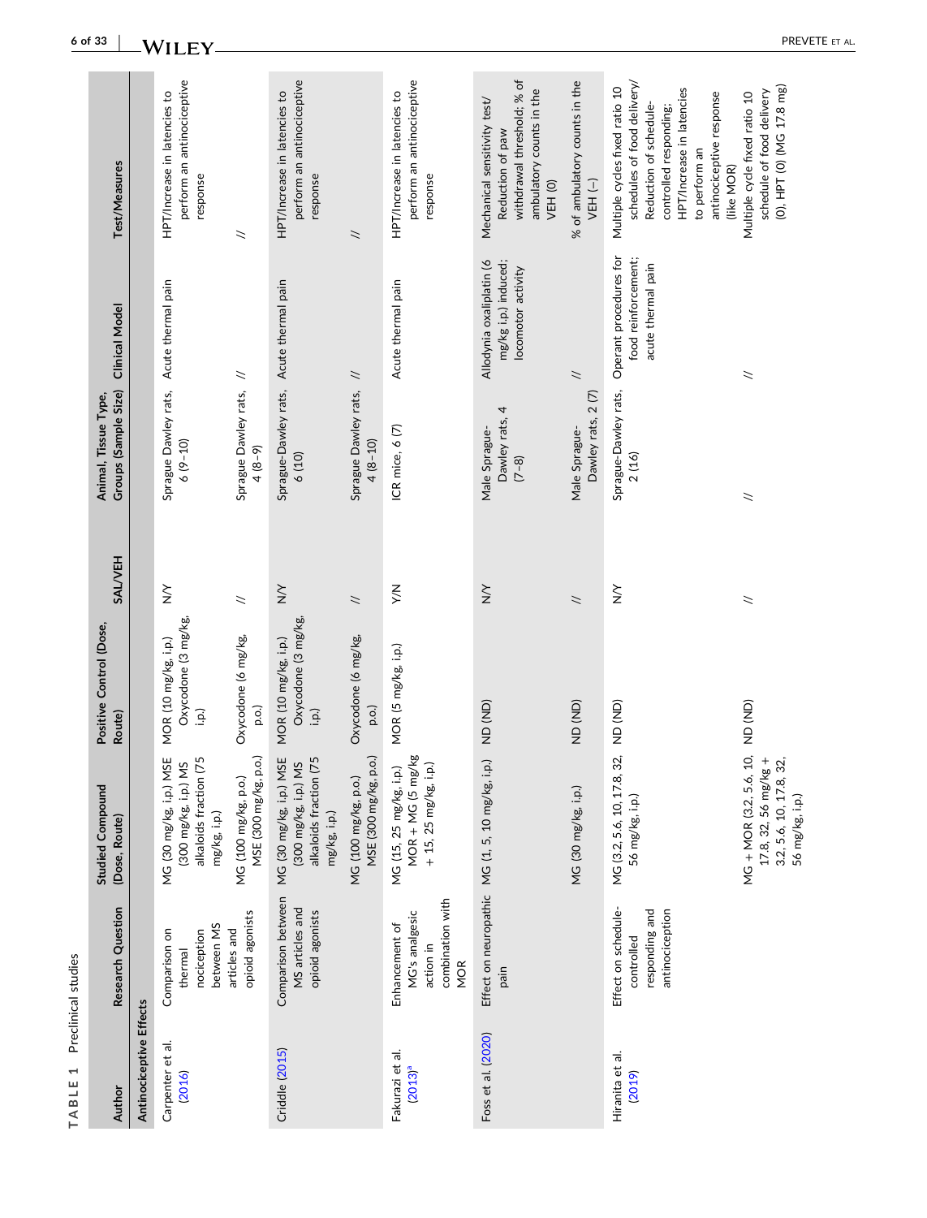TABLE 1 Preclinical studies

| Author | Research Question | Studied Compound (Dose, Route) | Positive Control (Dose, Route) | SAL/VEH | Animal, Tissue Type, Groups (Sample Size) | Clinical Model | Test/Measures |
|---|---|---|---|---|---|---|---|
| **Antinociceptive Effects** | | | | | | | |
| Carpenter et al. (2016) | Comparison on thermal nociception between MS articles and opioid agonists | MG (30 mg/kg, i.p.) MSE (300 mg/kg, i.p.) MS alkaloids fraction (75 mg/kg, i.p.) | MOR (10 mg/kg, i.p.) Oxycodone (3 mg/kg, i.p.) | Y/N | Sprague Dawley rats, 6 (9–10) | Acute thermal pain | HPT/Increase in latencies to perform an antinociceptive response |
| | | MG (100 mg/kg, p.o.) MSE (300 mg/kg, p.o.) | Oxycodone (6 mg/kg, p.o.) | // | Sprague Dawley rats, 4 (8–9) | // | // |
| Criddle (2015) | Comparison between MS articles and opioid agonists | MG (30 mg/kg, i.p.) MSE (300 mg/kg, i.p.) MS alkaloids fraction (75 mg/kg, i.p.) | MOR (10 mg/kg, i.p.) Oxycodone (3 mg/kg, i.p.) | Y/N | Sprague-Dawley rats, 6 (10) | Acute thermal pain | HPT/Increase in latencies to perform an antinociceptive response |
| | | MG (100 mg/kg, p.o.) MSE (300 mg/kg, p.o.) | Oxycodone (6 mg/kg, p.o.) | // | Sprague Dawley rats, 4 (8–10) | // | // |
| Fakurazi et al. (2013)[a] | Enhancement of MG's analgesic action in combination with MOR | MG (15, 25 mg/kg, i.p.) MOR + MG (5 mg/kg + 15, 25 mg/kg, i.p.) | MOR (5 mg/kg, i.p.) | Y/N | ICR mice, 6 (7) | Acute thermal pain | HPT/Increase in latencies to perform an antinociceptive response |
| Foss et al. (2020) | Effect on neuropathic pain | MG (1, 5, 10 mg/kg, i.p.) | ND (ND) | Y/N | Male Sprague-Dawley rats, 4 (7–8) | Allodynia oxaliplatin (6 mg/kg i.p.) induced; locomotor activity | Mechanical sensitivity test/ Reduction of paw withdrawal threshold; % of ambulatory counts in the VEH (0) |
| | | MG (30 mg/kg, i.p.) | ND (ND) | // | Male Sprague-Dawley rats, 2 (7) | // | % of ambulatory counts in the VEH (–) |
| Hiranita et al. (2019) | Effect on schedule-controlled responding and antinociception | MG (3.2, 5.6, 10, 17.8, 32, 56 mg/kg, i.p.) | ND (ND) | Y/N | Sprague-Dawley rats, 2 (16) | Operant procedures for food reinforcement; acute thermal pain | Multiple cycles fixed ratio 10 schedules of food delivery/ Reduction of schedule-controlled responding; HPT/Increase in latencies to perform an antinociceptive response (like MOR) |
| | | MG + MOR (3.2, 5.6, 10, 17.8, 32, 56 mg/kg + 3.2, 5.6, 10, 17.8, 32, 56 mg/kg, i.p.) | ND (ND) | // | // | // | Multiple cycle fixed ratio 10 schedule of food delivery (0), HPT (0) (MG 17.8 mg) |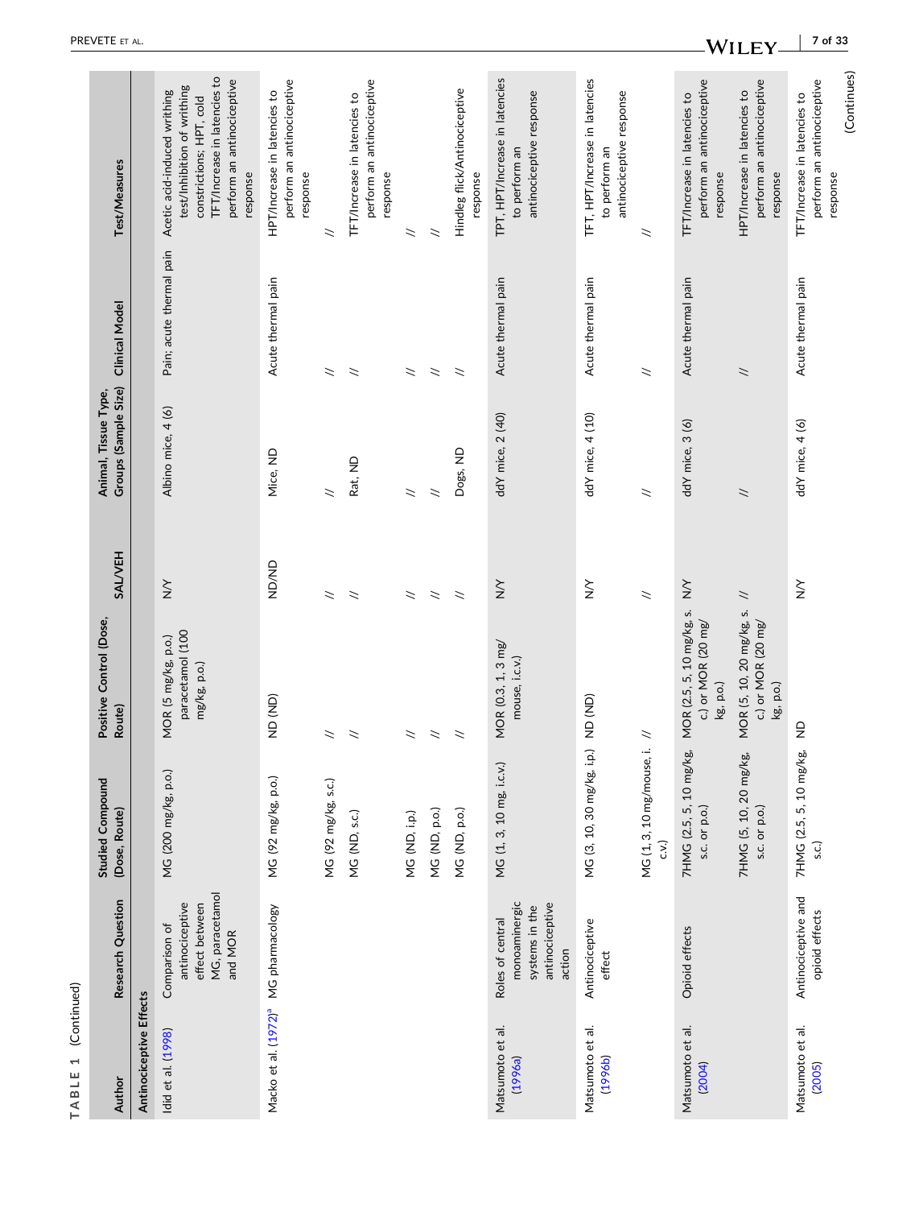TABLE 1 (Continued)

| Author | Research Question | Studied Compound (Dose, Route) | Positive Control (Dose, Route) | SAL/VEH | Animal, Tissue Type, Groups (Sample Size) | Clinical Model | Test/Measures |
|---|---|---|---|---|---|---|---|
| **Antinociceptive Effects** | | | | | | | |
| Idid et al. (1998) | Comparison of antinociceptive effect between MG, paracetamol and MOR | MG (200 mg/kg, p.o.) | MOR (5 mg/kg, p.o.) paracetamol (100 mg/kg, p.o.) | N/Y | Albino mice, 4 (6) | Pain; acute thermal pain | Acetic acid-induced writhing test/Inhibition of writhing constrictions; HPT, cold TFT/Increase in latencies to perform an antinociceptive response |
| Macko et al. (1972)[a] | MG pharmacology | MG (92 mg/kg, p.o.) | ND (ND) | ND/ND | Mice, ND | Acute thermal pain | HPT/Increase in latencies to perform an antinociceptive response |
| | | MG (92 mg/kg, s.c.) | // | // | // | // | // |
| | | MG (ND, s.c.) | // | // | Rat, ND | // | TFT/Increase in latencies to perform an antinociceptive response |
| | | MG (ND, i.p.) | // | // | // | // | // |
| | | MG (ND, p.o.) | // | // | // | // | // |
| | | MG (ND, p.o.) | // | // | Dogs, ND | // | Hindleg flick/Antinociceptive response |
| Matsumoto et al. (1996a) | Roles of central monoaminergic systems in the antinociceptive action | MG (1, 3, 10 mg, i.c.v.) | MOR (0.3, 1, 3 mg/mouse, i.c.v.) | N/Y | ddY mice, 2 (40) | Acute thermal pain | TPT, HPT/Increase in latencies to perform an antinociceptive response |
| Matsumoto et al. (1996b) | Antinociceptive effect | MG (3, 10, 30 mg/kg, i.p.) | ND (ND) | N/Y | ddY mice, 4 (10) | Acute thermal pain | TFT, HPT/Increase in latencies to perform an antinociceptive response |
| | | MG (1, 3, 10 mg/mouse, i.c.v.) | // | // | // | // | // |
| Matsumoto et al. (2004) | Opioid effects | 7HMG (2.5, 5, 10 mg/kg, s.c. or p.o.) | MOR (2.5, 5, 10 mg/kg, s.c.) or MOR (20 mg/kg, p.o.) | N/Y | ddY mice, 3 (6) | Acute thermal pain | TFT/Increase in latencies to perform an antinociceptive response |
| | | 7HMG (5, 10, 20 mg/kg, s.c. or p.o.) | MOR (5, 10, 20 mg/kg, s.c.) or MOR (20 mg/kg, p.o.) | // | // | // | HPT/Increase in latencies to perform an antinociceptive response |
| Matsumoto et al. (2005) | Antinociceptive and opioid effects | 7HMG (2.5, 5, 10 mg/kg, s.c.) | ND | N/Y | ddY mice, 4 (6) | Acute thermal pain | TFT/Increase in latencies to perform an antinociceptive response |

(Continues)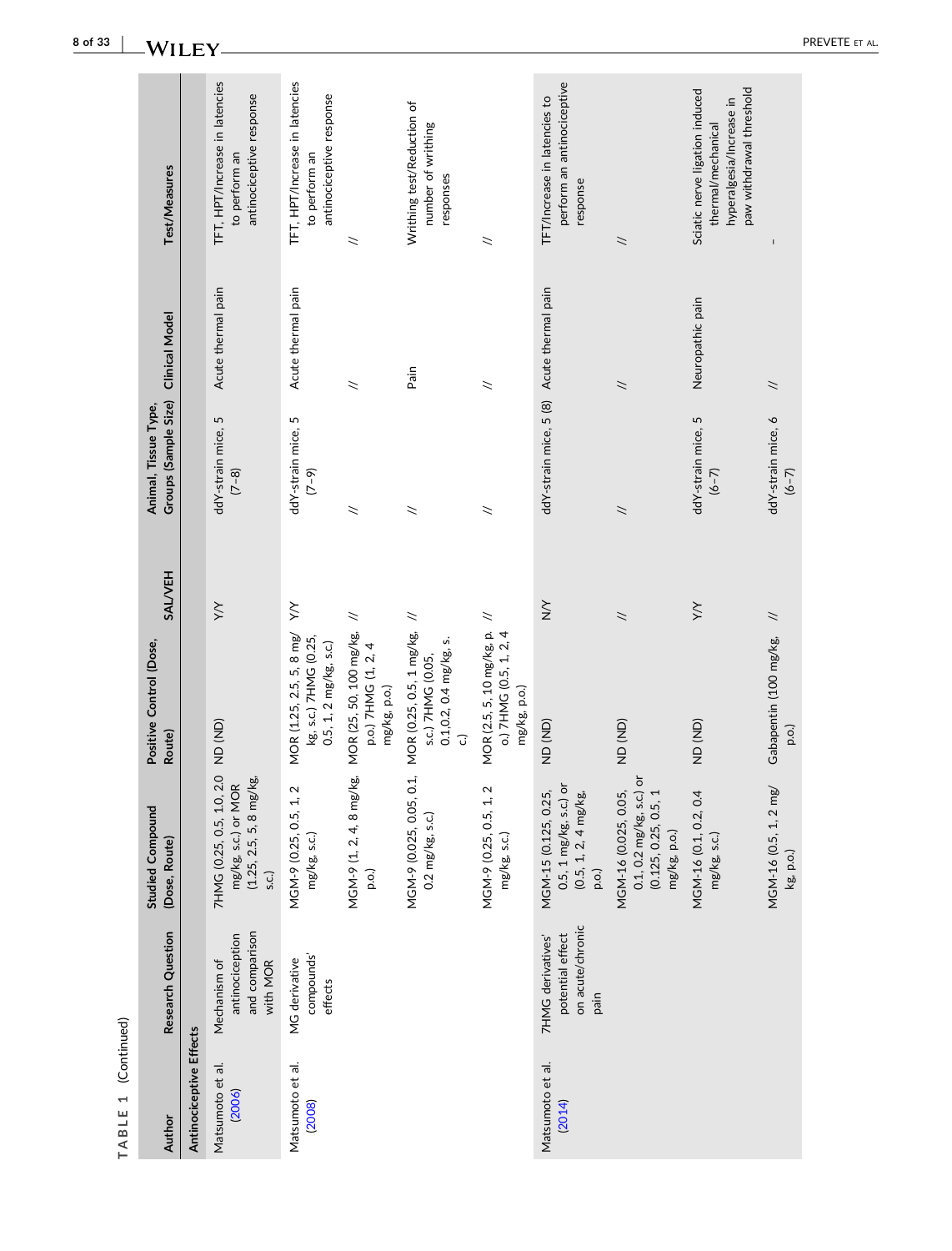TABLE 1 (Continued)

| Author | Research Question | Studied Compound (Dose, Route) | Positive Control (Dose, Route) | SAL/VEH | Animal, Tissue Type, Groups (Sample Size) | Clinical Model | Test/Measures |
|---|---|---|---|---|---|---|---|
| **Antinociceptive Effects** | | | | | | | |
| Matsumoto et al. (2006) | Mechanism of antinociception and comparison with MOR | 7HMG (0.25, 0.5, 1.0, 2.0 mg/kg, s.c.) or MOR (1.25, 2.5, 5, 8 mg/kg, s.c.) | ND (ND) | Y/Y | ddY-strain mice, 5 (7–8) | Acute thermal pain | TFT, HPT/Increase in latencies to perform an antinociceptive response |
| Matsumoto et al. (2008) | MG derivative compounds' effects | MGM-9 (0.25, 0.5, 1, 2 mg/kg, s.c.) | MOR (1.25, 2.5, 5, 8 mg/kg, s.c.) 7HMG (0.25, 0.5, 1, 2 mg/kg, s.c.) | Y/Y | ddY-strain mice, 5 (7–9) | Acute thermal pain | TFT, HPT/Increase in latencies to perform an antinociceptive response |
| | | MGM-9 (1, 2, 4, 8 mg/kg, p.o.) | MOR (25, 50, 100 mg/kg, p.o.) 7HMG (1, 2, 4 mg/kg, p.o.) | // | // | // | // |
| | | MGM-9 (0.025, 0.05, 0.1, 0.2 mg/kg, s.c.) | MOR (0.25, 0.5, 1 mg/kg, s.c.) 7HMG (0.05, 0.1,0.2, 0.4 mg/kg, s.c.) | // | // | Pain | Writhing test/Reduction of number of writhing responses |
| | | MGM-9 (0.25, 0.5, 1, 2 mg/kg, s.c.) | MOR (2.5, 5, 10 mg/kg, p.o.) 7HMG (0.5, 1, 2, 4 mg/kg, p.o.) | // | // | // | // |
| Matsumoto et al. (2014) | 7HMG derivatives' potential effect on acute/chronic pain | MGM-15 (0.125, 0.25, 0.5, 1 mg/kg, s.c.) or (0.5, 1, 2, 4 mg/kg, p.o.) | ND (ND) | N/Y | ddY-strain mice, 5 (8) | Acute thermal pain | TFT/Increase in latencies to perform an antinociceptive response |
| | | MGM-16 (0.025, 0.05, 0.1, 0.2 mg/kg, s.c.) or (0.125, 0.25, 0.5, 1 mg/kg, p.o.) | ND (ND) | // | // | // | // |
| | | MGM-16 (0.1, 0.2, 0.4 mg/kg, s.c.) | ND (ND) | Y/Y | ddY-strain mice, 5 (6–7) | Neuropathic pain | Sciatic nerve ligation induced thermal/mechanical hyperalgesia/Increase in paw withdrawal threshold |
| | | MGM-16 (0.5, 1, 2 mg/kg, p.o.) | Gabapentin (100 mg/kg, p.o.) | // | ddY-strain mice, 6 (6–7) | // | - |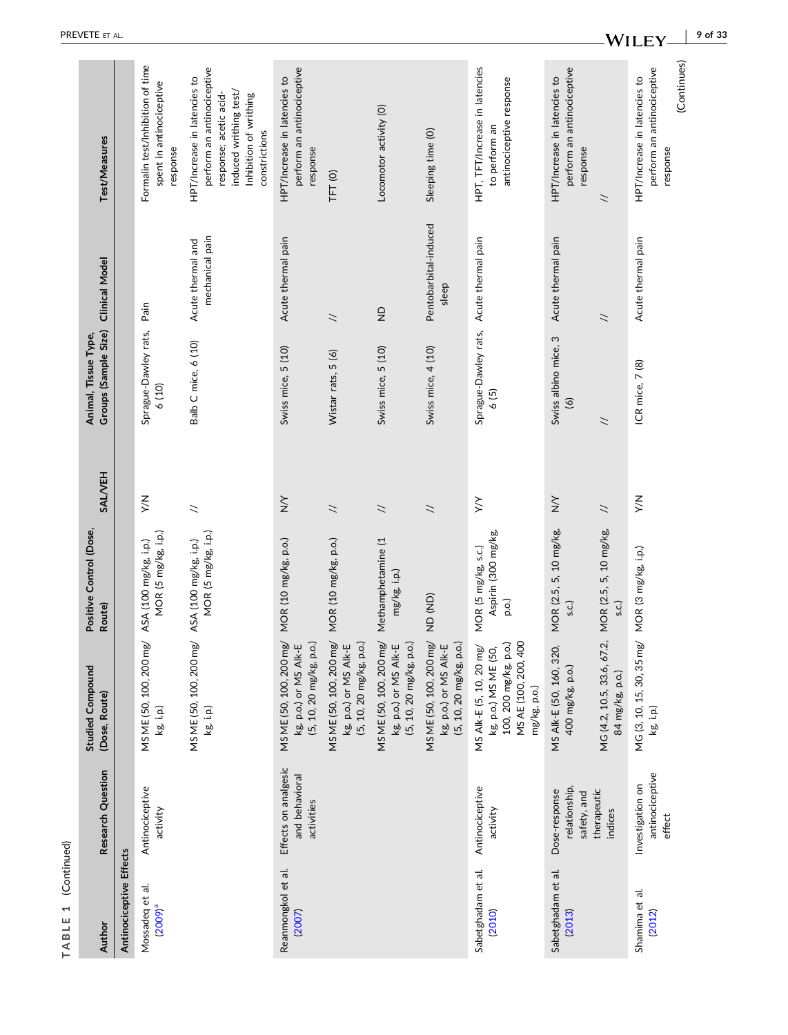TABLE 1 (Continued)

| Author | Research Question | Studied Compound (Dose, Route) | Positive Control (Dose, Route) | SAL/VEH | Animal, Tissue Type, Groups (Sample Size) | Clinical Model | Test/Measures |
|---|---|---|---|---|---|---|---|
| **Antinociceptive Effects** | | | | | | | |
| Mossadeq et al. (2009)[a] | Antinociceptive activity | MS ME (50, 100, 200 mg/kg, i.p.) | ASA (100 mg/kg, i.p.) MOR (5 mg/kg, i.p.) | Y/N | Sprague-Dawley rats, 6 (10) | Pain | Formalin test/Inhibition of time spent in antinociceptive response |
| | | MS ME (50, 100, 200 mg/kg, i.p.) | ASA (100 mg/kg, i.p.) MOR (5 mg/kg, i.p.) | // | Balb C mice, 6 (10) | Acute thermal and mechanical pain | HPT/Increase in latencies to perform an antinociceptive response; acetic acid-induced writhing test/Inhibition of writhing constrictions |
| Reanmongkol et al. (2007) | Effects on analgesic and behavioral activities | MS ME (50, 100, 200 mg/kg, p.o.) or MS Alk-E (5, 10, 20 mg/kg, p.o.) | MOR (10 mg/kg, p.o.) | N/Y | Swiss mice, 5 (10) | Acute thermal pain | HPT/Increase in latencies to perform an antinociceptive response |
| | | MS ME (50, 100, 200 mg/kg, p.o.) or MS Alk-E (5, 10, 20 mg/kg, p.o.) | MOR (10 mg/kg, p.o.) | // | Wistar rats, 5 (6) | // | TFT (0) |
| | | MS ME (50, 100, 200 mg/kg, p.o.) or MS Alk-E (5, 10, 20 mg/kg, p.o.) | Methamphetamine (1 mg/kg, i.p.) | // | Swiss mice, 5 (10) | ND | Locomotor activity (0) |
| | | MS ME (50, 100, 200 mg/kg, p.o.) or MS Alk-E (5, 10, 20 mg/kg, p.o.) | ND (ND) | // | Swiss mice, 4 (10) | Pentobarbital-induced sleep | Sleeping time (0) |
| Sabetghadam et al. (2010) | Antinociceptive activity | MS Alk-E (5, 10, 20 mg/kg, p.o.) MS ME (50, 100, 200 mg/kg, p.o.) MS AE (100, 200, 400 mg/kg, p.o.) | MOR (5 mg/kg, s.c.) Aspirin (300 mg/kg, p.o.) | Y/Y | Sprague-Dawley rats, 6 (5) | Acute thermal pain | HPT, TFT/Increase in latencies to perform an antinociceptive response |
| Sabetghadam et al. (2013) | Dose-response relationship, safety, and therapeutic indices | MS Alk-E (50, 160, 320, 400 mg/kg, p.o.) | MOR (2.5, 5, 10 mg/kg, s.c.) | N/Y | Swiss albino mice, 3 (6) | Acute thermal pain | HPT/Increase in latencies to perform an antinociceptive response |
| | | MG (4.2, 10.5, 33.6, 67.2, 84 mg/kg, p.o.) | MOR (2.5, 5, 10 mg/kg, s.c.) | // | // | // | // |
| Shamima et al. (2012) | Investigation on antinociceptive effect | MG (3, 10, 15, 30, 35 mg/kg, i.p.) | MOR (3 mg/kg, i.p.) | Y/N | ICR mice, 7 (8) | Acute thermal pain | HPT/Increase in latencies to perform an antinociceptive response |

(Continues)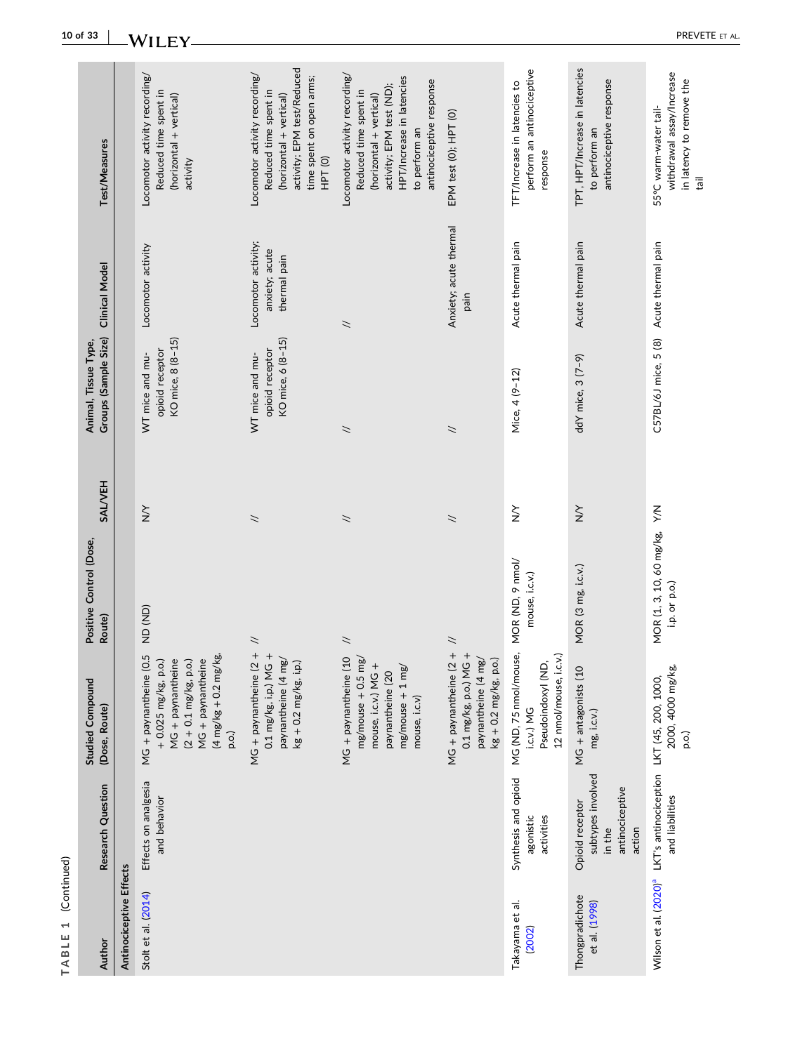TABLE 1 (Continued)

| Author | Research Question | Studied Compound (Dose, Route) | Positive Control (Dose, Route) | SAL/VEH | Animal, Tissue Type, Groups (Sample Size) | Clinical Model | Test/Measures |
|---|---|---|---|---|---|---|---|
| **Antinociceptive Effects** | | | | | | | |
| Stolt et al. (2014) | Effects on analgesia and behavior | MG + paynantheine (0.5 + 0.025 mg/kg, p.o.) MG + paynantheine (2 + 0.1 mg/kg, p.o.) MG + paynantheine (4 mg/kg + 0.2 mg/kg, p.o.) | ND (ND) | N/Y | WT mice and mu-opioid receptor KO mice, 8 (8–15) | Locomotor activity | Locomotor activity recording/ Reduced time spent in (horizontal + vertical) activity |
| | | MG + paynantheine (2 + 0.1 mg/kg, i.p.) MG + paynantheine (4 mg/kg + 0.2 mg/kg, i.p.) | // | // | WT mice and mu-opioid receptor KO mice, 6 (8–15) | Locomotor activity; anxiety; acute thermal pain | Locomotor activity recording/ Reduced time spent in (horizontal + vertical) activity; EPM test/Reduced time spent on open arms; HPT (0) |
| | | MG + paynantheine (10 mg/mouse + 0.5 mg/mouse, i.c.v.) MG + paynantheine (20 mg/mouse + 1 mg/mouse, i.c.v) | // | // | // | // | Locomotor activity recording/ Reduced time spent in (horizontal + vertical) activity; EPM test (ND); HPT/Increase in latencies to perform an antinociceptive response |
| | | MG + paynantheine (2 + 0.1 mg/kg, p.o.) MG + paynantheine (4 mg/kg + 0.2 mg/kg, p.o.) | // | // | // | Anxiety; acute thermal pain | EPM test (0); HPT (0) |
| Takayama et al. (2002) | Synthesis and opioid agonistic activities | MG (ND, 75 nmol/mouse, i.c.v.) MG Pseudoindoxyl (ND, 12 nmol/mouse, i.c.v.) | MOR (ND, 9 nmol/mouse, i.c.v.) | N/Y | Mice, 4 (9–12) | Acute thermal pain | TFT/Increase in latencies to perform an antinociceptive response |
| Thongpradichote et al. (1998) | Opioid receptor subtypes involved in the antinociceptive action | MG + antagonists (10 mg, i.c.v.) | MOR (3 mg, i.c.v.) | N/Y | ddY mice, 3 (7–9) | Acute thermal pain | TPT, HPT/Increase in latencies to perform an antinociceptive response |
| Wilson et al. (2020)[a] | LKT's antinociception and liabilities | LKT (45, 200, 1000, 2000, 4000 mg/kg, p.o.) | MOR (1, 3, 10, 60 mg/kg, i.p. or p.o.) | Y/N | C57BL/6J mice, 5 (8) | Acute thermal pain | 55°C warm-water tail-withdrawal assay/Increase in latency to remove the tail |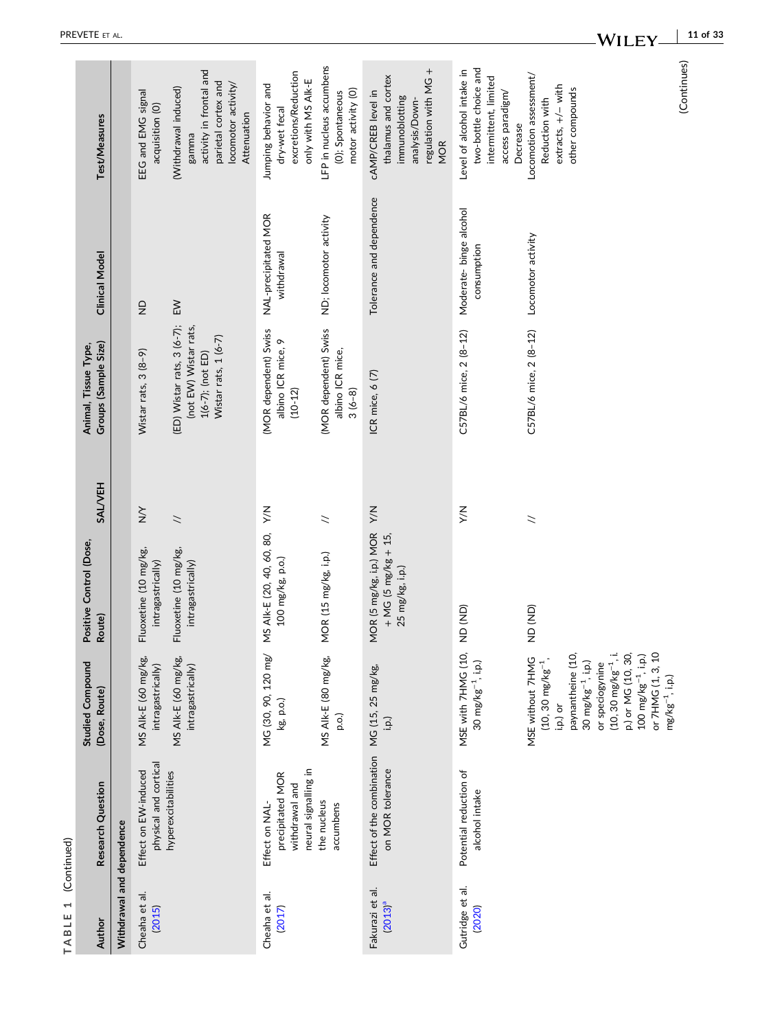TABLE 1 (Continued)

| Author | Research Question | Studied Compound (Dose, Route) | Positive Control (Dose, Route) | SAL/VEH | Animal, Tissue Type, Groups (Sample Size) | Clinical Model | Test/Measures |
|---|---|---|---|---|---|---|---|
| **Withdrawal and dependence** | | | | | | | |
| Cheaha et al. (2015) | Effect on EW-induced physical and cortical hyperexcitabilities | MS Alk-E (60 mg/kg, intragastrically) | Fluoxetine (10 mg/kg, intragastrically) | N/Y | Wistar rats, 3 (8–9) | ND | EEG and EMG signal acquisition (0) |
| | | MS Alk-E (60 mg/kg, intragastrically) | Fluoxetine (10 mg/kg, intragastrically) | // | (ED) Wistar rats, 3 (6-7); (not EW) Wistar rats, 1(6-7); (not ED) Wistar rats, 1 (6-7) | EW | (Withdrawal induced) gamma activity in frontal and parietal cortex and locomotor activity/ Attenuation |
| Cheaha et al. (2017) | Effect on NAL-precipitated MOR withdrawal and neural signalling in the nucleus accumbens | MG (30, 90, 120 mg/kg, p.o.) | MS Alk-E (20, 40, 60, 80, 100 mg/kg, p.o.) | Y/N | (MOR dependent) Swiss albino ICR mice, 9 (10-12) | NAL-precipitated MOR withdrawal | Jumping behavior and dry-wet fecal excretions/Reduction only with MS Alk-E |
| | | MS Alk-E (80 mg/kg, p.o.) | MOR (15 mg/kg, i.p.) | // | (MOR dependent) Swiss albino ICR mice, 3 (6–8) | ND; locomotor activity | LFP in nucleus accumbens (0); Spontaneous motor activity (0) |
| Fakurazi et al. (2013)[a] | Effect of the combination on MOR tolerance | MG (15, 25 mg/kg, i.p.) | MOR (5 mg/kg, i.p.) MOR + MG (5 mg/kg + 15, 25 mg/kg, i.p.) | Y/N | ICR mice, 6 (7) | Tolerance and dependence | cAMP/CREB level in thalamus and cortex immunoblotting analysis/Down-regulation with MG + MOR |
| Gutridge et al. (2020) | Potential reduction of alcohol intake | MSE with 7HMG (10, 30 mg/kg$^{-1}$, i.p.) | ND (ND) | Y/N | C57BL/6 mice, 2 (8–12) | Moderate- binge alcohol consumption | Level of alcohol intake in two-bottle choice and intermittent, limited access paradigm/ Decrease |
| | | MSE without 7HMG (10, 30 mg/kg$^{-1}$, i.p.) or paynantheine (10, 30 mg/kg$^{-1}$, i.p.) or speciogynine (10, 30 mg/kg$^{-1}$, i.p.) or MG (10, 30, 100 mg/kg$^{-1}$, i.p.) or 7HMG (1, 3, 10 mg/kg$^{-1}$, i.p.) | ND (ND) | // | C57BL/6 mice, 2 (8–12) | Locomotor activity | Locomotion assessment/ Reduction with extracts, +/− with other compounds |

(Continues)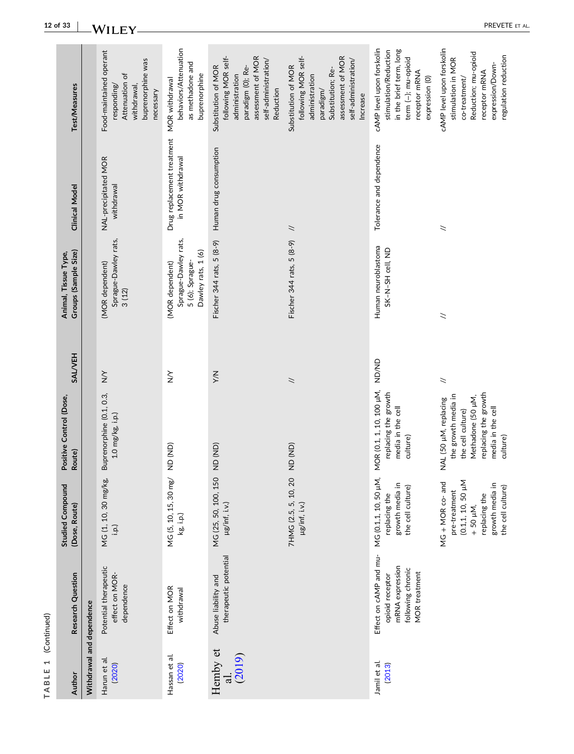TABLE 1 (Continued)

| Author | Research Question | Studied Compound (Dose, Route) | Positive Control (Dose, Route) | SAL/VEH | Animal, Tissue Type, Groups (Sample Size) | Clinical Model | Test/Measures |
|---|---|---|---|---|---|---|---|
| **Withdrawal and dependence** | | | | | | | |
| Harun et al. (2020) | Potential therapeutic effect on MOR-dependence | MG (1, 10, 30 mg/kg, i.p.) | Buprenorphine (0.1, 0.3, 1.0 mg/kg, i.p.) | N/Y | (MOR dependent) Sprague-Dawley rats, 3 (12) | NAL-precipitated MOR withdrawal | Food-maintained operant responding/ Attenuation of withdrawal, buprenorphine was necessary |
| Hassan et al. (2020) | Effect on MOR withdrawal | MG (5, 10, 15, 30 mg/kg, i.p.) | ND (ND) | N/Y | (MOR dependent) Sprague-Dawley rats, 5 (6); Sprague-Dawley rats, 1 (6) | Drug replacement treatment in MOR withdrawal | MOR withdrawal behaviors/Attenuation as methadone and buprenorphine |
| Hemby et al. (2019) | Abuse liability and therapeutic potential | MG (25, 50, 100, 150 μg/inf, i.v.) | ND (ND) | Y/N | Fischer 344 rats, 5 (8-9) | Human drug consumption | Substitution of MOR following MOR self-administration paradigm (0); Re-assessment of MOR self-administration/ Reduction |
| | | 7HMG (2.5, 5, 10, 20 μg/inf, i.v.) | ND (ND) | // | Fischer 344 rats, 5 (8-9) | // | Substitution of MOR following MOR self-administration paradigm/ Substitution; Re-assessment of MOR self-administration/ Increase |
| Jamil et al. (2013) | Effect on cAMP and mu-opioid receptor mRNA expression following chronic MOR treatment | MG (0.1,1, 10, 50 μM, replacing the growth media in the cell culture) | MOR (0.1, 1, 10, 100 μM, replacing the growth media in the cell culture) | ND/ND | Human neuroblastoma SK-N-SH cell, ND | Tolerance and dependence | cAMP level upon forskolin stimulation/Reduction in the brief term, long term (−); mu-opioid receptor mRNA expression (0) |
| | | MG + MOR co- and pre-treatment (0.1,1, 10, 50 μM + 50 μM, replacing the growth media in the cell culture) | NAL (50 μM, replacing the growth media in the cell culture) Methadone (50 μM, replacing the growth media in the cell culture) | // | // | // | cAMP level upon forskolin stimulation in MOR co-treatment/ Reduction; mu-opioid receptor mRNA expression/Down-regulation reduction |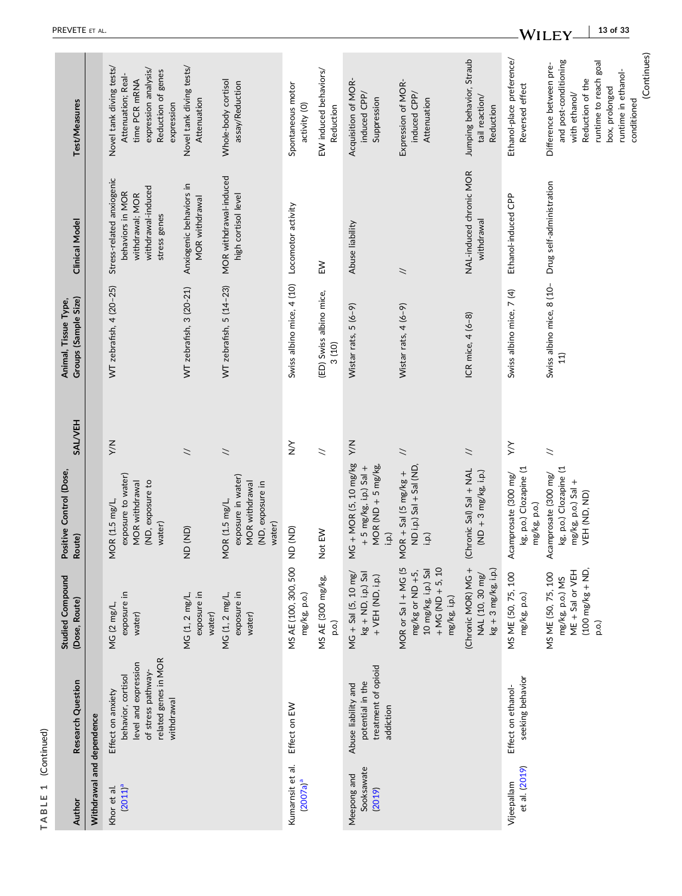TABLE 1 (Continued)

| Author | Research Question | Studied Compound (Dose, Route) | Positive Control (Dose, Route) | SAL/VEH | Animal, Tissue Type, Groups (Sample Size) | Clinical Model | Test/Measures |
|---|---|---|---|---|---|---|---|
| **Withdrawal and dependence** | | | | | | | |
| Khor et al. (2011)[a] | Effect on anxiety behavior, cortisol level and expression of stress pathway-related genes in MOR withdrawal | MG (2 mg/L, exposure in water) | MOR (1.5 mg/L, exposure to water) MOR withdrawal (ND, exposure to water) | Y/N | WT zebrafish, 4 (20–25) | Stress-related anxiogenic behaviors in MOR withdrawal; MOR withdrawal-induced stress genes | Novel tank diving tests/ Attenuation; Real-time PCR mRNA expression analysis/ Reduction of genes expression |
| | | MG (1, 2 mg/L, exposure in water) | ND (ND) | // | WT zebrafish, 3 (20-21) | Anxiogenic behaviors in MOR withdrawal | Novel tank diving tests/ Attenuation |
| | | MG (1, 2 mg/L, exposure in water) | MOR (1.5 mg/L, exposure in water) MOR withdrawal (ND, exposure in water) | // | WT zebrafish, 5 (14–23) | MOR withdrawal-induced high cortisol level | Whole-body cortisol assay/Reduction |
| Kumarnsit et al. (2007a)[a] | Effect on EW | MS AE (100, 300, 500 mg/kg, p.o.) | ND (ND) | N/Y | Swiss albino mice, 4 (10) | Locomotor activity | Spontaneous motor activity (0) |
| | | MS AE (300 mg/kg, p.o.) | Not EW | // | (ED) Swiss albino mice, 3 (10) | EW | EW induced behaviors/ Reduction |
| Meepong and Sooksawate (2019) | Abuse liability and potential in the treatment of opioid addiction | MG + Sal (5, 10 mg/kg + ND, i.p.) Sal + VEH (ND, i.p.) | MG + MOR (5, 10 mg/kg + 5 mg/kg, i.p.) Sal + MOR (ND + 5 mg/kg, i.p.) | Y/N | Wistar rats, 5 (6–9) | Abuse liability | Acquisition of MOR-induced CPP/ Suppression |
| | | MOR or Sa l + MG (5 mg/kg or ND +5, 10 mg/kg, i.p.) Sal + MG (ND + 5, 10 mg/kg, i.p.) | MOR + Sal (5 mg/kg + ND i.p.) Sal + Sal (ND, i.p.) | // | Wistar rats, 4 (6–9) | // | Expression of MOR-induced CPP/ Attenuation |
| | | (Chronic MOR) MG + NAL (10, 30 mg/kg + 3 mg/kg, i.p.) | (Chronic Sal) Sal + NAL (ND + 3 mg/kg, i.p.) | // | ICR mice, 4 (6–8) | NAL-induced chronic MOR withdrawal | Jumping behavior, Straub tail reaction/ Reduction |
| Vijeepallam et al. (2019) | Effect on ethanol-seeking behavior | MS ME (50, 75, 100 mg/kg, p.o.) | Acamprosate (300 mg/kg, p.o.) Clozapine (1 mg/kg, p.o.) | Y/Y | Swiss albino mice, 7 (4) | Ethanol-induced CPP | Ethanol-place preference/ Reversed effect |
| | | MS ME (50, 75, 100 mg/kg, p.o.) MS ME + Sal or VEH (100 mg/kg + ND, p.o.) | Acamprosate (300 mg/kg, p.o.) Clozapine (1 mg/kg, p.o.) Sal + VEH (ND, ND) | // | Swiss albino mice, 8 (10–11) | Drug self-administration | Difference between pre- and post-conditioning with ethanol/ Reduction of the runtime to reach goal box, prolonged runtime in ethanol-conditioned |

(Continues)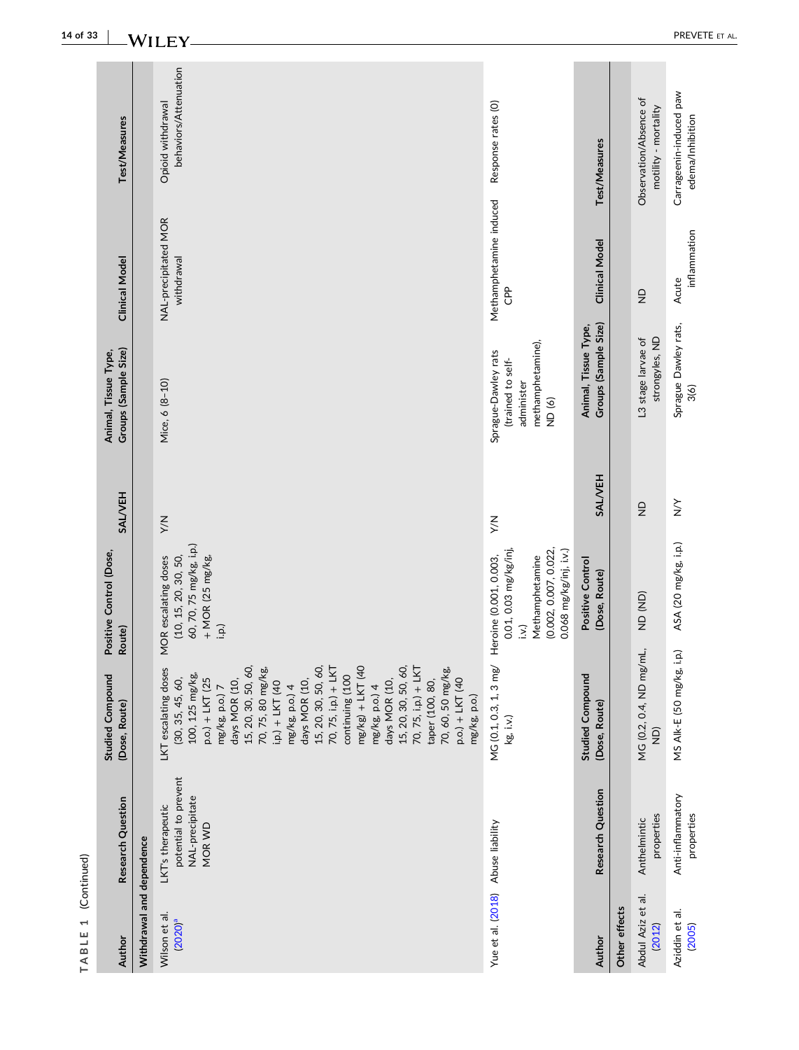TABLE 1 (Continued)

| Author | Research Question | Studied Compound (Dose, Route) | Positive Control (Dose, Route) | SAL/VEH | Animal, Tissue Type, Groups (Sample Size) | Clinical Model | Test/Measures |
|---|---|---|---|---|---|---|---|
| **Withdrawal and dependence** | | | | | | | |
| Wilson et al. (2020)[a] | LKT's therapeutic potential to prevent NAL-precipitate MOR WD | LKT escalating doses (30, 35, 45, 60, 100, 125 mg/kg, p.o.) + LKT (25 mg/kg, p.o.) 7 days MOR (10, 15, 20, 30, 50, 60, 70, 75, 80 mg/kg, i.p.) + LKT (40 mg/kg, p.o.) 4 days MOR (10, 15, 20, 30, 50, 60, 70, 75, i.p.) + LKT continuing (100 mg/kg) + LKT (40 mg/kg, p.o.) 4 days MOR (10, 15, 20, 30, 50, 60, 70, 75, i.p.) + LKT taper (100, 80, 70, 60, 50 mg/kg, p.o.) + LKT (40 mg/kg, p.o.) | MOR escalating doses (10, 15, 20, 30, 50, 60, 70, 75 mg/kg, i.p.) + MOR (25 mg/kg, i.p.) | Y/N | Mice, 6 (8–10) | NAL-precipitated MOR withdrawal | Opioid withdrawal behaviors/Attenuation |
| Yue et al. (2018) | Abuse liability | MG (0.1, 0.3, 1, 3 mg/kg, i.v.) | Heroine (0.001, 0.003, 0.01, 0.03 mg/kg/inj, i.v.) Methamphetamine (0.002, 0.007, 0.022, 0.068 mg/kg/inj, i.v.) | Y/N | Sprague-Dawley rats (trained to self-administer methamphetamine), ND (6) | Methamphetamine induced CPP | Response rates (0) |
| **Other effects** | | | | | | | |
| Abdul Aziz et al. (2012) | Anthelmintic properties | MG (0.2, 0.4, ND mg/mL, ND) | ND (ND) | ND | L3 stage larvae of strongyles, ND | ND | Observation/Absence of motility - mortality |
| Aziddin et al. (2005) | Anti-inflammatory properties | MS Alk-E (50 mg/kg, i.p.) | ASA (20 mg/kg, i.p.) | N/Y | Sprague Dawley rats, 3(6) | Acute inflammation | Carrageenin-induced paw edema/Inhibition |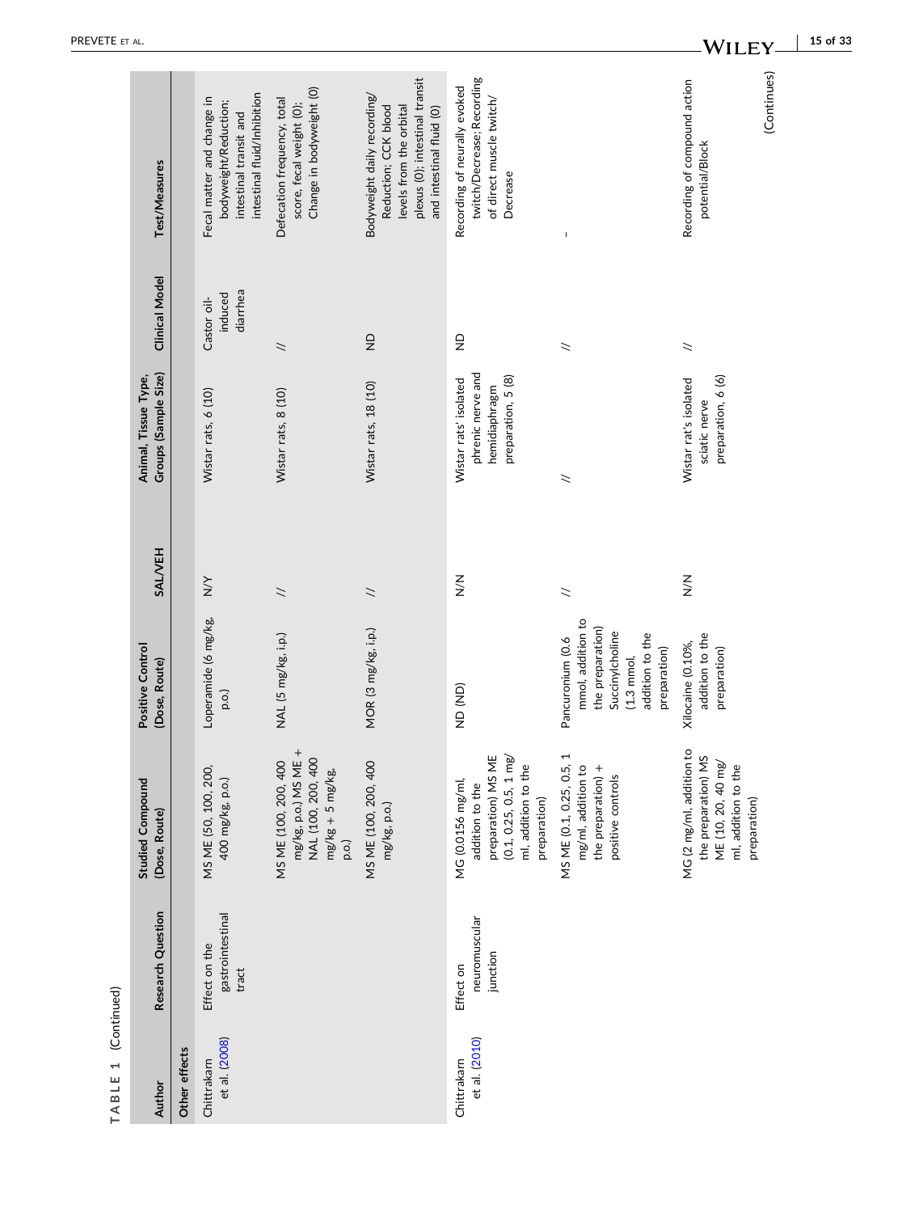TABLE 1 (Continued)

| Author | Research Question | Studied Compound (Dose, Route) | Positive Control (Dose, Route) | SAL/VEH | Animal, Tissue Type, Groups (Sample Size) | Clinical Model | Test/Measures |
|---|---|---|---|---|---|---|---|
| **Other effects** | | | | | | | |
| Chittrakarn et al. (2008) | Effect on the gastrointestinal tract | MS ME (50, 100, 200, 400 mg/kg, p.o.) | Loperamide (6 mg/kg, p.o.) | N/Y | Wistar rats, 6 (10) | Castor oil-induced diarrhea | Fecal matter and change in bodyweight/Reduction; intestinal transit and intestinal fluid/Inhibition |
| | | MS ME (100, 200, 400 mg/kg, p.o.) MS ME + NAL (100, 200, 400 mg/kg + 5 mg/kg, p.o.) | NAL (5 mg/kg, i.p.) | // | Wistar rats, 8 (10) | // | Defecation frequency, total score, fecal weight (0); Change in bodyweight (0) |
| | | MS ME (100, 200, 400 mg/kg, p.o.) | MOR (3 mg/kg, i.p.) | // | Wistar rats, 18 (10) | ND | Bodyweight daily recording/ Reduction; CCK blood levels from the orbital plexus (0); intestinal transit and intestinal fluid (0) |
| Chittrakarn et al. (2010) | Effect on neuromuscular junction | MG (0.0156 mg/ml, addition to the preparation) MS ME (0.1, 0.25, 0.5, 1 mg/ ml, addition to the preparation) | ND (ND) | N/N | Wistar rats' isolated phrenic nerve and hemidiaphragm preparation, 5 (8) | ND | Recording of neurally evoked twitch/Decrease; Recording of direct muscle twitch/ Decrease |
| | | MS ME (0.1, 0.25, 0.5, 1 mg/ml, addition to the preparation) + positive controls | Pancuronium (0.6 mmol, addition to the preparation) Succinylcholine (1.3 mmol, addition to the preparation) | // | // | // | - |
| | | MG (2 mg/ml, addition to the preparation) MS ME (10, 20, 40 mg/ ml, addition to the preparation) | Xilocaine (0.10%, addition to the preparation) | N/N | Wistar rat's isolated sciatic nerve preparation, 6 (6) | // | Recording of compound action potential/Block |

(Continues)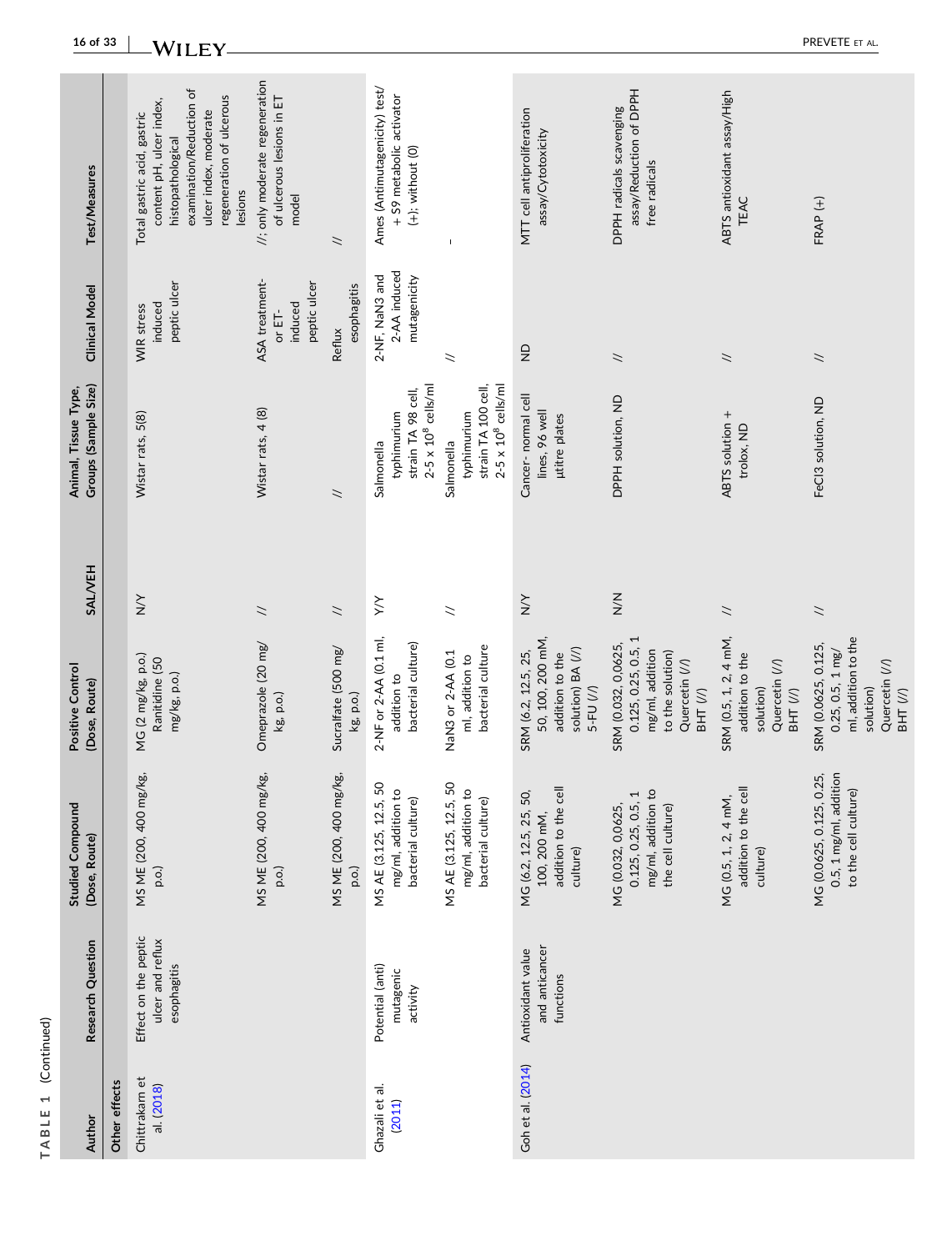TABLE 1 (Continued)

| Author | Research Question | Studied Compound (Dose, Route) | Positive Control (Dose, Route) | SAL/VEH | Animal, Tissue Type, Groups (Sample Size) | Clinical Model | Test/Measures |
|---|---|---|---|---|---|---|---|
| **Other effects** | | | | | | | |
| Chittrakarn et al. (2018) | Effect on the peptic ulcer and reflux esophagitis | MS ME (200, 400 mg/kg, p.o.) | MG (2 mg/kg, p.o.) Ranitidine (50 mg/kg, p.o.) | N/Y | Wistar rats, 5(8) | WIR stress induced peptic ulcer | Total gastric acid, gastric content pH, ulcer index, histopathological examination/Reduction of ulcer index, moderate regeneration of ulcerous lesions |
| | | MS ME (200, 400 mg/kg, p.o.) | Omeprazole (20 mg/kg, p.o.) | // | Wistar rats, 4 (8) | ASA treatment- or ET-induced peptic ulcer | //; only moderate regeneration of ulcerous lesions in ET model |
| | | MS ME (200, 400 mg/kg, p.o.) | Sucralfate (500 mg/kg, p.o.) | // | // | Reflux esophagitis | // |
| Ghazali et al. (2011) | Potential (anti) mutagenic activity | MS AE (3.125, 12.5, 50 mg/ml, addition to bacterial culture) | 2-NF or 2-AA (0.1 ml, addition to bacterial culture) | Y/Y | Salmonella typhimurium strain TA 98 cell, 2-5 x $10^8$ cells/ml | 2-NF, NaN3 and 2-AA induced mutagenicity | Ames (Antimutagenicity) test/ + S9 metabolic activator (+); without (0) |
| | | MS AE (3.125, 12.5, 50 mg/ml, addition to bacterial culture) | NaN3 or 2-AA (0.1 ml, addition to bacterial culture | // | Salmonella typhimurium strain TA 100 cell, 2-5 x $10^8$ cells/ml | // | - |
| Goh et al. (2014) | Antioxidant value and anticancer functions | MG (6.2, 12.5, 25, 50, 100, 200 mM, addition to the cell culture) | SRM (6.2, 12.5, 25, 50, 100, 200 mM, addition to the solution) BA (/) 5-FU (/) | N/Y | Cancer- normal cell lines, 96 well μtitre plates | ND | MTT cell antiproliferation assay/Cytotoxicity |
| | | MG (0.032, 0.0625, 0.125, 0.25, 0.5, 1 mg/ml, addition to the cell culture) | SRM (0.032, 0.0625, 0.125, 0.25, 0.5, 1 mg/ml, addition to the solution) Quercetin (/) BHT (/) | N/N | DPPH solution, ND | // | DPPH radicals scavenging assay/Reduction of DPPH free radicals |
| | | MG (0.5, 1, 2, 4 mM, addition to the cell culture) | SRM (0.5, 1, 2, 4 mM, addition to the solution) Quercetin (/) BHT (/) | // | ABTS solution + trolox, ND | // | ABTS antioxidant assay/High TEAC |
| | | MG (0.0625, 0.125, 0.25, 0.5, 1 mg/ml, addition to the cell culture) | SRM (0.0625, 0.125, 0.25, 0.5, 1 mg/ml, addition to the solution) Quercetin (/) BHT (/) | // | FeCl3 solution, ND | // | FRAP (+) |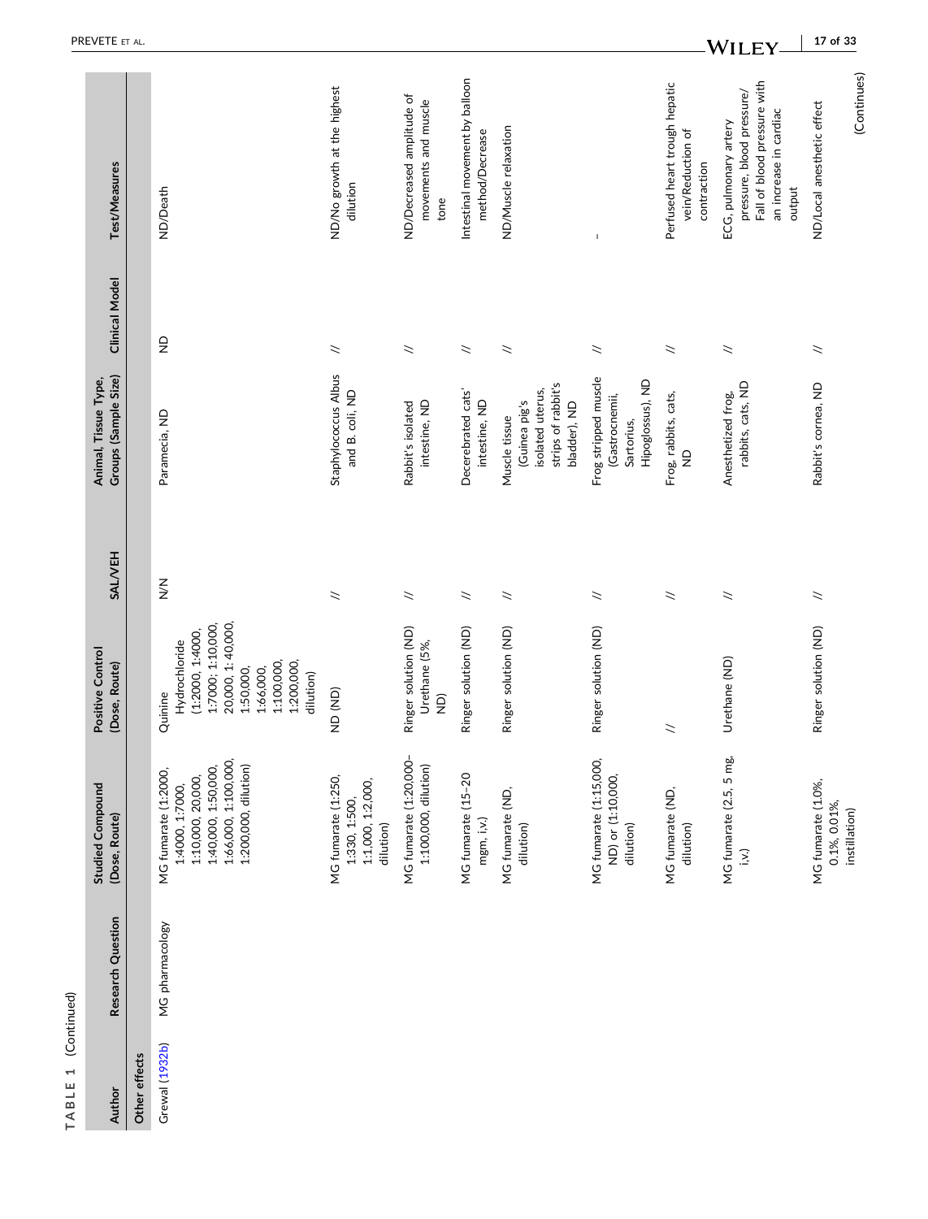**TABLE 1** (Continued)

| Author | Research Question | Studied Compound (Dose, Route) | Positive Control (Dose, Route) | SAL/VEH | Animal, Tissue Type, Groups (Sample Size) | Clinical Model | Test/Measures |
|---|---|---|---|---|---|---|---|
| **Other effects** | | | | | | | |
| Grewal (1932b) | MG pharmacology | MG fumarate (1:2000, 1:4000, 1:7000, 1:10,000, 20,000, 1:40,000, 1:50,000, 1:66,000, 1:100,000, 1:200,000, dilution) | Quinine Hydrochloride (1:2000, 1:4000, 1:7000; 1:10,000, 20,000, 1:40,000, 1:50,000, 1:66,000, 1:100,000, 1:200,000, dilution) | N/N | Paramecia, ND | ND | ND/Death |
| | | MG fumarate (1:250, 1:330, 1:500, 1:1,000, 1:2,000, dilution) | ND (ND) | // | Staphylococcus Albus and B. coli, ND | // | ND/No growth at the highest dilution |
| | | MG fumarate (1:20,000–1:100,000, dilution) | Ringer solution (ND) Urethane (5%, ND) | // | Rabbit's isolated intestine, ND | // | ND/Decreased amplitude of movements and muscle tone |
| | | MG fumarate (15–20 mgm, i.v.) | Ringer solution (ND) | // | Decerebrated cats' intestine, ND | // | Intestinal movement by balloon method/Decrease |
| | | MG fumarate (ND, dilution) | Ringer solution (ND) | // | Muscle tissue (Guinea pig's isolated uterus, strips of rabbit's bladder), ND | // | ND/Muscle relaxation |
| | | MG fumarate (1:15,000, ND) or (1:10,000, dilution) | Ringer solution (ND) | // | Frog stripped muscle (Gastrocnemii, Sartorius, Hipoglossus), ND | // | - |
| | | MG fumarate (ND, dilution) | // | // | Frog, rabbits, cats, ND | // | Perfused heart trough hepatic vein/Reduction of contraction |
| | | MG fumarate (2.5, 5 mg, i.v.) | Urethane (ND) | // | Anesthetized frog, rabbits, cats, ND | // | ECG, pulmonary artery pressure, blood pressure/ Fall of blood pressure with an increase in cardiac output |
| | | MG fumarate (1.0%, 0.1%, 0.01%, instillation) | Ringer solution (ND) | // | Rabbit's cornea, ND | // | ND/Local anesthetic effect |

(Continues)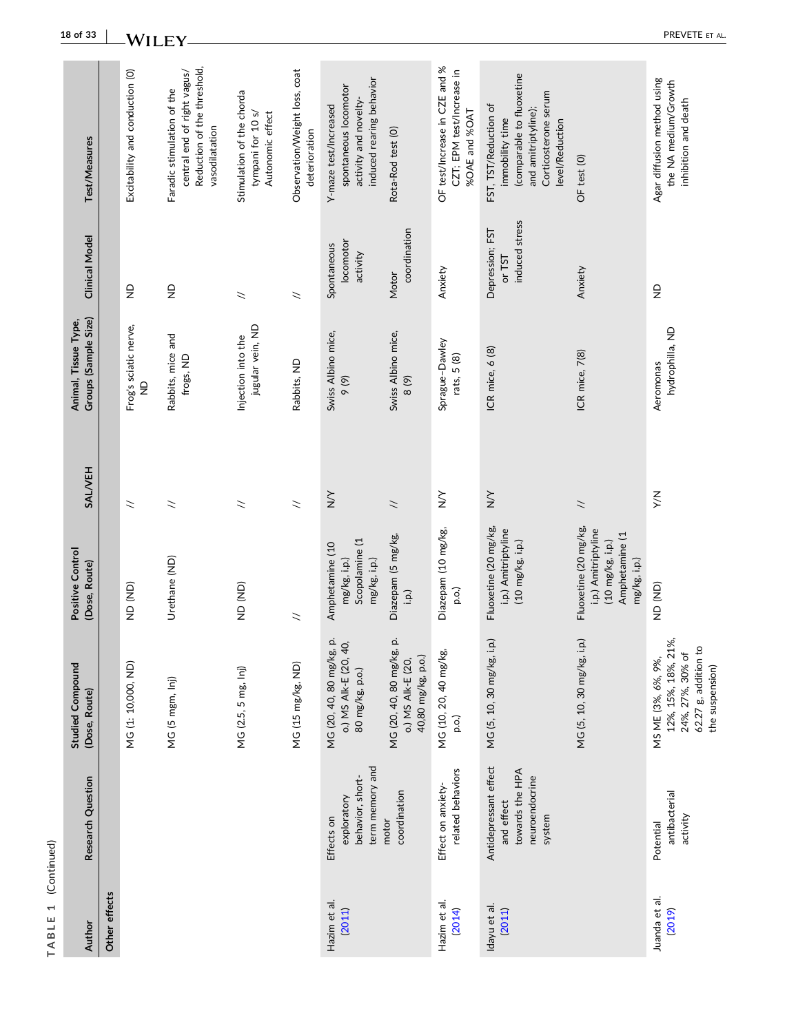TABLE 1 (Continued)

| Author | Research Question | Studied Compound (Dose, Route) | Positive Control (Dose, Route) | SAL/VEH | Animal, Tissue Type, Groups (Sample Size) | Clinical Model | Test/Measures |
|---|---|---|---|---|---|---|---|
| **Other effects** | | | | | | | |
| | | MG (1: 10,000, ND) | ND (ND) | // | Frog's sciatic nerve, ND | ND | Excitability and conduction (0) |
| | | MG (5 mgm, Inj) | Urethane (ND) | // | Rabbits, mice and frogs, ND | ND | Faradic stimulation of the central end of right vagus/ Reduction of the threshold, vasodilatation |
| | | MG (2.5, 5 mg, Inj) | ND (ND) | // | Injection into the jugular vein, ND | // | Stimulation of the chorda tympani for 10 s/ Autonomic effect |
| | | MG (15 mg/kg, ND) | // | // | Rabbits, ND | // | Observation/Weight loss, coat deterioration |
| Hazim et al. (2011) | Effects on exploratory behavior, short-term memory and motor coordination | MG (20, 40, 80 mg/kg, p.o.) MS Alk-E (20, 40, 80 mg/kg, p.o.) | Amphetamine (10 mg/kg, i.p.) Scopolamine (1 mg/kg, i.p.) | N/Y | Swiss Albino mice, 9 (9) | Spontaneous locomotor activity | Y-maze test/Increased spontaneous locomotor activity and novelty-induced rearing behavior |
| | | MG (20, 40, 80 mg/kg, p.o.) MS Alk-E (20, 40,80 mg/kg, p.o.) | Diazepam (5 mg/kg, i.p.) | // | Swiss Albino mice, 8 (9) | Motor coordination | Rota-Rod test (0) |
| Hazim et al. (2014) | Effect on anxiety-related behaviors | MG (10, 20, 40 mg/kg, p.o.) | Diazepam (10 mg/kg, p.o.) | N/Y | Sprague–Dawley rats, 5 (8) | Anxiety | OF test/Increase in CZE and % CZT; EPM test/Increase in %OAE and %OAT |
| Idayu et al. (2011) | Antidepressant effect and effect towards the HPA neuroendocrine system | MG (5, 10, 30 mg/kg, i.p.) | Fluoxetine (20 mg/kg, i.p.) Amitriptyline (10 mg/kg, i.p.) | N/Y | ICR mice, 6 (8) | Depression; FST or TST induced stress | FST, TST/Reduction of immobility time (comparable to fluoxetine and amitriptyline); Corticosterone serum level/Reduction |
| | | MG (5, 10, 30 mg/kg, i.p.) | Fluoxetine (20 mg/kg, i.p.) Amitriptyline (10 mg/kg, i.p.) Amphetamine (1 mg/kg, i.p.) | // | ICR mice, 7(8) | Anxiety | OF test (0) |
| Juanda et al. (2019) | Potential antibacterial activity | MS ME (3%, 6%, 9%, 12%, 15%, 18%, 21%, 24%, 27%, 30% of 62.27 g, addition to the suspension) | ND (ND) | Y/N | Aeromonas hydrophilla, ND | ND | Agar diffusion method using the NA medium/Growth inhibition and death |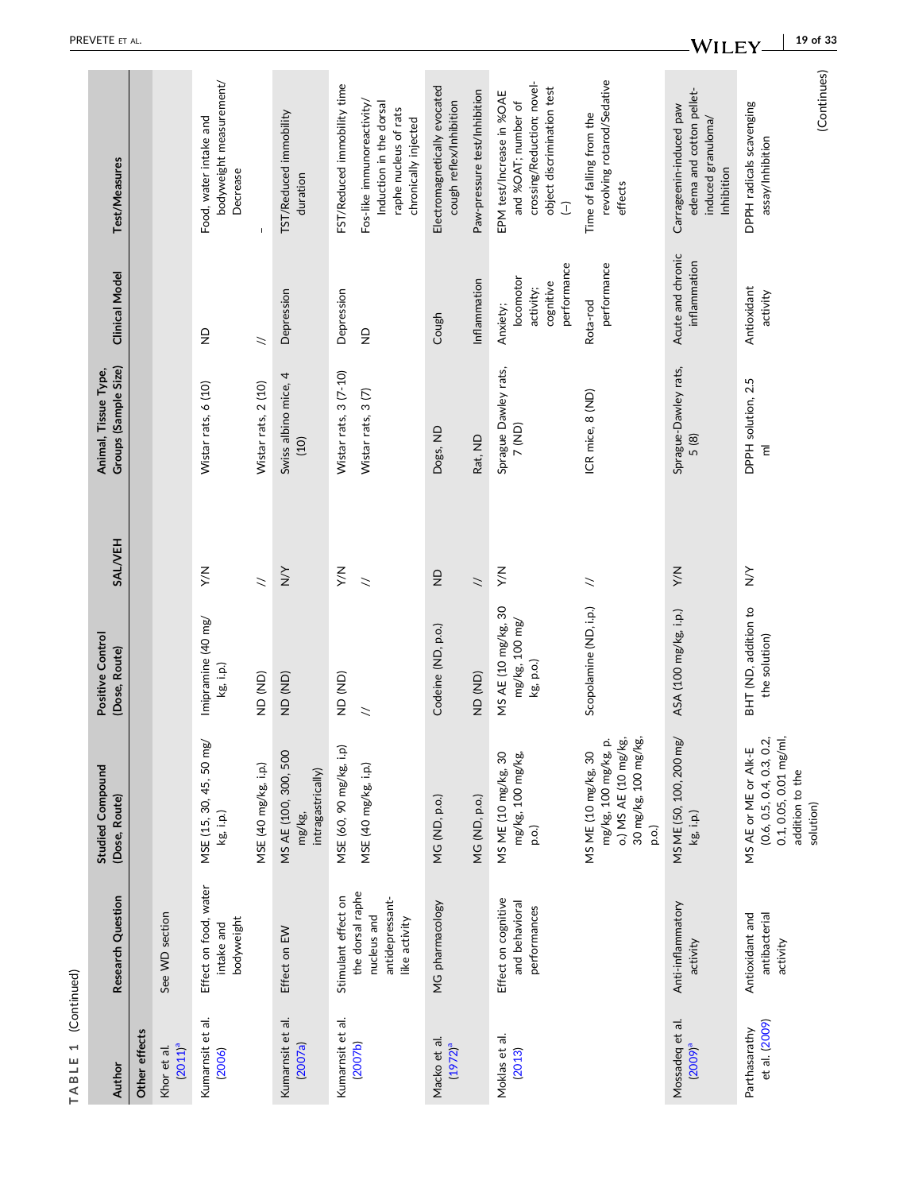**TABLE 1** (Continued)

| Author | Research Question | Studied Compound (Dose, Route) | Positive Control (Dose, Route) | SAL/VEH | Animal, Tissue Type, Groups (Sample Size) | Clinical Model | Test/Measures |
|---|---|---|---|---|---|---|---|
| **Other effects** | | | | | | | |
| Khor et al. (2011)[a] | See WD section | | | | | | |
| Kumarnsit et al. (2006) | Effect on food, water intake and bodyweight | MSE (15, 30, 45, 50 mg/kg, i.p.) | Imipramine (40 mg/kg, i.p.) | Y/N | Wistar rats, 6 (10) | ND | Food, water intake and bodyweight measurement/ Decrease |
| | | MSE (40 mg/kg, i.p.) | ND (ND) | // | Wistar rats, 2 (10) | // | - |
| Kumarnsit et al. (2007a) | Effect on EW | MS AE (100, 300, 500 mg/kg, intragastrically) | ND (ND) | N/Y | Swiss albino mice, 4 (10) | Depression | TST/Reduced immobility duration |
| Kumarnsit et al. (2007b) | Stimulant effect on the dorsal raphe nucleus and antidepressant-like activity | MSE (60, 90 mg/kg, i.p) | ND (ND) | Y/N | Wistar rats, 3 (7-10) | Depression | FST/Reduced immobility time |
| | | MSE (40 mg/kg, i.p.) | // | // | Wistar rats, 3 (7) | ND | Fos-like immunoreactivity/ Induction in the dorsal raphe nucleus of rats chronically injected |
| Macko et al. (1972)[a] | MG pharmacology | MG (ND, p.o.) | Codeine (ND, p.o.) | ND | Dogs, ND | Cough | Electromagnetically evocated cough reflex/Inhibition |
| | | MG (ND, p.o.) | ND (ND) | // | Rat, ND | Inflammation | Paw-pressure test/Inhibition |
| Moklas et al. (2013) | Effect on cognitive and behavioral performances | MS ME (10 mg/kg, 30 mg/kg, 100 mg/kg, p.o.) | MS AE (10 mg/kg, 30 mg/kg, 100 mg/kg, p.o.) | Y/N | Sprague Dawley rats, 7 (ND) | Anxiety; locomotor activity; cognitive performance | EPM test/Increase in %OAE and %OAT; number of crossing/Reduction; novel-object discrimination test (−) |
| | | MS ME (10 mg/kg, 30 mg/kg, 100 mg/kg, p.o.) MS AE (10 mg/kg, 30 mg/kg, 100 mg/kg, p.o.) | Scopolamine (ND, i.p.) | // | ICR mice, 8 (ND) | Rota-rod performance | Time of falling from the revolving rotarod/Sedative effects |
| Mossadeq et al. (2009)[a] | Anti-inflammatory activity | MS ME (50, 100, 200 mg/kg, i.p.) | ASA (100 mg/kg, i.p.) | Y/N | Sprague-Dawley rats, 5 (8) | Acute and chronic inflammation | Carrageenin-induced paw edema and cotton pellet-induced granuloma/ Inhibition |
| Parthasarathy et al. (2009) | Antioxidant and antibacterial activity | MS AE or ME or Alk-E (0.6, 0.5, 0.4, 0.3, 0.2, 0.1, 0.05, 0.01 mg/ml, addition to the solution) | BHT (ND, addition to the solution) | N/Y | DPPH solution, 2.5 ml | Antioxidant activity | DPPH radicals scavenging assay/Inhibition |

(Continues)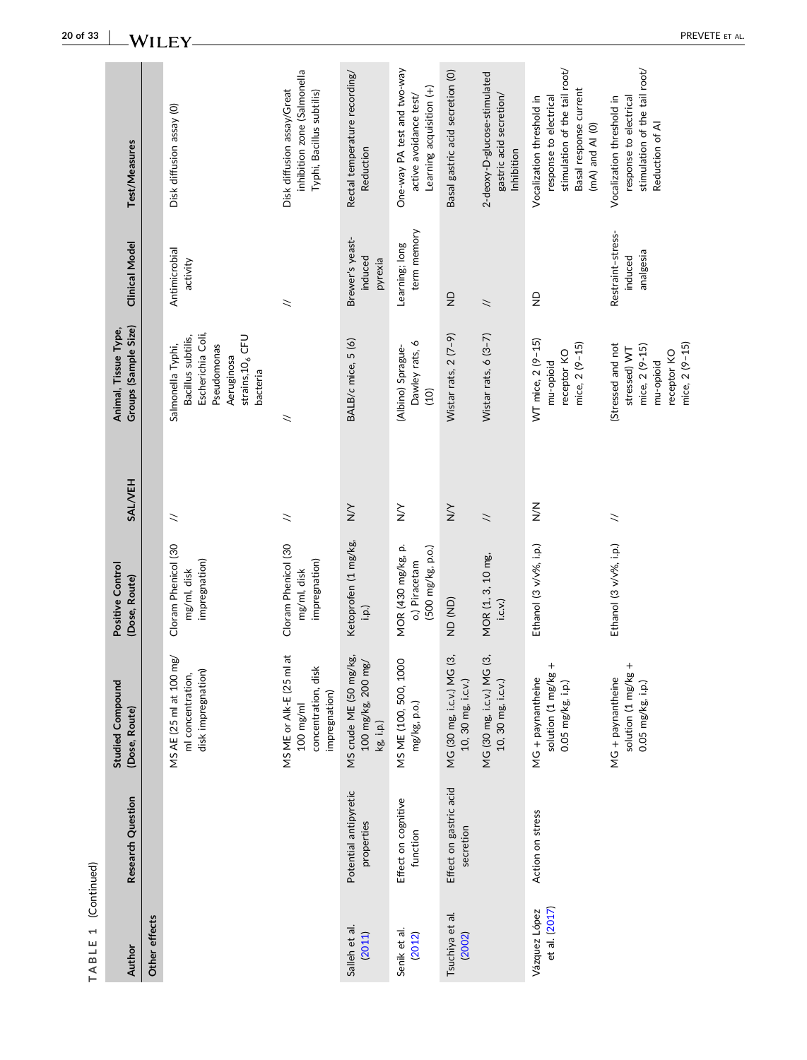TABLE 1 (Continued)

| Author | Research Question | Studied Compound (Dose, Route) | Positive Control (Dose, Route) | SAL/VEH | Animal, Tissue Type, Groups (Sample Size) | Clinical Model | Test/Measures |
|---|---|---|---|---|---|---|---|
| **Other effects** | | | | | | | |
| | | MS AE (25 ml at 100 mg/ml concentration, disk impregnation) | Cloram Phenicol (30 mg/ml, disk impregnation) | // | Salmonella Typhi, Bacillus subtilis, Escherichia Coli, Pseudomonas Aeruginosa strains.$10_6$ CFU bacteria | Antimicrobial activity | Disk diffusion assay (0) |
| | | MS ME or Alk-E (25 ml at 100 mg/ml concentration, disk impregnation) | Cloram Phenicol (30 mg/ml, disk impregnation) | // | // | // | Disk diffusion assay/Great inhibition zone (Salmonella Typhi, Bacillus subtilis) |
| Salleh et al. (2011) | Potential antipyretic properties | MS crude ME (50 mg/kg, 100 mg/kg, 200 mg/kg, i.p.) | Ketoprofen (1 mg/kg, i.p.) | N/Y | BALB/c mice, 5 (6) | Brewer's yeast-induced pyrexia | Rectal temperature recording/ Reduction |
| Senik et al. (2012) | Effect on cognitive function | MS ME (100, 500, 1000 mg/kg, p.o.) | MOR (430 mg/kg, p. o.) Piracetam (500 mg/kg, p.o.) | Y/N | (Albino) Sprague-Dawley rats, 6 (10) | Learning; long term memory | One-way PA test and two-way active avoidance test/ Learning acquisition (+) |
| Tsuchiya et al. (2002) | Effect on gastric acid secretion | MG (30 mg, i.c.v.) MG (3, 10, 30 mg, i.c.v.) | ND (ND) | N/Y | Wistar rats, 2 (7–9) | ND | Basal gastric acid secretion (0) |
| | | MG (30 mg, i.c.v.) MG (3, 10, 30 mg, i.c.v.) | MOR (1, 3, 10 mg, i.c.v.) | // | Wistar rats, 6 (3–7) | // | 2-deoxy-D-glucose-stimulated gastric acid secretion/ Inhibition |
| Vázquez López et al. (2017) | Action on stress | MG + paynantheine solution (1 mg/kg + 0.05 mg/kg, i.p.) | Ethanol (3 v/v%, i.p.) | N/N | WT mice, 2 (9–15) mu-opioid receptor KO mice, 2 (9–15) | ND | Vocalization threshold in response to electrical stimulation of the tail root/ Basal response current (mA) and AI (0) |
| | | MG + paynantheine solution (1 mg/kg + 0.05 mg/kg, i.p.) | Ethanol (3 v/v%, i.p.) | // | (Stressed and not stressed) WT mice, 2 (9–15) mu-opioid receptor KO mice, 2 (9–15) | Restraint-stress-induced analgesia | Vocalization threshold in response to electrical stimulation of the tail root/ Reduction of AI |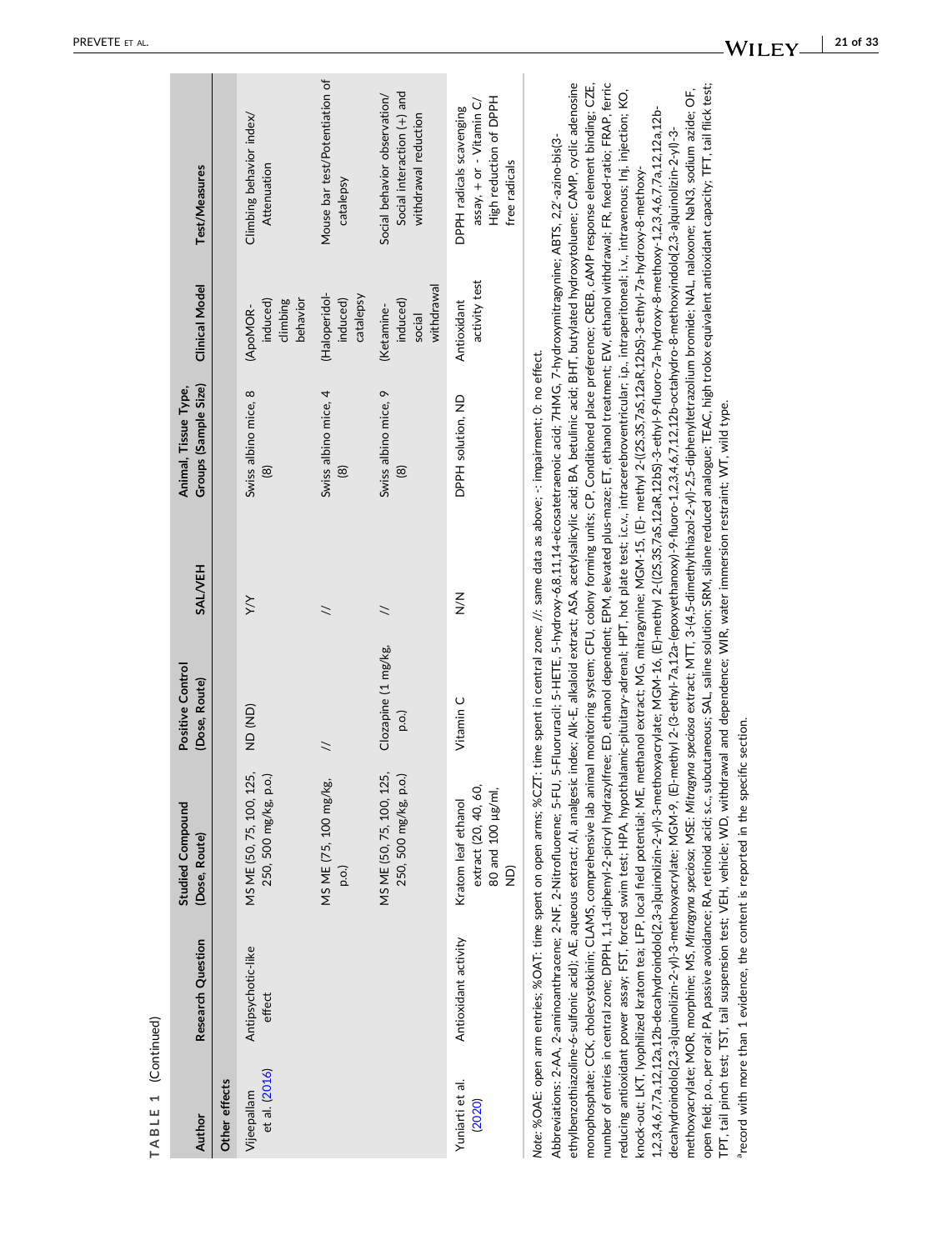TABLE 1 (Continued)

| Author | Research Question | Studied Compound (Dose, Route) | Positive Control (Dose, Route) | SAL/VEH | Animal, Tissue Type, Groups (Sample Size) | Clinical Model | Test/Measures |
|---|---|---|---|---|---|---|---|
| Other effects | | | | | | | |
| Vijeepallam et al. (2016) | Antipsychotic-like effect | MS ME (50, 75, 100, 125, 250, 500 mg/kg, p.o.) | ND (ND) | Y/Y | Swiss albino mice, 8 (8) | (ApoMOR-induced) climbing behavior | Climbing behavior index/ Attenuation |
| | | MS ME (75, 100 mg/kg, p.o.) | // | // | Swiss albino mice, 4 (8) | (Haloperidol-induced) catalepsy | Mouse bar test/Potentiation of catalepsy |
| | | MS ME (50, 75, 100, 125, 250, 500 mg/kg, p.o.) | Clozapine (1 mg/kg, p.o.) | // | Swiss albino mice, 9 (8) | (Ketamine-induced) social withdrawal | Social behavior observation/ Social interaction (+) and withdrawal reduction |
| Yuniarti et al. (2020) | Antioxidant activity | Kratom leaf ethanol extract (20, 40, 60, 80 and 100 μg/ml, ND) | Vitamin C | N/N | DPPH solution, ND | Antioxidant activity test | DPPH radicals scavenging assay, + or - Vitamin C/ High reduction of DPPH free radicals |

*Note*: %OAE: open arm entries; %OAT: time spent on open arms; %CZT: time spent in central zone; //: same data as above; -: impairment; 0: no effect.

Abbreviations: 2-AA, 2-aminoanthracene; 2-NF, 2-Nitrofluorene; 5-FU, 5-Fluoruracil; 5-HETE, 5-hydroxy-6,8,11,14-eicosatetraenoic acid; 7HMG, 7-hydroxymitragynine; ABTS, 2,2′-azino-bis(3-ethylbenzothiazoline-6-sulfonic acid); AE, aqueous extract; AI, analgesic index; Alk-E, alkaloid extract; ASA, acetylsalicylic acid; BA, betulinic acid; BHT, butylated hydroxytoluene; CAMP, cyclic adenosine monophosphate; CCK, cholecystokinin; CLAMS, comprehensive lab animal monitoring system; CFU, colony forming units; CP, Conditioned place preference; CREB, cAMP response element binding; CZE, number of entries in central zone; DPPH, 1,1-diphenyl-2-picryl hydrazylfree; ED, ethanol dependent; EPM, elevated plus-maze; ET, ethanol treatment; EW, ethanol withdrawal; FR, fixed-ratio; FRAP, ferric reducing antioxidant power assay; FST, forced swim test; HPA, hypothalamic-pituitary-adrenal; HPT, hot plate test; i.c.v., intracerebroventricular; i.p., intraperitoneal; i.v., intravenous; Inj, injection; KO, knock-out; LKT, lyophilized kratom tea; LFP, local field potential; ME, methanol extract; MG, mitragynine; MGM-15, (E)- methyl 2-((2S,3S,7aS,12aR,12bS)-3-ethyl-7a-hydroxy-8-methoxy-1,2,3,4,6,7,7a,12,12a,12b-decahydroindolo[2,3-a]quinolizin-2-yl)-3-methoxyacrylate; MGM-16, (E)-methyl 2-((2S,3S,7aS,12aR,12bS)-3-ethyl-9-fluoro-7a-hydroxy-8-methoxy-1,2,3,4,6,7,7a,12,12a,12b-decahydroindolo[2,3-a]quinolizin-2-yl)-3-methoxyacrylate; MGM-9, (E)-methyl 2-(3-ethyl-7a,12a-(epoxyethanoxy)-9-fluoro-1,2,3,4,6,7,12,12b-octahydro-8-methoxyindolo[2,3-a]quinolizin-2-yl)-3-methoxyacrylate; MOR, morphine; MS, *Mitragyna speciosa*; MSE: *Mitragyna speciosa* extract; MTT, 3-(4,5-dimethylthiazol-2-yl)-2,5-diphenyltetrazolium bromide; NAL, naloxone; NaN3, sodium azide; OF, open field; p.o., per oral; PA, passive avoidance; RA, retinoid acid; s.c., subcutaneous; SAL, saline solution; SRM, silane reduced analogue; TEAC, high trolox equivalent antioxidant capacity; TFT, tail flick test; TPT, tail pinch test; TST, tail suspension test; VEH, vehicle; WD, withdrawal and dependence; WIR, water immersion restraint; WT, wild type.

[a]record with more than 1 evidence, the content is reported in the specific section.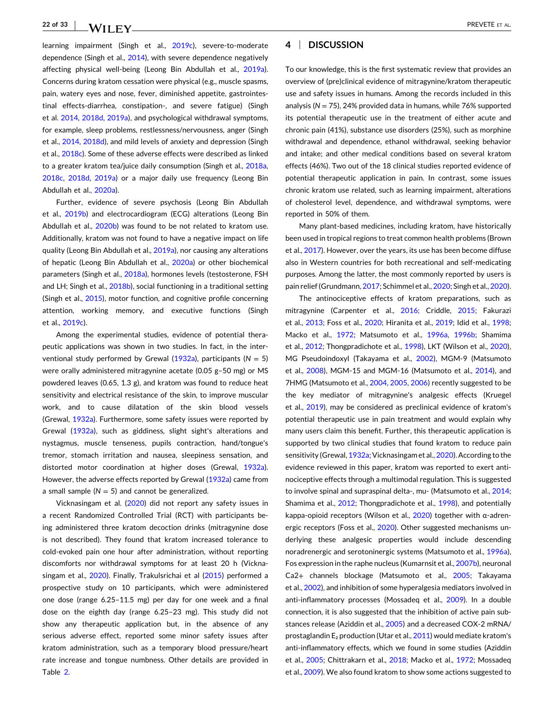learning impairment (Singh et al., 2019c), severe-to-moderate dependence (Singh et al., 2014), with severe dependence negatively affecting physical well-being (Leong Bin Abdullah et al., 2019a). Concerns during kratom cessation were physical (e.g., muscle spasms, pain, watery eyes and nose, fever, diminished appetite, gastrointestinal effects-diarrhea, constipation-, and severe fatigue) (Singh et al. 2014, 2018d, 2019a), and psychological withdrawal symptoms, for example, sleep problems, restlessness/nervousness, anger (Singh et al., 2014, 2018d), and mild levels of anxiety and depression (Singh et al., 2018c). Some of these adverse effects were described as linked to a greater kratom tea/juice daily consumption (Singh et al., 2018a, 2018c, 2018d, 2019a) or a major daily use frequency (Leong Bin Abdullah et al., 2020a).

Further, evidence of severe psychosis (Leong Bin Abdullah et al., 2019b) and electrocardiogram (ECG) alterations (Leong Bin Abdullah et al., 2020b) was found to be not related to kratom use. Additionally, kratom was not found to have a negative impact on life quality (Leong Bin Abdullah et al., 2019a), nor causing any alterations of hepatic (Leong Bin Abdullah et al., 2020a) or other biochemical parameters (Singh et al., 2018a), hormones levels (testosterone, FSH and LH; Singh et al., 2018b), social functioning in a traditional setting (Singh et al., 2015), motor function, and cognitive profile concerning attention, working memory, and executive functions (Singh et al., 2019c).

Among the experimental studies, evidence of potential therapeutic applications was shown in two studies. In fact, in the interventional study performed by Grewal (1932a), participants ($N = 5$) were orally administered mitragynine acetate (0.05 g–50 mg) or MS powdered leaves (0.65, 1.3 g), and kratom was found to reduce heat sensitivity and electrical resistance of the skin, to improve muscular work, and to cause dilatation of the skin blood vessels (Grewal, 1932a). Furthermore, some safety issues were reported by Grewal (1932a), such as giddiness, slight sight's alterations and nystagmus, muscle tenseness, pupils contraction, hand/tongue's tremor, stomach irritation and nausea, sleepiness sensation, and distorted motor coordination at higher doses (Grewal, 1932a). However, the adverse effects reported by Grewal (1932a) came from a small sample ($N = 5$) and cannot be generalized.

Vicknasingam et al. (2020) did not report any safety issues in a recent Randomized Controlled Trial (RCT) with participants being administered three kratom decoction drinks (mitragynine dose is not described). They found that kratom increased tolerance to cold-evoked pain one hour after administration, without reporting discomforts nor withdrawal symptoms for at least 20 h (Vicknasingam et al., 2020). Finally, Trakulsrichai et al (2015) performed a prospective study on 10 participants, which were administered one dose (range 6.25–11.5 mg) per day for one week and a final dose on the eighth day (range 6.25–23 mg). This study did not show any therapeutic application but, in the absence of any serious adverse effect, reported some minor safety issues after kratom administration, such as a temporary blood pressure/heart rate increase and tongue numbness. Other details are provided in Table 2.

## 4 | DISCUSSION

To our knowledge, this is the first systematic review that provides an overview of (pre)clinical evidence of mitragynine/kratom therapeutic use and safety issues in humans. Among the records included in this analysis ($N = 75$), 24% provided data in humans, while 76% supported its potential therapeutic use in the treatment of either acute and chronic pain (41%), substance use disorders (25%), such as morphine withdrawal and dependence, ethanol withdrawal, seeking behavior and intake; and other medical conditions based on several kratom effects (46%). Two out of the 18 clinical studies reported evidence of potential therapeutic application in pain. In contrast, some issues chronic kratom use related, such as learning impairment, alterations of cholesterol level, dependence, and withdrawal symptoms, were reported in 50% of them.

Many plant-based medicines, including kratom, have historically been used in tropical regions to treat common health problems (Brown et al., 2017). However, over the years, its use has been become diffuse also in Western countries for both recreational and self-medicating purposes. Among the latter, the most commonly reported by users is pain relief (Grundmann, 2017; Schimmel et al., 2020; Singh et al., 2020).

The antinociceptive effects of kratom preparations, such as mitragynine (Carpenter et al., 2016; Criddle, 2015; Fakurazi et al., 2013; Foss et al., 2020; Hiranita et al., 2019; Idid et al., 1998; Macko et al., 1972; Matsumoto et al., 1996a, 1996b; Shamima et al., 2012; Thongpradichote et al., 1998), LKT (Wilson et al., 2020), MG Pseudoindoxyl (Takayama et al., 2002), MGM-9 (Matsumoto et al., 2008), MGM-15 and MGM-16 (Matsumoto et al., 2014), and 7HMG (Matsumoto et al., 2004, 2005, 2006) recently suggested to be the key mediator of mitragynine's analgesic effects (Kruegel et al., 2019), may be considered as preclinical evidence of kratom's potential therapeutic use in pain treatment and would explain why many users claim this benefit. Further, this therapeutic application is supported by two clinical studies that found kratom to reduce pain sensitivity (Grewal, 1932a; Vicknasingam et al., 2020). According to the evidence reviewed in this paper, kratom was reported to exert antinociceptive effects through a multimodal regulation. This is suggested to involve spinal and supraspinal delta-, mu- (Matsumoto et al., 2014; Shamima et al., 2012; Thongpradichote et al., 1998), and potentially kappa-opioid receptors (Wilson et al., 2020) together with α-adrenergic receptors (Foss et al., 2020). Other suggested mechanisms underlying these analgesic properties would include descending noradrenergic and serotoninergic systems (Matsumoto et al., 1996a), Fos expression in the raphe nucleus (Kumarnsit et al., 2007b), neuronal $Ca^{2+}$ channels blockage (Matsumoto et al., 2005; Takayama et al., 2002), and inhibition of some hyperalgesia mediators involved in anti-inflammatory processes (Mossadeq et al., 2009). In a double connection, it is also suggested that the inhibition of active pain substances release (Aziddin et al., 2005) and a decreased COX-2 mRNA/prostaglandin $E_2$ production (Utar et al., 2011) would mediate kratom's anti-inflammatory effects, which we found in some studies (Aziddin et al., 2005; Chittrakarn et al., 2018; Macko et al., 1972; Mossadeq et al., 2009). We also found kratom to show some actions suggested to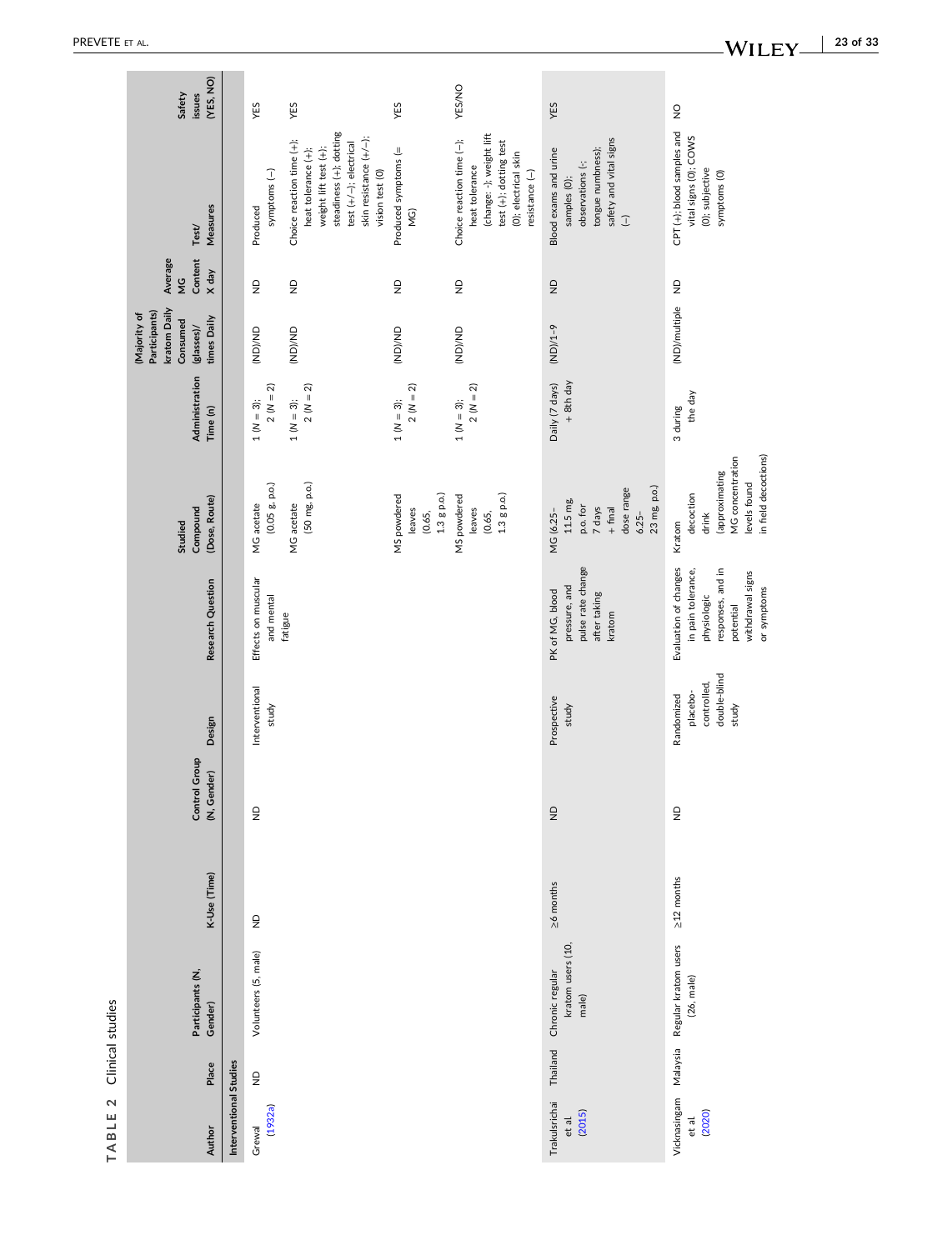TABLE 2 Clinical studies

| Author | Place | Participants (N, Gender) | K-Use (Time) | Control Group (N, Gender) | Design | Research Question | Studied Compound (Dose, Route) | Administration Time (n) | (Majority of Participants) kratom Daily Consumed (glasses)/ times Daily | Average MG Content X day | Test/ Measures | Safety issues (YES, NO) |
|---|---|---|---|---|---|---|---|---|---|---|---|---|
| **Interventional Studies** | | | | | | | | | | | | |
| Grewal (1932a) | ND | Volunteers (5, male) | ND | ND | Interventional study | Effects on muscular and mental fatigue | MG acetate (0.05 g, p.o.) | 1 (N = 3); 2 (N = 2) | (ND)/ND | ND | Produced symptoms (−) | YES |
| | | | | | | | MG acetate (50 mg, p.o.) | 1 (N = 3); 2 (N = 2) | (ND)/ND | ND | Choice reaction time (+); heat tolerance (+); weight lift test (+); steadiness (+); dotting test (+/−); electrical skin resistance (+/−); vision test (0) | YES |
| | | | | | | | MS powdered leaves (0.65, 1.3 g p.o.) | 1 (N = 3); 2 (N = 2) | (ND)/ND | ND | Produced symptoms (= MG) | YES |
| | | | | | | | MS powdered leaves (0.65, 1.3 g p.o.) | 1 (N = 3); 2 (N = 2) | (ND)/ND | ND | Choice reaction time (−); heat tolerance (change: -); weight lift test (+); dotting test (0); electrical skin resistance (−) | YES/NO |
| Trakulsrichai et al. (2015) | Thailand | Chronic regular kratom users (10, male) | ≥6 months | ND | Prospective study | PK of MG, blood pressure, and pulse rate change after taking kratom | MG (6.25–11.5 mg, p.o. for 7 days + final dose range 6.25–23 mg, p.o.) | Daily (7 days) + 8th day | (ND)/1–9 | ND | Blood exams and urine samples (0); observations (-; tongue numbness); safety and vital signs (−) | YES |
| Vicknasingam et al. (2020) | Malaysia | Regular kratom users (26, male) | ≥12 months | ND | Randomized placebo-controlled, double-blind study | Evaluation of changes in pain tolerance, physiologic responses, and in potential withdrawal signs or symptoms | Kratom decoction drink (approximating MG concentration levels found in field decoctions) | 3 during the day | (ND)/multiple | ND | CPT (+); blood samples and vital signs (0); COWS (0); subjective symptoms (0) | NO |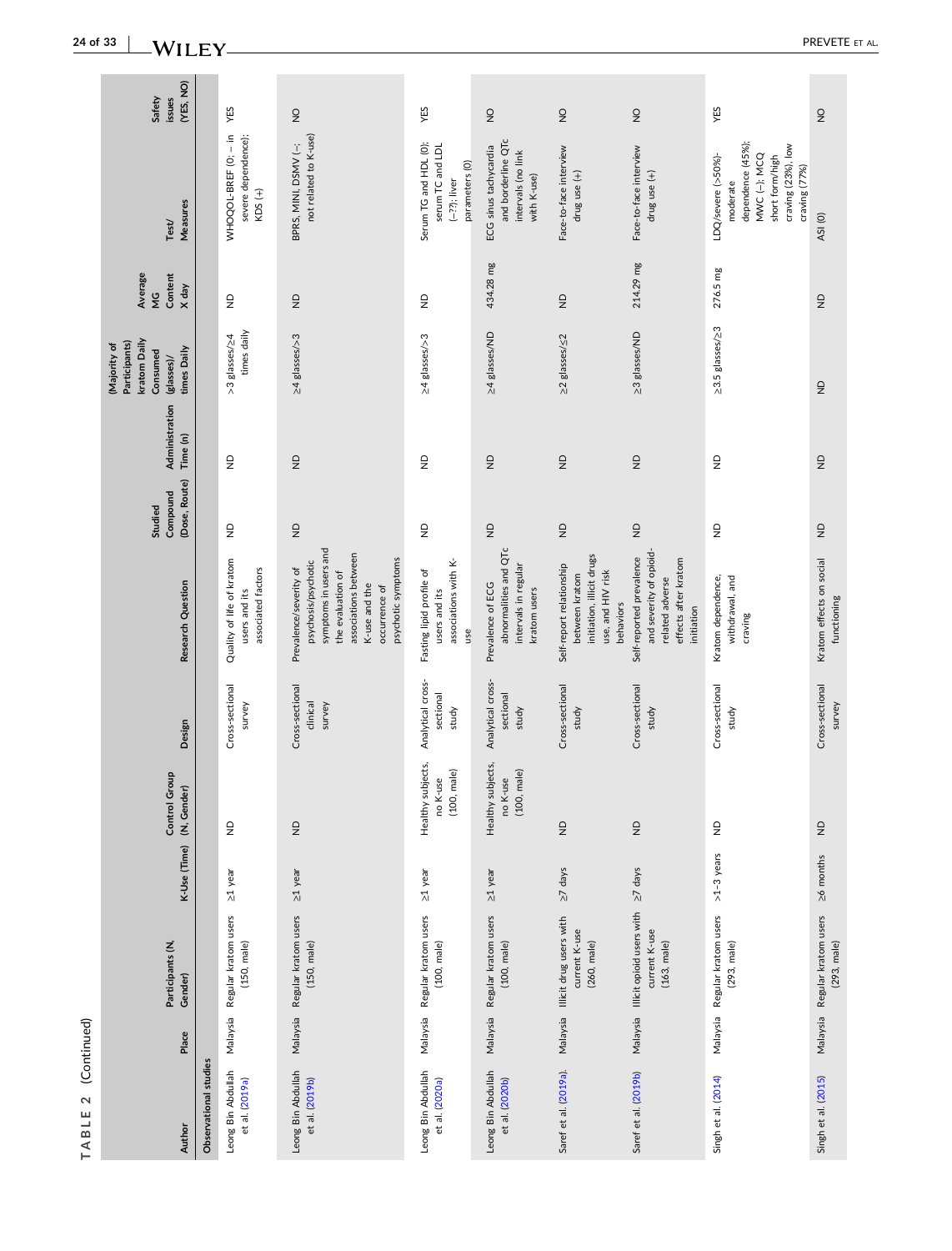TABLE 2 (Continued)

| Author | Place | Participants (N, Gender) | K-Use (Time) | Control Group (N, Gender) | Design | Research Question | Studied Compound (Dose, Route) | Administration Time (n) | (Majority of Participants) kratom Daily Consumed (glasses)/ times Daily | Average MG Content X day | Test/ Measures | Safety issues (YES, NO) |
|---|---|---|---|---|---|---|---|---|---|---|---|---|
| **Observational studies** | | | | | | | | | | | | |
| Leong Bin Abdullah et al. (2019a) | Malaysia | Regular kratom users (150, male) | ≥1 year | ND | Cross-sectional survey | Quality of life of kratom users and its associated factors | ND | ND | >3 glasses/≥4 times daily | ND | WHOQOL-BREF (0; − in severe dependence); KDS (+) | YES |
| Leong Bin Abdullah et al. (2019b) | Malaysia | Regular kratom users (150, male) | ≥1 year | ND | Cross-sectional clinical survey | Prevalence/severity of psychosis/psychotic symptoms in users and the evaluation of associations between K-use and the occurrence of psychotic symptoms | ND | ND | ≥4 glasses/>3 | ND | BPRS, MINI, DSMV (−; not related to K-use) | NO |
| Leong Bin Abdullah et al. (2020a) | Malaysia | Regular kratom users (100, male) | ≥1 year | Healthy subjects, no K-use (100, male) | Analytical cross-sectional study | Fasting lipid profile of users and its associations with K-use | ND | ND | ≥4 glasses/>3 | ND | Serum TG and HDL (0); serum TC and LDL (−?); liver parameters (0) | YES |
| Leong Bin Abdullah et al. (2020b) | Malaysia | Regular kratom users (100, male) | ≥1 year | Healthy subjects, no K-use (100, male) | Analytical cross-sectional study | Prevalence of ECG abnormalities and QTc intervals in regular kratom users | ND | ND | ≥4 glasses/ND | 434.28 mg | ECG sinus tachycardia and borderline QTc intervals (no link with K-use) | NO |
| Saref et al. (2019a). | Malaysia | Illicit drug users with current K-use (260, male) | ≥7 days | ND | Cross-sectional study | Self-report relationship between kratom initiation, illicit drugs use, and HIV risk behaviors | ND | ND | ≥2 glasses/≤2 | ND | Face-to-face interview drug use (+) | NO |
| Saref et al. (2019b) | Malaysia | Illicit opioid users with current K-use (163, male) | ≥7 days | ND | Cross-sectional study | Self-reported prevalence and severity of opioid-related adverse effects after kratom initiation | ND | ND | ≥3 glasses/ND | 214.29 mg | Face-to-face interview drug use (+) | NO |
| Singh et al. (2014) | Malaysia | Regular kratom users (293, male) | >1–3 years | ND | Cross-sectional study | Kratom dependence, withdrawal, and craving | ND | ND | ≥3.5 glasses/≥3 | 276.5 mg | LDQ/severe (>50%)-moderate dependence (45%); MWC (−); MCQ short form/high craving (23%), low craving (77%) | YES |
| Singh et al. (2015) | Malaysia | Regular kratom users (293, male) | ≥6 months | ND | Cross-sectional survey | Kratom effects on social functioning | ND | ND | ND | ND | ASI (0) | NO |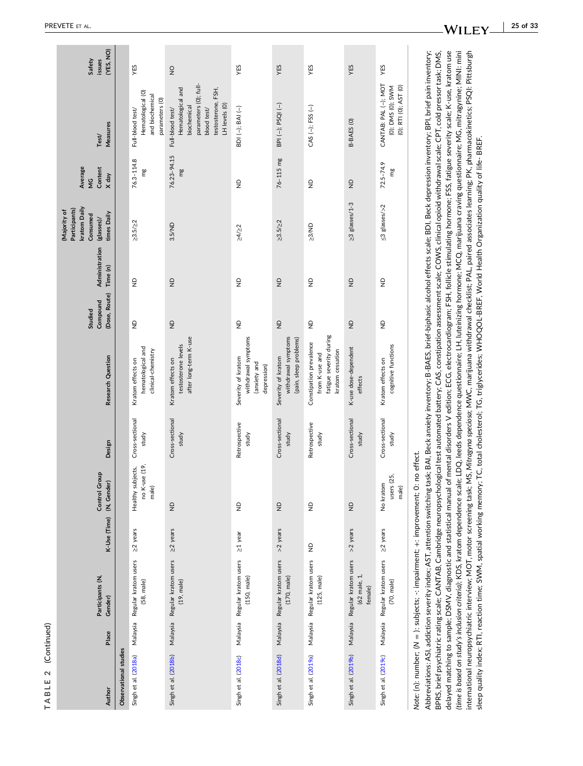**TABLE 2** (Continued)

| Author | Place | Participants (N, Gender) | K-Use (Time) | Control Group (N, Gender) | Design | Research Question | Studied Compound (Dose, Route) | Administration Time (n) | (Majority of Participants) kratom Daily Consumed (glasses)/ times Daily | Average MG Content X day | Test/ Measures | Safety issues (YES, NO) |
|---|---|---|---|---|---|---|---|---|---|---|---|---|
| **Observational studies** | | | | | | | | | | | | |
| Singh et al. (2018a) | Malaysia | Regular kratom users (58, male) | ≥2 years | Healthy subjects, no K-use (19, male) | Cross-sectional study | Kratom effects on hematological and clinical-chemistry | ND | ND | ≥3.5/≥2 | 76.3–114.8 mg | Full-blood test/ Hematological (0) and biochemical parameters (0) | YES |
| Singh et al. (2018b) | Malaysia | Regular kratom users (19, male) | ≥2 years | ND | Cross-sectional study | Kratom effects on testosterone levels after long-term K-use | ND | ND | 3.5/ND | 76.23–94.15 mg | Full-blood test/ Hematological and biochemical parameters (0); full-blood test/ testosterone, FSH, LH levels (0) | NO |
| Singh et al. (2018c) | Malaysia | Regular kratom users (150, male) | ≥1 year | ND | Retrospective study | Severity of kratom withdrawal symptoms (anxiety and depression) | ND | ND | ≥4/≥2 | ND | BDI (−); BAI (−) | YES |
| Singh et al. (2018d) | Malaysia | Regular kratom users (170, male) | >2 years | ND | Cross-sectional study | Severity of kratom withdrawal symptoms (pain, sleep problems) | ND | ND | ≥3.5/≥2 | 76–115 mg | BPI (−); PSQI (−) | YES |
| Singh et al. (2019a) | Malaysia | Regular kratom users (125, male) | ND | ND | Retrospective study | Constipation prevalence from K-use and fatigue severity during kratom cessation | ND | ND | ≥3/ND | ND | CAS (−); FSS (−) | YES |
| Singh et al. (2019b) | Malaysia | Regular kratom users (62 male, 1, female) | >2 years | ND | Cross-sectional study | K-use dose-dependent effects | ND | ND | ≥3 glasses/1-3 | ND | B-BAES (0) | YES |
| Singh et al. (2019c) | Malaysia | Regular kratom users (70, male) | ≥2 years | No kratom users (25, male) | Cross-sectional study | Kratom effects on cognitive functions | ND | ND | ≤3 glasses/>2 | 72.5–74.9 mg | CANTAB: PAL (−); MOT (0); DMS (0); SWM (0); RTI (0); AST (0) | YES |

*Note*: (n): number; (N = ): subjects; -: impairment; +: improvement; 0: no effect.

Abbreviations: ASI, addiction severity index; AST, attention switching task; BAI, Beck anxiety inventory; B-BAES, brief-biphasic alcohol effects scale; BDI, Beck depression inventory; BPI, brief pain inventory; BPRS, brief psychiatric rating scale; CANTAB, Cambridge neuropsychological test automated battery; CAS, constipation assessment scale; COWS, clinical opioid withdrawal scale; CPT, cold pressor task; DMS, delayed matching to sample; DSMV, diagnostic and statistical manual of mental disorders V edition; ECG, electrocardiogram; FSH, follicle stimulating hormone; FSS, fatigue severity scale; K-use, kratom use (*time is based on study's inclusion criteria*); KDS, kratom dependence scale; LDQ, leeds dependence questionnaire; LH, luteinizing hormone; MCQ, marijuana craving questionnaire; MG, mitragynine; MINI: mini international neuropsychiatric interview; MOT, motor screening task; MS, *Mitragyna speciosa*; MWC, marijuana withdrawal checklist; PAL, paired associates learning; PK, pharmacokinetics; PSQI: Pittsburgh sleep quality index; RTI, reaction time; SWM, spatial working memory; TC, total cholesterol; TG, triglycerides; WHOQOL-BREF, World Health Organization quality of life- BREF.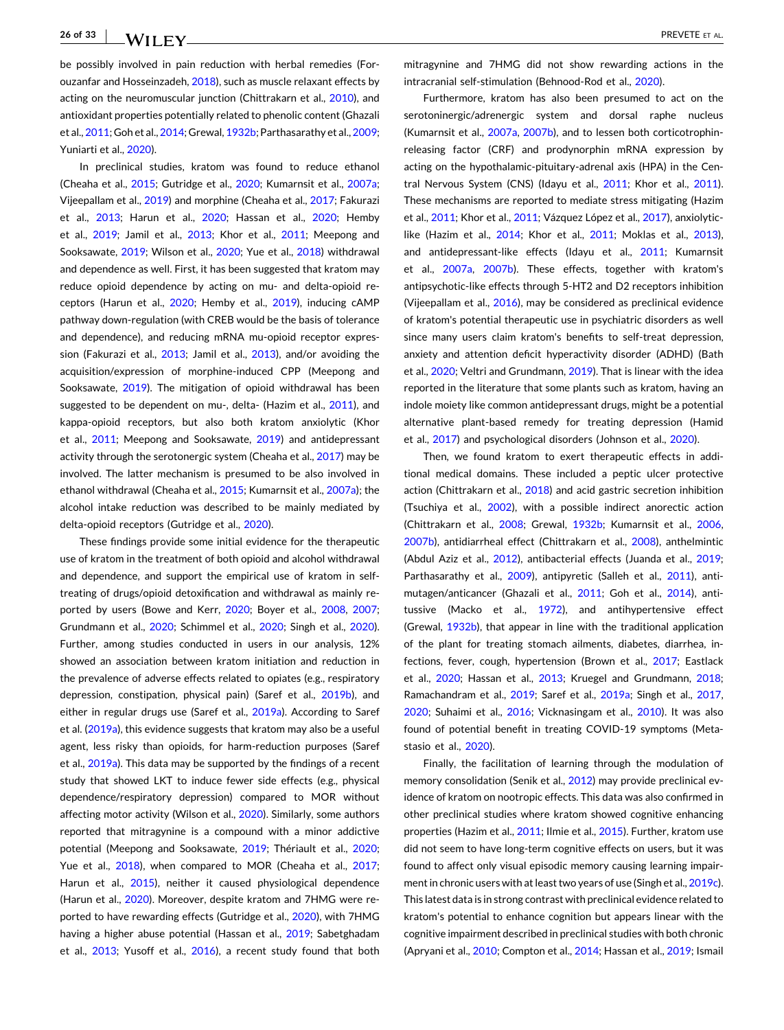be possibly involved in pain reduction with herbal remedies (Forouzanfar and Hosseinzadeh, 2018), such as muscle relaxant effects by acting on the neuromuscular junction (Chittrakarn et al., 2010), and antioxidant properties potentially related to phenolic content (Ghazali et al., 2011; Goh et al., 2014; Grewal, 1932b; Parthasarathy et al., 2009; Yuniarti et al., 2020).

In preclinical studies, kratom was found to reduce ethanol (Cheaha et al., 2015; Gutridge et al., 2020; Kumarnsit et al., 2007a; Vijeepallam et al., 2019) and morphine (Cheaha et al., 2017; Fakurazi et al., 2013; Harun et al., 2020; Hassan et al., 2020; Hemby et al., 2019; Jamil et al., 2013; Khor et al., 2011; Meepong and Sooksawate, 2019; Wilson et al., 2020; Yue et al., 2018) withdrawal and dependence as well. First, it has been suggested that kratom may reduce opioid dependence by acting on mu- and delta-opioid receptors (Harun et al., 2020; Hemby et al., 2019), inducing cAMP pathway down-regulation (with CREB would be the basis of tolerance and dependence), and reducing mRNA mu-opioid receptor expression (Fakurazi et al., 2013; Jamil et al., 2013), and/or avoiding the acquisition/expression of morphine-induced CPP (Meepong and Sooksawate, 2019). The mitigation of opioid withdrawal has been suggested to be dependent on mu-, delta- (Hazim et al., 2011), and kappa-opioid receptors, but also both kratom anxiolytic (Khor et al., 2011; Meepong and Sooksawate, 2019) and antidepressant activity through the serotonergic system (Cheaha et al., 2017) may be involved. The latter mechanism is presumed to be also involved in ethanol withdrawal (Cheaha et al., 2015; Kumarnsit et al., 2007a); the alcohol intake reduction was described to be mainly mediated by delta-opioid receptors (Gutridge et al., 2020).

These findings provide some initial evidence for the therapeutic use of kratom in the treatment of both opioid and alcohol withdrawal and dependence, and support the empirical use of kratom in self-treating of drugs/opioid detoxification and withdrawal as mainly reported by users (Bowe and Kerr, 2020; Boyer et al., 2008, 2007; Grundmann et al., 2020; Schimmel et al., 2020; Singh et al., 2020). Further, among studies conducted in users in our analysis, 12% showed an association between kratom initiation and reduction in the prevalence of adverse effects related to opiates (e.g., respiratory depression, constipation, physical pain) (Saref et al., 2019b), and either in regular drugs use (Saref et al., 2019a). According to Saref et al. (2019a), this evidence suggests that kratom may also be a useful agent, less risky than opioids, for harm-reduction purposes (Saref et al., 2019a). This data may be supported by the findings of a recent study that showed LKT to induce fewer side effects (e.g., physical dependence/respiratory depression) compared to MOR without affecting motor activity (Wilson et al., 2020). Similarly, some authors reported that mitragynine is a compound with a minor addictive potential (Meepong and Sooksawate, 2019; Thériault et al., 2020; Yue et al., 2018), when compared to MOR (Cheaha et al., 2017; Harun et al., 2015), neither it caused physiological dependence (Harun et al., 2020). Moreover, despite kratom and 7HMG were reported to have rewarding effects (Gutridge et al., 2020), with 7HMG having a higher abuse potential (Hassan et al., 2019; Sabetghadam et al., 2013; Yusoff et al., 2016), a recent study found that both mitragynine and 7HMG did not show rewarding actions in the intracranial self-stimulation (Behnood-Rod et al., 2020).

Furthermore, kratom has also been presumed to act on the serotoninergic/adrenergic system and dorsal raphe nucleus (Kumarnsit et al., 2007a, 2007b), and to lessen both corticotrophin-releasing factor (CRF) and prodynorphin mRNA expression by acting on the hypothalamic-pituitary-adrenal axis (HPA) in the Central Nervous System (CNS) (Idayu et al., 2011; Khor et al., 2011). These mechanisms are reported to mediate stress mitigating (Hazim et al., 2011; Khor et al., 2011; Vázquez López et al., 2017), anxiolytic-like (Hazim et al., 2014; Khor et al., 2011; Moklas et al., 2013), and antidepressant-like effects (Idayu et al., 2011; Kumarnsit et al., 2007a, 2007b). These effects, together with kratom's antipsychotic-like effects through 5-HT2 and D2 receptors inhibition (Vijeepallam et al., 2016), may be considered as preclinical evidence of kratom's potential therapeutic use in psychiatric disorders as well since many users claim kratom's benefits to self-treat depression, anxiety and attention deficit hyperactivity disorder (ADHD) (Bath et al., 2020; Veltri and Grundmann, 2019). That is linear with the idea reported in the literature that some plants such as kratom, having an indole moiety like common antidepressant drugs, might be a potential alternative plant-based remedy for treating depression (Hamid et al., 2017) and psychological disorders (Johnson et al., 2020).

Then, we found kratom to exert therapeutic effects in additional medical domains. These included a peptic ulcer protective action (Chittrakarn et al., 2018) and acid gastric secretion inhibition (Tsuchiya et al., 2002), with a possible indirect anorectic action (Chittrakarn et al., 2008; Grewal, 1932b; Kumarnsit et al., 2006, 2007b), antidiarrheal effect (Chittrakarn et al., 2008), anthelmintic (Abdul Aziz et al., 2012), antibacterial effects (Juanda et al., 2019; Parthasarathy et al., 2009), antipyretic (Salleh et al., 2011), antimutagen/anticancer (Ghazali et al., 2011; Goh et al., 2014), antitussive (Macko et al., 1972), and antihypertensive effect (Grewal, 1932b), that appear in line with the traditional application of the plant for treating stomach ailments, diabetes, diarrhea, infections, fever, cough, hypertension (Brown et al., 2017; Eastlack et al., 2020; Hassan et al., 2013; Kruegel and Grundmann, 2018; Ramachandram et al., 2019; Saref et al., 2019a; Singh et al., 2017, 2020; Suhaimi et al., 2016; Vicknasingam et al., 2010). It was also found of potential benefit in treating COVID-19 symptoms (Metastasio et al., 2020).

Finally, the facilitation of learning through the modulation of memory consolidation (Senik et al., 2012) may provide preclinical evidence of kratom on nootropic effects. This data was also confirmed in other preclinical studies where kratom showed cognitive enhancing properties (Hazim et al., 2011; Ilmie et al., 2015). Further, kratom use did not seem to have long-term cognitive effects on users, but it was found to affect only visual episodic memory causing learning impairment in chronic users with at least two years of use (Singh et al., 2019c). This latest data is in strong contrast with preclinical evidence related to kratom's potential to enhance cognition but appears linear with the cognitive impairment described in preclinical studies with both chronic (Apryani et al., 2010; Compton et al., 2014; Hassan et al., 2019; Ismail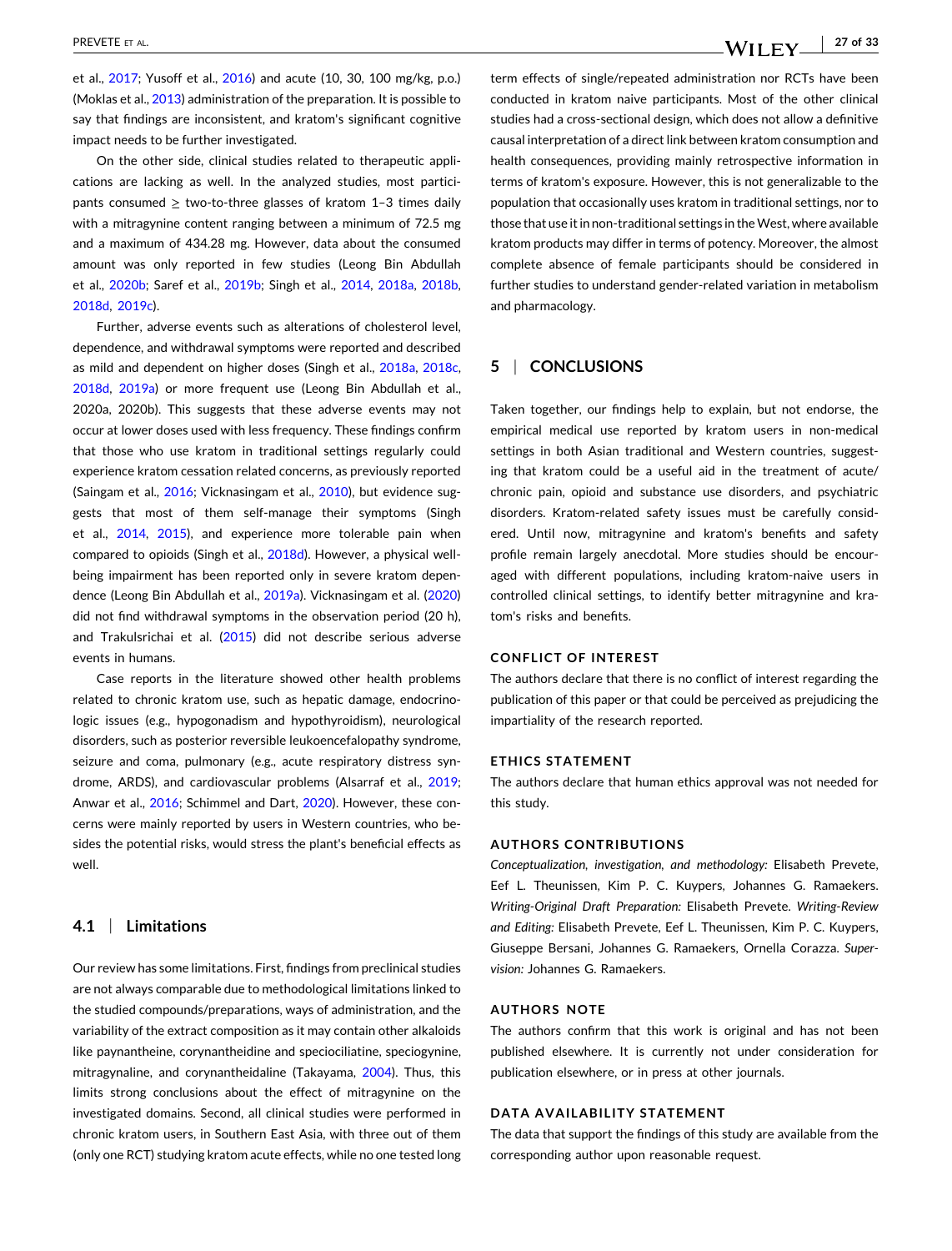et al., 2017; Yusoff et al., 2016) and acute (10, 30, 100 mg/kg, p.o.) (Moklas et al., 2013) administration of the preparation. It is possible to say that findings are inconsistent, and kratom's significant cognitive impact needs to be further investigated.

On the other side, clinical studies related to therapeutic applications are lacking as well. In the analyzed studies, most participants consumed ≥ two-to-three glasses of kratom 1–3 times daily with a mitragynine content ranging between a minimum of 72.5 mg and a maximum of 434.28 mg. However, data about the consumed amount was only reported in few studies (Leong Bin Abdullah et al., 2020b; Saref et al., 2019b; Singh et al., 2014, 2018a, 2018b, 2018d, 2019c).

Further, adverse events such as alterations of cholesterol level, dependence, and withdrawal symptoms were reported and described as mild and dependent on higher doses (Singh et al., 2018a, 2018c, 2018d, 2019a) or more frequent use (Leong Bin Abdullah et al., 2020a, 2020b). This suggests that these adverse events may not occur at lower doses used with less frequency. These findings confirm that those who use kratom in traditional settings regularly could experience kratom cessation related concerns, as previously reported (Saingam et al., 2016; Vicknasingam et al., 2010), but evidence suggests that most of them self-manage their symptoms (Singh et al., 2014, 2015), and experience more tolerable pain when compared to opioids (Singh et al., 2018d). However, a physical wellbeing impairment has been reported only in severe kratom dependence (Leong Bin Abdullah et al., 2019a). Vicknasingam et al. (2020) did not find withdrawal symptoms in the observation period (20 h), and Trakulsrichai et al. (2015) did not describe serious adverse events in humans.

Case reports in the literature showed other health problems related to chronic kratom use, such as hepatic damage, endocrinologic issues (e.g., hypogonadism and hypothyroidism), neurological disorders, such as posterior reversible leukoencefalopathy syndrome, seizure and coma, pulmonary (e.g., acute respiratory distress syndrome, ARDS), and cardiovascular problems (Alsarraf et al., 2019; Anwar et al., 2016; Schimmel and Dart, 2020). However, these concerns were mainly reported by users in Western countries, who besides the potential risks, would stress the plant's beneficial effects as well.

### 4.1 | Limitations

Our review has some limitations. First, findings from preclinical studies are not always comparable due to methodological limitations linked to the studied compounds/preparations, ways of administration, and the variability of the extract composition as it may contain other alkaloids like paynantheine, corynantheidine and speciociliatine, speciogynine, mitragynaline, and corynantheidaline (Takayama, 2004). Thus, this limits strong conclusions about the effect of mitragynine on the investigated domains. Second, all clinical studies were performed in chronic kratom users, in Southern East Asia, with three out of them (only one RCT) studying kratom acute effects, while no one tested long term effects of single/repeated administration nor RCTs have been conducted in kratom naive participants. Most of the other clinical studies had a cross-sectional design, which does not allow a definitive causal interpretation of a direct link between kratom consumption and health consequences, providing mainly retrospective information in terms of kratom's exposure. However, this is not generalizable to the population that occasionally uses kratom in traditional settings, nor to those that use it in non-traditional settings in the West, where available kratom products may differ in terms of potency. Moreover, the almost complete absence of female participants should be considered in further studies to understand gender-related variation in metabolism and pharmacology.

## 5 | CONCLUSIONS

Taken together, our findings help to explain, but not endorse, the empirical medical use reported by kratom users in non-medical settings in both Asian traditional and Western countries, suggesting that kratom could be a useful aid in the treatment of acute/chronic pain, opioid and substance use disorders, and psychiatric disorders. Kratom-related safety issues must be carefully considered. Until now, mitragynine and kratom's benefits and safety profile remain largely anecdotal. More studies should be encouraged with different populations, including kratom-naive users in controlled clinical settings, to identify better mitragynine and kratom's risks and benefits.

#### CONFLICT OF INTEREST

The authors declare that there is no conflict of interest regarding the publication of this paper or that could be perceived as prejudicing the impartiality of the research reported.

#### ETHICS STATEMENT

The authors declare that human ethics approval was not needed for this study.

#### AUTHORS CONTRIBUTIONS

*Conceptualization, investigation, and methodology:* Elisabeth Prevete, Eef L. Theunissen, Kim P. C. Kuypers, Johannes G. Ramaekers. *Writing-Original Draft Preparation:* Elisabeth Prevete. *Writing-Review and Editing:* Elisabeth Prevete, Eef L. Theunissen, Kim P. C. Kuypers, Giuseppe Bersani, Johannes G. Ramaekers, Ornella Corazza. *Supervision:* Johannes G. Ramaekers.

#### AUTHORS NOTE

The authors confirm that this work is original and has not been published elsewhere. It is currently not under consideration for publication elsewhere, or in press at other journals.

#### DATA AVAILABILITY STATEMENT

The data that support the findings of this study are available from the corresponding author upon reasonable request.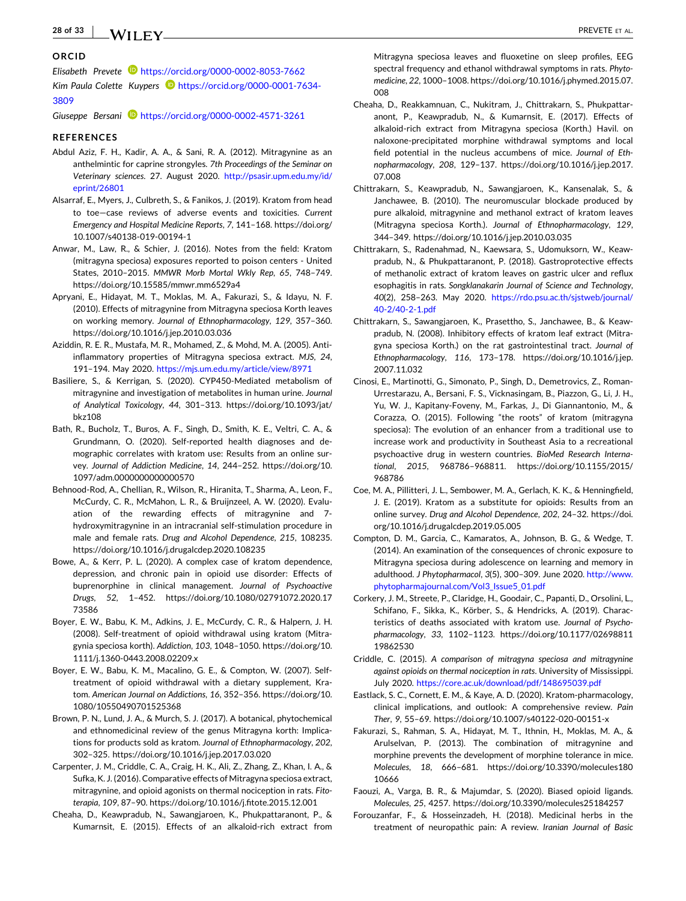## ORCID

*Elisabeth Prevete* https://orcid.org/0000-0002-8053-7662
*Kim Paula Colette Kuypers* https://orcid.org/0000-0001-7634-3809
*Giuseppe Bersani* https://orcid.org/0000-0002-4571-3261

## REFERENCES

Abdul Aziz, F. H., Kadir, A. A., & Sani, R. A. (2012). Mitragynine as an anthelmintic for caprine strongyles. *7th Proceedings of the Seminar on Veterinary sciences*. 27. August 2020. http://psasir.upm.edu.my/id/eprint/26801

Alsarraf, E., Myers, J., Culbreth, S., & Fanikos, J. (2019). Kratom from head to toe—case reviews of adverse events and toxicities. *Current Emergency and Hospital Medicine Reports*, *7*, 141–168. https://doi.org/10.1007/s40138-019-00194-1

Anwar, M., Law, R., & Schier, J. (2016). Notes from the field: Kratom (mitragyna speciosa) exposures reported to poison centers - United States, 2010–2015. *MMWR Morb Mortal Wkly Rep*, *65*, 748–749. https://doi.org/10.15585/mmwr.mm6529a4

Apryani, E., Hidayat, M. T., Moklas, M. A., Fakurazi, S., & Idayu, N. F. (2010). Effects of mitragynine from Mitragyna speciosa Korth leaves on working memory. *Journal of Ethnopharmacology*, *129*, 357–360. https://doi.org/10.1016/j.jep.2010.03.036

Aziddin, R. E. R., Mustafa, M. R., Mohamed, Z., & Mohd, M. A. (2005). Anti-inflammatory properties of Mitragyna speciosa extract. *MJS*, *24*, 191–194. May 2020. https://mjs.um.edu.my/article/view/8971

Basiliere, S., & Kerrigan, S. (2020). CYP450-Mediated metabolism of mitragynine and investigation of metabolites in human urine. *Journal of Analytical Toxicology*, *44*, 301–313. https://doi.org/10.1093/jat/bkz108

Bath, R., Bucholz, T., Buros, A. F., Singh, D., Smith, K. E., Veltri, C. A., & Grundmann, O. (2020). Self-reported health diagnoses and demographic correlates with kratom use: Results from an online survey. *Journal of Addiction Medicine*, *14*, 244–252. https://doi.org/10.1097/adm.0000000000000570

Behnood-Rod, A., Chellian, R., Wilson, R., Hiranita, T., Sharma, A., Leon, F., McCurdy, C. R., McMahon, L. R., & Bruijnzeel, A. W. (2020). Evaluation of the rewarding effects of mitragynine and 7-hydroxymitragynine in an intracranial self-stimulation procedure in male and female rats. *Drug and Alcohol Dependence*, *215*, 108235. https://doi.org/10.1016/j.drugalcdep.2020.108235

Bowe, A., & Kerr, P. L. (2020). A complex case of kratom dependence, depression, and chronic pain in opioid use disorder: Effects of buprenorphine in clinical management. *Journal of Psychoactive Drugs*, *52*, 1–452. https://doi.org/10.1080/02791072.2020.1773586

Boyer, E. W., Babu, K. M., Adkins, J. E., McCurdy, C. R., & Halpern, J. H. (2008). Self-treatment of opioid withdrawal using kratom (Mitragynia speciosa korth). *Addiction*, *103*, 1048–1050. https://doi.org/10.1111/j.1360-0443.2008.02209.x

Boyer, E. W., Babu, K. M., Macalino, G. E., & Compton, W. (2007). Self-treatment of opioid withdrawal with a dietary supplement, Kratom. *American Journal on Addictions*, *16*, 352–356. https://doi.org/10.1080/10550490701525368

Brown, P. N., Lund, J. A., & Murch, S. J. (2017). A botanical, phytochemical and ethnomedicinal review of the genus Mitragyna korth: Implications for products sold as kratom. *Journal of Ethnopharmacology*, *202*, 302–325. https://doi.org/10.1016/j.jep.2017.03.020

Carpenter, J. M., Criddle, C. A., Craig, H. K., Ali, Z., Zhang, Z., Khan, I. A., & Sufka, K. J. (2016). Comparative effects of Mitragyna speciosa extract, mitragynine, and opioid agonists on thermal nociception in rats. *Fitoterapia*, *109*, 87–90. https://doi.org/10.1016/j.fitote.2015.12.001

Cheaha, D., Keawpradub, N., Sawangjaroen, K., Phukpattaranont, P., & Kumarnsit, E. (2015). Effects of an alkaloid-rich extract from Mitragyna speciosa leaves and fluoxetine on sleep profiles, EEG spectral frequency and ethanol withdrawal symptoms in rats. *Phytomedicine*, *22*, 1000–1008. https://doi.org/10.1016/j.phymed.2015.07.008

Cheaha, D., Reakkamnuan, C., Nukitram, J., Chittrakarn, S., Phukpattaranont, P., Keawpradub, N., & Kumarnsit, E. (2017). Effects of alkaloid-rich extract from Mitragyna speciosa (Korth.) Havil. on naloxone-precipitated morphine withdrawal symptoms and local field potential in the nucleus accumbens of mice. *Journal of Ethnopharmacology*, *208*, 129–137. https://doi.org/10.1016/j.jep.2017.07.008

Chittrakarn, S., Keawpradub, N., Sawangjaroen, K., Kansenalak, S., & Janchawee, B. (2010). The neuromuscular blockade produced by pure alkaloid, mitragynine and methanol extract of kratom leaves (Mitragyna speciosa Korth.). *Journal of Ethnopharmacology*, *129*, 344–349. https://doi.org/10.1016/j.jep.2010.03.035

Chittrakarn, S., Radenahmad, N., Kaewsara, S., Udomuksorn, W., Keawpradub, N., & Phukpattaranont, P. (2018). Gastroprotective effects of methanolic extract of kratom leaves on gastric ulcer and reflux esophagitis in rats. *Songklanakarin Journal of Science and Technology*, *40*(2), 258–263. May 2020. https://rdo.psu.ac.th/sjstweb/journal/40-2/40-2-1.pdf

Chittrakarn, S., Sawangjaroen, K., Prasettho, S., Janchawee, B., & Keawpradub, N. (2008). Inhibitory effects of kratom leaf extract (Mitragyna speciosa Korth.) on the rat gastrointestinal tract. *Journal of Ethnopharmacology*, *116*, 173–178. https://doi.org/10.1016/j.jep.2007.11.032

Cinosi, E., Martinotti, G., Simonato, P., Singh, D., Demetrovics, Z., Roman-Urrestarazu, A., Bersani, F. S., Vicknasingam, B., Piazzon, G., Li, J. H., Yu, W. J., Kapitany-Foveny, M., Farkas, J., Di Giannantonio, M., & Corazza, O. (2015). Following "the roots" of kratom (mitragyna speciosa): The evolution of an enhancer from a traditional use to increase work and productivity in Southeast Asia to a recreational psychoactive drug in western countries. *BioMed Research International*, *2015*, 968786–968811. https://doi.org/10.1155/2015/968786

Coe, M. A., Pillitteri, J. L., Sembower, M. A., Gerlach, K. K., & Henningfield, J. E. (2019). Kratom as a substitute for opioids: Results from an online survey. *Drug and Alcohol Dependence*, *202*, 24–32. https://doi.org/10.1016/j.drugalcdep.2019.05.005

Compton, D. M., Garcia, C., Kamaratos, A., Johnson, B. G., & Wedge, T. (2014). An examination of the consequences of chronic exposure to Mitragyna speciosa during adolescence on learning and memory in adulthood. *J Phytopharmacol*, *3*(5), 300–309. June 2020. http://www.phytopharmajournal.com/Vol3_Issue5_01.pdf

Corkery, J. M., Streete, P., Claridge, H., Goodair, C., Papanti, D., Orsolini, L., Schifano, F., Sikka, K., Körber, S., & Hendricks, A. (2019). Characteristics of deaths associated with kratom use. *Journal of Psychopharmacology*, *33*, 1102–1123. https://doi.org/10.1177/0269881119862530

Criddle, C. (2015). *A comparison of mitragyna speciosa and mitragynine against opioids on thermal nociception in rats*. University of Mississippi. July 2020. https://core.ac.uk/download/pdf/148695039.pdf

Eastlack, S. C., Cornett, E. M., & Kaye, A. D. (2020). Kratom-pharmacology, clinical implications, and outlook: A comprehensive review. *Pain Ther*, *9*, 55–69. https://doi.org/10.1007/s40122-020-00151-x

Fakurazi, S., Rahman, S. A., Hidayat, M. T., Ithnin, H., Moklas, M. A., & Arulselvan, P. (2013). The combination of mitragynine and morphine prevents the development of morphine tolerance in mice. *Molecules*, *18*, 666–681. https://doi.org/10.3390/molecules18010666

Faouzi, A., Varga, B. R., & Majumdar, S. (2020). Biased opioid ligands. *Molecules*, *25*, 4257. https://doi.org/10.3390/molecules25184257

Forouzanfar, F., & Hosseinzadeh, H. (2018). Medicinal herbs in the treatment of neuropathic pain: A review. *Iranian Journal of Basic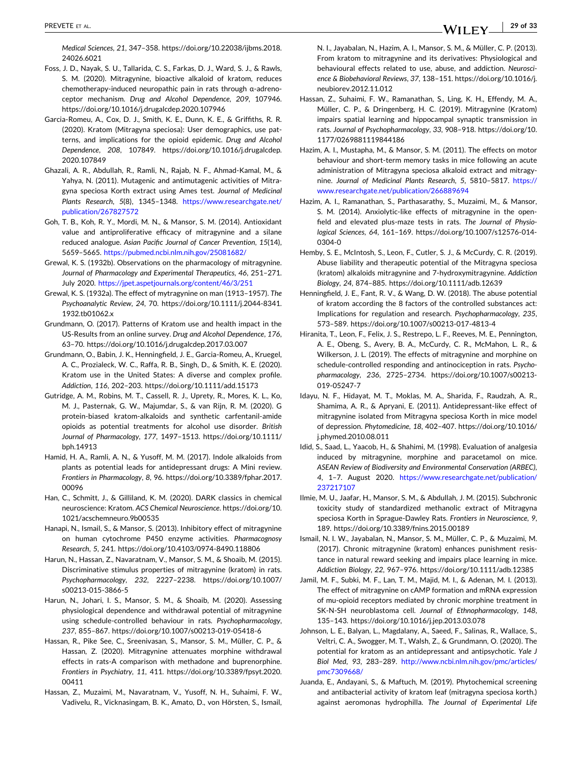*Medical Sciences*, *21*, 347–358. https://doi.org/10.22038/ijbms.2018.24026.6021

Foss, J. D., Nayak, S. U., Tallarida, C. S., Farkas, D. J., Ward, S. J., & Rawls, S. M. (2020). Mitragynine, bioactive alkaloid of kratom, reduces chemotherapy-induced neuropathic pain in rats through α-adrenoceptor mechanism. *Drug and Alcohol Dependence*, *209*, 107946. https://doi.org/10.1016/j.drugalcdep.2020.107946

Garcia-Romeu, A., Cox, D. J., Smith, K. E., Dunn, K. E., & Griffiths, R. R. (2020). Kratom (Mitragyna speciosa): User demographics, use patterns, and implications for the opioid epidemic. *Drug and Alcohol Dependence*, *208*, 107849. https://doi.org/10.1016/j.drugalcdep.2020.107849

Ghazali, A. R., Abdullah, R., Ramli, N., Rajab, N. F., Ahmad-Kamal, M., & Yahya, N. (2011). Mutagenic and antimutagenic activities of Mitragyna speciosa Korth extract using Ames test. *Journal of Medicinal Plants Research*, *5*(8), 1345–1348. https://www.researchgate.net/publication/267827572

Goh, T. B., Koh, R. Y., Mordi, M. N., & Mansor, S. M. (2014). Antioxidant value and antiproliferative efficacy of mitragynine and a silane reduced analogue. *Asian Pacific Journal of Cancer Prevention*, *15*(14), 5659–5665. https://pubmed.ncbi.nlm.nih.gov/25081682/

Grewal, K. S. (1932b). Observations on the pharmacology of mitragynine. *Journal of Pharmacology and Experimental Therapeutics*, *46*, 251–271. July 2020. https://jpet.aspetjournals.org/content/46/3/251

Grewal, K. S. (1932a). The effect of mytragynine on man (1913–1957). *The Psychoanalytic Review*, *24*, 70. https://doi.org/10.1111/j.2044-8341.1932.tb01062.x

Grundmann, O. (2017). Patterns of Kratom use and health impact in the US-Results from an online survey. *Drug and Alcohol Dependence*, *176*, 63–70. https://doi.org/10.1016/j.drugalcdep.2017.03.007

Grundmann, O., Babin, J. K., Henningfield, J. E., Garcia-Romeu, A., Kruegel, A. C., Prozialeck, W. C., Raffa, R. B., Singh, D., & Smith, K. E. (2020). Kratom use in the United States: A diverse and complex profile. *Addiction*, *116*, 202–203. https://doi.org/10.1111/add.15173

Gutridge, A. M., Robins, M. T., Cassell, R. J., Uprety, R., Mores, K. L., Ko, M. J., Pasternak, G. W., Majumdar, S., & van Rijn, R. M. (2020). G protein-biased kratom-alkaloids and synthetic carfentanil-amide opioids as potential treatments for alcohol use disorder. *British Journal of Pharmacology*, *177*, 1497–1513. https://doi.org/10.1111/bph.14913

Hamid, H. A., Ramli, A. N., & Yusoff, M. M. (2017). Indole alkaloids from plants as potential leads for antidepressant drugs: A Mini review. *Frontiers in Pharmacology*, *8*, 96. https://doi.org/10.3389/fphar.2017.00096

Han, C., Schmitt, J., & Gilliland, K. M. (2020). DARK classics in chemical neuroscience: Kratom. *ACS Chemical Neuroscience*. https://doi.org/10.1021/acschemneuro.9b00535

Hanapi, N., Ismail, S., & Mansor, S. (2013). Inhibitory effect of mitragynine on human cytochrome P450 enzyme activities. *Pharmacognosy Research*, *5*, 241. https://doi.org/10.4103/0974-8490.118806

Harun, N., Hassan, Z., Navaratnam, V., Mansor, S. M., & Shoaib, M. (2015). Discriminative stimulus properties of mitragynine (kratom) in rats. *Psychopharmacology*, *232*, 2227–2238. https://doi.org/10.1007/s00213-015-3866-5

Harun, N., Johari, I. S., Mansor, S. M., & Shoaib, M. (2020). Assessing physiological dependence and withdrawal potential of mitragynine using schedule-controlled behaviour in rats. *Psychopharmacology*, *237*, 855–867. https://doi.org/10.1007/s00213-019-05418-6

Hassan, R., Pike See, C., Sreenivasan, S., Mansor, S. M., Müller, C. P., & Hassan, Z. (2020). Mitragynine attenuates morphine withdrawal effects in rats-A comparison with methadone and buprenorphine. *Frontiers in Psychiatry*, *11*, 411. https://doi.org/10.3389/fpsyt.2020.00411

Hassan, Z., Muzaimi, M., Navaratnam, V., Yusoff, N. H., Suhaimi, F. W., Vadivelu, R., Vicknasingam, B. K., Amato, D., von Hörsten, S., Ismail, N. I., Jayabalan, N., Hazim, A. I., Mansor, S. M., & Müller, C. P. (2013). From kratom to mitragynine and its derivatives: Physiological and behavioural effects related to use, abuse, and addiction. *Neuroscience & Biobehavioral Reviews*, *37*, 138–151. https://doi.org/10.1016/j.neubiorev.2012.11.012

Hassan, Z., Suhaimi, F. W., Ramanathan, S., Ling, K. H., Effendy, M. A., Müller, C. P., & Dringenberg, H. C. (2019). Mitragynine (Kratom) impairs spatial learning and hippocampal synaptic transmission in rats. *Journal of Psychopharmacology*, *33*, 908–918. https://doi.org/10.1177/0269881119844186

Hazim, A. I., Mustapha, M., & Mansor, S. M. (2011). The effects on motor behaviour and short-term memory tasks in mice following an acute administration of Mitragyna speciosa alkaloid extract and mitragynine. *Journal of Medicinal Plants Research*, *5*, 5810–5817. https://www.researchgate.net/publication/266889694

Hazim, A. I., Ramanathan, S., Parthasarathy, S., Muzaimi, M., & Mansor, S. M. (2014). Anxiolytic-like effects of mitragynine in the open-field and elevated plus-maze tests in rats. *The Journal of Physiological Sciences*, *64*, 161–169. https://doi.org/10.1007/s12576-014-0304-0

Hemby, S. E., McIntosh, S., Leon, F., Cutler, S. J., & McCurdy, C. R. (2019). Abuse liability and therapeutic potential of the Mitragyna speciosa (kratom) alkaloids mitragynine and 7-hydroxymitragynine. *Addiction Biology*, *24*, 874–885. https://doi.org/10.1111/adb.12639

Henningfield, J. E., Fant, R. V., & Wang, D. W. (2018). The abuse potential of kratom according the 8 factors of the controlled substances act: Implications for regulation and research. *Psychopharmacology*, *235*, 573–589. https://doi.org/10.1007/s00213-017-4813-4

Hiranita, T., Leon, F., Felix, J. S., Restrepo, L. F., Reeves, M. E., Pennington, A. E., Obeng, S., Avery, B. A., McCurdy, C. R., McMahon, L. R., & Wilkerson, J. L. (2019). The effects of mitragynine and morphine on schedule-controlled responding and antinociception in rats. *Psychopharmacology*, *236*, 2725–2734. https://doi.org/10.1007/s00213-019-05247-7

Idayu, N. F., Hidayat, M. T., Moklas, M. A., Sharida, F., Raudzah, A. R., Shamima, A. R., & Apryani, E. (2011). Antidepressant-like effect of mitragynine isolated from Mitragyna speciosa Korth in mice model of depression. *Phytomedicine*, *18*, 402–407. https://doi.org/10.1016/j.phymed.2010.08.011

Idid, S., Saad, L., Yaacob, H., & Shahimi, M. (1998). Evaluation of analgesia induced by mitragynine, morphine and paracetamol on mice. *ASEAN Review of Biodiversity and Environmental Conservation (ARBEC)*, *4*, 1–7. August 2020. https://www.researchgate.net/publication/237217107

Ilmie, M. U., Jaafar, H., Mansor, S. M., & Abdullah, J. M. (2015). Subchronic toxicity study of standardized methanolic extract of Mitragyna speciosa Korth in Sprague-Dawley Rats. *Frontiers in Neuroscience*, *9*, 189. https://doi.org/10.3389/fnins.2015.00189

Ismail, N. I. W., Jayabalan, N., Mansor, S. M., Müller, C. P., & Muzaimi, M. (2017). Chronic mitragynine (kratom) enhances punishment resistance in natural reward seeking and impairs place learning in mice. *Addiction Biology*, *22*, 967–976. https://doi.org/10.1111/adb.12385

Jamil, M. F., Subki, M. F., Lan, T. M., Majid, M. I., & Adenan, M. I. (2013). The effect of mitragynine on cAMP formation and mRNA expression of mu-opioid receptors mediated by chronic morphine treatment in SK-N-SH neuroblastoma cell. *Journal of Ethnopharmacology*, *148*, 135–143. https://doi.org/10.1016/j.jep.2013.03.078

Johnson, L. E., Balyan, L., Magdalany, A., Saeed, F., Salinas, R., Wallace, S., Veltri, C. A., Swogger, M. T., Walsh, Z., & Grundmann, O. (2020). The potential for kratom as an antidepressant and antipsychotic. *Yale J Biol Med*, *93*, 283–289. http://www.ncbi.nlm.nih.gov/pmc/articles/pmc7309668/

Juanda, E., Andayani, S., & Maftuch, M. (2019). Phytochemical screening and antibacterial activity of kratom leaf (mitragyna speciosa korth.) against aeromonas hydrophilla. *The Journal of Experimental Life*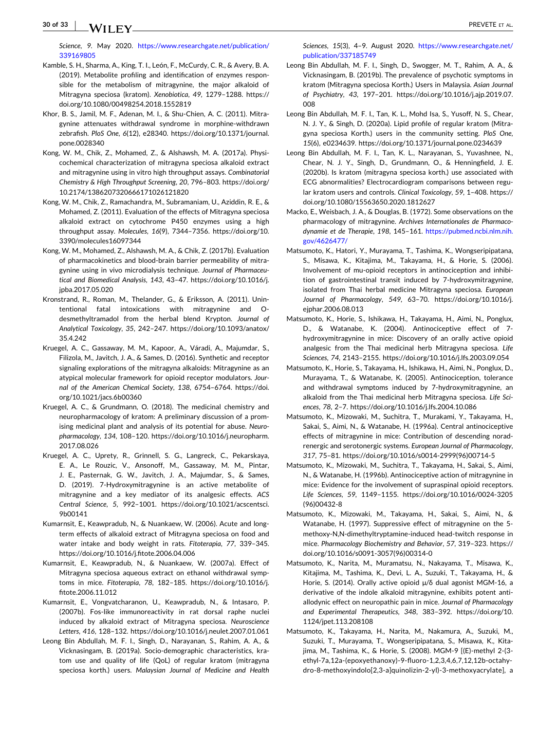*Science*, *9*. May 2020. https://www.researchgate.net/publication/339169805

Kamble, S. H., Sharma, A., King, T. I., León, F., McCurdy, C. R., & Avery, B. A. (2019). Metabolite profiling and identification of enzymes responsible for the metabolism of mitragynine, the major alkaloid of Mitragyna speciosa (kratom). *Xenobiotica*, *49*, 1279–1288. https://doi.org/10.1080/00498254.2018.1552819

Khor, B. S., Jamil, M. F., Adenan, M. I., & Shu-Chien, A. C. (2011). Mitragynine attenuates withdrawal syndrome in morphine-withdrawn zebrafish. *PloS One*, *6*(12), e28340. https://doi.org/10.1371/journal.pone.0028340

Kong, W. M., Chik, Z., Mohamed, Z., & Alshawsh, M. A. (2017a). Physicochemical characterization of mitragyna speciosa alkaloid extract and mitragynine using in vitro high throughput assays. *Combinatorial Chemistry & High Throughput Screening*, *20*, 796–803. https://doi.org/10.2174/1386207320666171026121820

Kong, W. M., Chik, Z., Ramachandra, M., Subramaniam, U., Aziddin, R. E., & Mohamed, Z. (2011). Evaluation of the effects of Mitragyna speciosa alkaloid extract on cytochrome P450 enzymes using a high throughput assay. *Molecules*, *16*(9), 7344–7356. https://doi.org/10.3390/molecules16097344

Kong, W. M., Mohamed, Z., Alshawsh, M. A., & Chik, Z. (2017b). Evaluation of pharmacokinetics and blood-brain barrier permeability of mitragynine using in vivo microdialysis technique. *Journal of Pharmaceutical and Biomedical Analysis*, *143*, 43–47. https://doi.org/10.1016/j.jpba.2017.05.020

Kronstrand, R., Roman, M., Thelander, G., & Eriksson, A. (2011). Unintentional fatal intoxications with mitragynine and O-desmethyltramadol from the herbal blend Krypton. *Journal of Analytical Toxicology*, *35*, 242–247. https://doi.org/10.1093/anatox/35.4.242

Kruegel, A. C., Gassaway, M. M., Kapoor, A., Váradi, A., Majumdar, S., Filizola, M., Javitch, J. A., & Sames, D. (2016). Synthetic and receptor signaling explorations of the mitragyna alkaloids: Mitragynine as an atypical molecular framework for opioid receptor modulators. *Journal of the American Chemical Society*, *138*, 6754–6764. https://doi.org/10.1021/jacs.6b00360

Kruegel, A. C., & Grundmann, O. (2018). The medicinal chemistry and neuropharmacology of kratom: A preliminary discussion of a promising medicinal plant and analysis of its potential for abuse. *Neuropharmacology*, *134*, 108–120. https://doi.org/10.1016/j.neuropharm.2017.08.026

Kruegel, A. C., Uprety, R., Grinnell, S. G., Langreck, C., Pekarskaya, E. A., Le Rouzic, V., Ansonoff, M., Gassaway, M. M., Pintar, J. E., Pasternak, G. W., Javitch, J. A., Majumdar, S., & Sames, D. (2019). 7-Hydroxymitragynine is an active metabolite of mitragynine and a key mediator of its analgesic effects. *ACS Central Science*, *5*, 992–1001. https://doi.org/10.1021/acscentsci.9b00141

Kumarnsit, E., Keawpradub, N., & Nuankaew, W. (2006). Acute and long-term effects of alkaloid extract of Mitragyna speciosa on food and water intake and body weight in rats. *Fitoterapia*, *77*, 339–345. https://doi.org/10.1016/j.fitote.2006.04.006

Kumarnsit, E., Keawpradub, N., & Nuankaew, W. (2007a). Effect of Mitragyna speciosa aqueous extract on ethanol withdrawal symptoms in mice. *Fitoterapia*, *78*, 182–185. https://doi.org/10.1016/j.fitote.2006.11.012

Kumarnsit, E., Vongvatcharanon, U., Keawpradub, N., & Intasaro, P. (2007b). Fos-like immunoreactivity in rat dorsal raphe nuclei induced by alkaloid extract of Mitragyna speciosa. *Neuroscience Letters*, *416*, 128–132. https://doi.org/10.1016/j.neulet.2007.01.061

Leong Bin Abdullah, M. F. I., Singh, D., Narayanan, S., Rahim, A. A., & Vicknasingam, B. (2019a). Socio-demographic characteristics, kratom use and quality of life (QoL) of regular kratom (mitragyna speciosa korth.) users. *Malaysian Journal of Medicine and Health Sciences*, *15*(3), 4–9. August 2020. https://www.researchgate.net/publication/337185749

Leong Bin Abdullah, M. F. I., Singh, D., Swogger, M. T., Rahim, A. A., & Vicknasingam, B. (2019b). The prevalence of psychotic symptoms in kratom (Mitragyna speciosa Korth.) Users in Malaysia. *Asian Journal of Psychiatry*, *43*, 197–201. https://doi.org/10.1016/j.ajp.2019.07.008

Leong Bin Abdullah, M. F. I., Tan, K. L., Mohd Isa, S., Yusoff, N. S., Chear, N. J. Y., & Singh, D. (2020a). Lipid profile of regular kratom (Mitragyna speciosa Korth.) users in the community setting. *PloS One*, *15*(6), e0234639. https://doi.org/10.1371/journal.pone.0234639

Leong Bin Abdullah, M. F. I., Tan, K. L., Narayanan, S., Yuvashnee, N., Chear, N. J. Y., Singh, D., Grundmann, O., & Henningfield, J. E. (2020b). Is kratom (mitragyna speciosa korth.) use associated with ECG abnormalities? Electrocardiogram comparisons between regular kratom users and controls. *Clinical Toxicology*, *59*, 1–408. https://doi.org/10.1080/15563650.2020.1812627

Macko, E., Weisbach, J. A., & Douglas, B. (1972). Some observations on the pharmacology of mitragynine. *Archives Internationales de Pharmacodynamie et de Therapie*, *198*, 145–161. https://pubmed.ncbi.nlm.nih.gov/4626477/

Matsumoto, K., Hatori, Y., Murayama, T., Tashima, K., Wongseripipatana, S., Misawa, K., Kitajima, M., Takayama, H., & Horie, S. (2006). Involvement of mu-opioid receptors in antinociception and inhibition of gastrointestinal transit induced by 7-hydroxymitragynine, isolated from Thai herbal medicine Mitragyna speciosa. *European Journal of Pharmacology*, *549*, 63–70. https://doi.org/10.1016/j.ejphar.2006.08.013

Matsumoto, K., Horie, S., Ishikawa, H., Takayama, H., Aimi, N., Ponglux, D., & Watanabe, K. (2004). Antinociceptive effect of 7-hydroxymitragynine in mice: Discovery of an orally active opioid analgesic from the Thai medicinal herb Mitragyna speciosa. *Life Sciences*, *74*, 2143–2155. https://doi.org/10.1016/j.lfs.2003.09.054

Matsumoto, K., Horie, S., Takayama, H., Ishikawa, H., Aimi, N., Ponglux, D., Murayama, T., & Watanabe, K. (2005). Antinociception, tolerance and withdrawal symptoms induced by 7-hydroxymitragynine, an alkaloid from the Thai medicinal herb Mitragyna speciosa. *Life Sciences*, *78*, 2–7. https://doi.org/10.1016/j.lfs.2004.10.086

Matsumoto, K., Mizowaki, M., Suchitra, T., Murakami, Y., Takayama, H., Sakai, S., Aimi, N., & Watanabe, H. (1996a). Central antinociceptive effects of mitragynine in mice: Contribution of descending noradrenergic and serotonergic systems. *European Journal of Pharmacology*, *317*, 75–81. https://doi.org/10.1016/s0014-2999(96)00714-5

Matsumoto, K., Mizowaki, M., Suchitra, T., Takayama, H., Sakai, S., Aimi, N., & Watanabe, H. (1996b). Antinociceptive action of mitragynine in mice: Evidence for the involvement of supraspinal opioid receptors. *Life Sciences*, *59*, 1149–1155. https://doi.org/10.1016/0024-3205(96)00432-8

Matsumoto, K., Mizowaki, M., Takayama, H., Sakai, S., Aimi, N., & Watanabe, H. (1997). Suppressive effect of mitragynine on the 5-methoxy-N,N-dimethyltryptamine-induced head-twitch response in mice. *Pharmacology Biochemistry and Behavior*, *57*, 319–323. https://doi.org/10.1016/s0091-3057(96)00314-0

Matsumoto, K., Narita, M., Muramatsu, N., Nakayama, T., Misawa, K., Kitajima, M., Tashima, K., Devi, L. A., Suzuki, T., Takayama, H., & Horie, S. (2014). Orally active opioid μ/δ dual agonist MGM-16, a derivative of the indole alkaloid mitragynine, exhibits potent antiallodynic effect on neuropathic pain in mice. *Journal of Pharmacology and Experimental Therapeutics*, *348*, 383–392. https://doi.org/10.1124/jpet.113.208108

Matsumoto, K., Takayama, H., Narita, M., Nakamura, A., Suzuki, M., Suzuki, T., Murayama, T., Wongseripipatana, S., Misawa, K., Kitajima, M., Tashima, K., & Horie, S. (2008). MGM-9 [(E)-methyl 2-(3-ethyl-7a,12a-(epoxyethanoxy)-9-fluoro-1,2,3,4,6,7,12,12b-octahydro-8-methoxyindolo[2,3-a]quinolizin-2-yl)-3-methoxyacrylate], a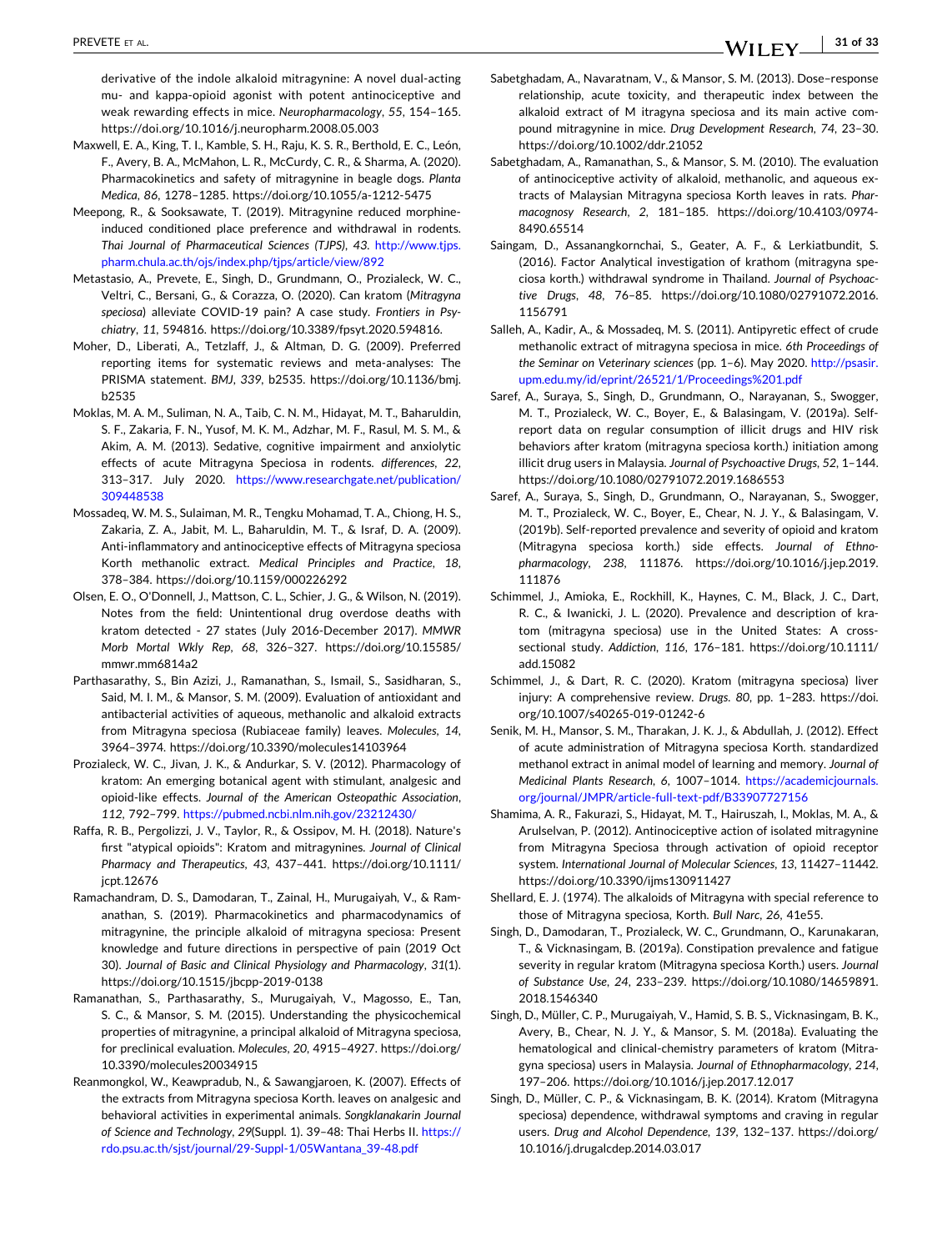derivative of the indole alkaloid mitragynine: A novel dual-acting mu- and kappa-opioid agonist with potent antinociceptive and weak rewarding effects in mice. *Neuropharmacology*, *55*, 154–165. https://doi.org/10.1016/j.neuropharm.2008.05.003

Maxwell, E. A., King, T. I., Kamble, S. H., Raju, K. S. R., Berthold, E. C., León, F., Avery, B. A., McMahon, L. R., McCurdy, C. R., & Sharma, A. (2020). Pharmacokinetics and safety of mitragynine in beagle dogs. *Planta Medica*, *86*, 1278–1285. https://doi.org/10.1055/a-1212-5475

Meepong, R., & Sooksawate, T. (2019). Mitragynine reduced morphine-induced conditioned place preference and withdrawal in rodents. *Thai Journal of Pharmaceutical Sciences (TJPS)*, *43*. http://www.tjps.pharm.chula.ac.th/ojs/index.php/tjps/article/view/892

Metastasio, A., Prevete, E., Singh, D., Grundmann, O., Prozialeck, W. C., Veltri, C., Bersani, G., & Corazza, O. (2020). Can kratom (*Mitragyna speciosa*) alleviate COVID-19 pain? A case study. *Frontiers in Psychiatry*, *11*, 594816. https://doi.org/10.3389/fpsyt.2020.594816.

Moher, D., Liberati, A., Tetzlaff, J., & Altman, D. G. (2009). Preferred reporting items for systematic reviews and meta-analyses: The PRISMA statement. *BMJ*, *339*, b2535. https://doi.org/10.1136/bmj.b2535

Moklas, M. A. M., Suliman, N. A., Taib, C. N. M., Hidayat, M. T., Baharuldin, S. F., Zakaria, F. N., Yusof, M. K. M., Adzhar, M. F., Rasul, M. S. M., & Akim, A. M. (2013). Sedative, cognitive impairment and anxiolytic effects of acute Mitragyna Speciosa in rodents. *differences*, *22*, 313–317. July 2020. https://www.researchgate.net/publication/309448538

Mossadeq, W. M. S., Sulaiman, M. R., Tengku Mohamad, T. A., Chiong, H. S., Zakaria, Z. A., Jabit, M. L., Baharuldin, M. T., & Israf, D. A. (2009). Anti-inflammatory and antinociceptive effects of Mitragyna speciosa Korth methanolic extract. *Medical Principles and Practice*, *18*, 378–384. https://doi.org/10.1159/000226292

Olsen, E. O., O'Donnell, J., Mattson, C. L., Schier, J. G., & Wilson, N. (2019). Notes from the field: Unintentional drug overdose deaths with kratom detected - 27 states (July 2016-December 2017). *MMWR Morb Mortal Wkly Rep*, *68*, 326–327. https://doi.org/10.15585/mmwr.mm6814a2

Parthasarathy, S., Bin Azizi, J., Ramanathan, S., Ismail, S., Sasidharan, S., Said, M. I. M., & Mansor, S. M. (2009). Evaluation of antioxidant and antibacterial activities of aqueous, methanolic and alkaloid extracts from Mitragyna speciosa (Rubiaceae family) leaves. *Molecules*, *14*, 3964–3974. https://doi.org/10.3390/molecules14103964

Prozialeck, W. C., Jivan, J. K., & Andurkar, S. V. (2012). Pharmacology of kratom: An emerging botanical agent with stimulant, analgesic and opioid-like effects. *Journal of the American Osteopathic Association*, *112*, 792–799. https://pubmed.ncbi.nlm.nih.gov/23212430/

Raffa, R. B., Pergolizzi, J. V., Taylor, R., & Ossipov, M. H. (2018). Nature's first "atypical opioids": Kratom and mitragynines. *Journal of Clinical Pharmacy and Therapeutics*, *43*, 437–441. https://doi.org/10.1111/jcpt.12676

Ramachandram, D. S., Damodaran, T., Zainal, H., Murugaiyah, V., & Ramanathan, S. (2019). Pharmacokinetics and pharmacodynamics of mitragynine, the principle alkaloid of mitragyna speciosa: Present knowledge and future directions in perspective of pain (2019 Oct 30). *Journal of Basic and Clinical Physiology and Pharmacology*, *31*(1). https://doi.org/10.1515/jbcpp-2019-0138

Ramanathan, S., Parthasarathy, S., Murugaiyah, V., Magosso, E., Tan, S. C., & Mansor, S. M. (2015). Understanding the physicochemical properties of mitragynine, a principal alkaloid of Mitragyna speciosa, for preclinical evaluation. *Molecules*, *20*, 4915–4927. https://doi.org/10.3390/molecules20034915

Reanmongkol, W., Keawpradub, N., & Sawangjaroen, K. (2007). Effects of the extracts from Mitragyna speciosa Korth. leaves on analgesic and behavioral activities in experimental animals. *Songklanakarin Journal of Science and Technology*, *29*(Suppl. 1). 39–48: Thai Herbs II. https://rdo.psu.ac.th/sjst/journal/29-Suppl-1/05Wantana_39-48.pdf

Sabetghadam, A., Navaratnam, V., & Mansor, S. M. (2013). Dose–response relationship, acute toxicity, and therapeutic index between the alkaloid extract of M itragyna speciosa and its main active compound mitragynine in mice. *Drug Development Research*, *74*, 23–30. https://doi.org/10.1002/ddr.21052

Sabetghadam, A., Ramanathan, S., & Mansor, S. M. (2010). The evaluation of antinociceptive activity of alkaloid, methanolic, and aqueous extracts of Malaysian Mitragyna speciosa Korth leaves in rats. *Pharmacognosy Research*, *2*, 181–185. https://doi.org/10.4103/0974-8490.65514

Saingam, D., Assanangkornchai, S., Geater, A. F., & Lerkiatbundit, S. (2016). Factor Analytical investigation of krathom (mitragyna speciosa korth.) withdrawal syndrome in Thailand. *Journal of Psychoactive Drugs*, *48*, 76–85. https://doi.org/10.1080/02791072.2016.1156791

Salleh, A., Kadir, A., & Mossadeq, M. S. (2011). Antipyretic effect of crude methanolic extract of mitragyna speciosa in mice. *6th Proceedings of the Seminar on Veterinary sciences* (pp. 1–6). May 2020. http://psasir.upm.edu.my/id/eprint/26521/1/Proceedings%201.pdf

Saref, A., Suraya, S., Singh, D., Grundmann, O., Narayanan, S., Swogger, M. T., Prozialeck, W. C., Boyer, E., & Balasingam, V. (2019a). Self-report data on regular consumption of illicit drugs and HIV risk behaviors after kratom (mitragyna speciosa korth.) initiation among illicit drug users in Malaysia. *Journal of Psychoactive Drugs*, *52*, 1–144. https://doi.org/10.1080/02791072.2019.1686553

Saref, A., Suraya, S., Singh, D., Grundmann, O., Narayanan, S., Swogger, M. T., Prozialeck, W. C., Boyer, E., Chear, N. J. Y., & Balasingam, V. (2019b). Self-reported prevalence and severity of opioid and kratom (Mitragyna speciosa korth.) side effects. *Journal of Ethnopharmacology*, *238*, 111876. https://doi.org/10.1016/j.jep.2019.111876

Schimmel, J., Amioka, E., Rockhill, K., Haynes, C. M., Black, J. C., Dart, R. C., & Iwanicki, J. L. (2020). Prevalence and description of kratom (mitragyna speciosa) use in the United States: A cross-sectional study. *Addiction*, *116*, 176–181. https://doi.org/10.1111/add.15082

Schimmel, J., & Dart, R. C. (2020). Kratom (mitragyna speciosa) liver injury: A comprehensive review. *Drugs*. *80*, pp. 1–283. https://doi.org/10.1007/s40265-019-01242-6

Senik, M. H., Mansor, S. M., Tharakan, J. K. J., & Abdullah, J. (2012). Effect of acute administration of Mitragyna speciosa Korth. standardized methanol extract in animal model of learning and memory. *Journal of Medicinal Plants Research*, *6*, 1007–1014. https://academicjournals.org/journal/JMPR/article-full-text-pdf/B33907727156

Shamima, A. R., Fakurazi, S., Hidayat, M. T., Hairuszah, I., Moklas, M. A. A., & Arulselvan, P. (2012). Antinociceptive action of isolated mitragynine from Mitragyna Speciosa through activation of opioid receptor system. *International Journal of Molecular Sciences*, *13*, 11427–11442. https://doi.org/10.3390/ijms130911427

Shellard, E. J. (1974). The alkaloids of Mitragyna with special reference to those of Mitragyna speciosa, Korth. *Bull Narc*, *26*, 41e55.

Singh, D., Damodaran, T., Prozialeck, W. C., Grundmann, O., Karunakaran, T., & Vicknasingam, B. (2019a). Constipation prevalence and fatigue severity in regular kratom (Mitragyna speciosa Korth.) users. *Journal of Substance Use*, *24*, 233–239. https://doi.org/10.1080/14659891.2018.1546340

Singh, D., Müller, C. P., Murugaiyah, V., Hamid, S. B. S., Vicknasingam, B. K., Avery, B., Chear, N. J. Y., & Mansor, S. M. (2018a). Evaluating the hematological and clinical-chemistry parameters of kratom (Mitragyna speciosa) users in Malaysia. *Journal of Ethnopharmacology*, *214*, 197–206. https://doi.org/10.1016/j.jep.2017.12.017

Singh, D., Müller, C. P., & Vicknasingam, B. K. (2014). Kratom (Mitragyna speciosa) dependence, withdrawal symptoms and craving in regular users. *Drug and Alcohol Dependence*, *139*, 132–137. https://doi.org/10.1016/j.drugalcdep.2014.03.017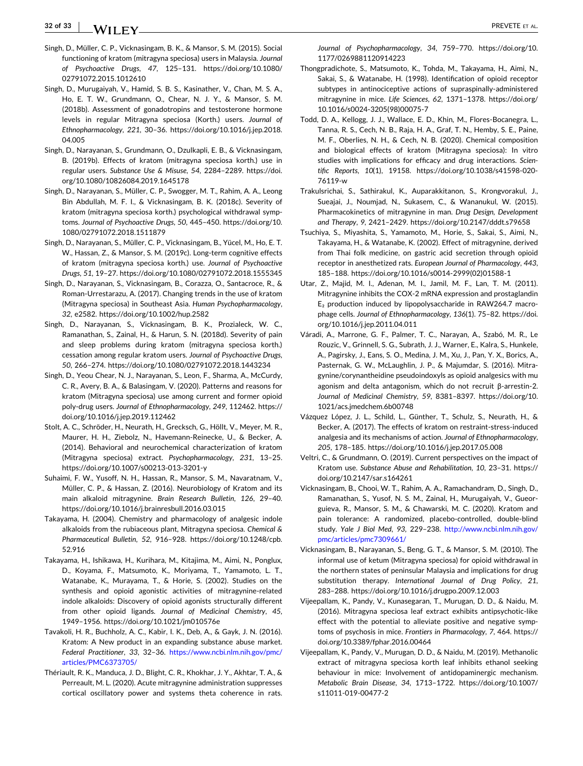Singh, D., Müller, C. P., Vicknasingam, B. K., & Mansor, S. M. (2015). Social functioning of kratom (mitragyna speciosa) users in Malaysia. *Journal of Psychoactive Drugs*, *47*, 125–131. https://doi.org/10.1080/02791072.2015.1012610

Singh, D., Murugaiyah, V., Hamid, S. B. S., Kasinather, V., Chan, M. S. A., Ho, E. T. W., Grundmann, O., Chear, N. J. Y., & Mansor, S. M. (2018b). Assessment of gonadotropins and testosterone hormone levels in regular Mitragyna speciosa (Korth.) users. *Journal of Ethnopharmacology*, *221*, 30–36. https://doi.org/10.1016/j.jep.2018.04.005

Singh, D., Narayanan, S., Grundmann, O., Dzulkapli, E. B., & Vicknasingam, B. (2019b). Effects of kratom (mitragyna speciosa korth.) use in regular users. *Substance Use & Misuse*, *54*, 2284–2289. https://doi.org/10.1080/10826084.2019.1645178

Singh, D., Narayanan, S., Müller, C. P., Swogger, M. T., Rahim, A. A., Leong Bin Abdullah, M. F. I., & Vicknasingam, B. K. (2018c). Severity of kratom (mitragyna speciosa korth.) psychological withdrawal symptoms. *Journal of Psychoactive Drugs*, *50*, 445–450. https://doi.org/10.1080/02791072.2018.1511879

Singh, D., Narayanan, S., Müller, C. P., Vicknasingam, B., Yücel, M., Ho, E. T. W., Hassan, Z., & Mansor, S. M. (2019c). Long-term cognitive effects of kratom (mitragyna speciosa korth.) use. *Journal of Psychoactive Drugs*, *51*, 19–27. https://doi.org/10.1080/02791072.2018.1555345

Singh, D., Narayanan, S., Vicknasingam, B., Corazza, O., Santacroce, R., & Roman-Urrestarazu, A. (2017). Changing trends in the use of kratom (Mitragyna speciosa) in Southeast Asia. *Human Psychopharmacology*, *32*, e2582. https://doi.org/10.1002/hup.2582

Singh, D., Narayanan, S., Vicknasingam, B. K., Prozialeck, W. C., Ramanathan, S., Zainal, H., & Harun, S. N. (2018d). Severity of pain and sleep problems during kratom (mitragyna speciosa korth.) cessation among regular kratom users. *Journal of Psychoactive Drugs*, *50*, 266–274. https://doi.org/10.1080/02791072.2018.1443234

Singh, D., Yeou Chear, N. J., Narayanan, S., Leon, F., Sharma, A., McCurdy, C. R., Avery, B. A., & Balasingam, V. (2020). Patterns and reasons for kratom (Mitragyna speciosa) use among current and former opioid poly-drug users. *Journal of Ethnopharmacology*, *249*, 112462. https://doi.org/10.1016/j.jep.2019.112462

Stolt, A. C., Schröder, H., Neurath, H., Grecksch, G., Höllt, V., Meyer, M. R., Maurer, H. H., Ziebolz, N., Havemann-Reinecke, U., & Becker, A. (2014). Behavioral and neurochemical characterization of kratom (Mitragyna speciosa) extract. *Psychopharmacology*, *231*, 13–25. https://doi.org/10.1007/s00213-013-3201-y

Suhaimi, F. W., Yusoff, N. H., Hassan, R., Mansor, S. M., Navaratnam, V., Müller, C. P., & Hassan, Z. (2016). Neurobiology of Kratom and its main alkaloid mitragynine. *Brain Research Bulletin*, *126*, 29–40. https://doi.org/10.1016/j.brainresbull.2016.03.015

Takayama, H. (2004). Chemistry and pharmacology of analgesic indole alkaloids from the rubiaceous plant, Mitragyna speciosa. *Chemical & Pharmaceutical Bulletin*, *52*, 916–928. https://doi.org/10.1248/cpb.52.916

Takayama, H., Ishikawa, H., Kurihara, M., Kitajima, M., Aimi, N., Ponglux, D., Koyama, F., Matsumoto, K., Moriyama, T., Yamamoto, L. T., Watanabe, K., Murayama, T., & Horie, S. (2002). Studies on the synthesis and opioid agonistic activities of mitragynine-related indole alkaloids: Discovery of opioid agonists structurally different from other opioid ligands. *Journal of Medicinal Chemistry*, *45*, 1949–1956. https://doi.org/10.1021/jm010576e

Tavakoli, H. R., Buchholz, A. C., Kabir, I. K., Deb, A., & Gayk, J. N. (2016). Kratom: A New product in an expanding substance abuse market. *Federal Practitioner*, *33*, 32–36. https://www.ncbi.nlm.nih.gov/pmc/articles/PMC6373705/

Thériault, R. K., Manduca, J. D., Blight, C. R., Khokhar, J. Y., Akhtar, T. A., & Perreault, M. L. (2020). Acute mitragynine administration suppresses cortical oscillatory power and systems theta coherence in rats. *Journal of Psychopharmacology*, *34*, 759–770. https://doi.org/10.1177/0269881120914223

Thongpradichote, S., Matsumoto, K., Tohda, M., Takayama, H., Aimi, N., Sakai, S., & Watanabe, H. (1998). Identification of opioid receptor subtypes in antinociceptive actions of supraspinally-administered mitragynine in mice. *Life Sciences*, *62*, 1371–1378. https://doi.org/10.1016/s0024-3205(98)00075-7

Todd, D. A., Kellogg, J. J., Wallace, E. D., Khin, M., Flores-Bocanegra, L., Tanna, R. S., Cech, N. B., Raja, H. A., Graf, T. N., Hemby, S. E., Paine, M. F., Oberlies, N. H., & Cech, N. B. (2020). Chemical composition and biological effects of kratom (Mitragyna speciosa): In vitro studies with implications for efficacy and drug interactions. *Scientific Reports*, *10*(1), 19158. https://doi.org/10.1038/s41598-020-76119-w

Trakulsrichai, S., Sathirakul, K., Auparakkitanon, S., Krongvorakul, J., Sueajai, J., Noumjad, N., Sukasem, C., & Wananukul, W. (2015). Pharmacokinetics of mitragynine in man. *Drug Design, Development and Therapy*, *9*, 2421–2429. https://doi.org/10.2147/dddt.s79658

Tsuchiya, S., Miyashita, S., Yamamoto, M., Horie, S., Sakai, S., Aimi, N., Takayama, H., & Watanabe, K. (2002). Effect of mitragynine, derived from Thai folk medicine, on gastric acid secretion through opioid receptor in anesthetized rats. *European Journal of Pharmacology*, *443*, 185–188. https://doi.org/10.1016/s0014-2999(02)01588-1

Utar, Z., Majid, M. I., Adenan, M. I., Jamil, M. F., Lan, T. M. (2011). Mitragynine inhibits the COX-2 mRNA expression and prostaglandin $E_2$ production induced by lipopolysaccharide in RAW264.7 macrophage cells. *Journal of Ethnopharmacology*, *136*(1). 75–82. https://doi.org/10.1016/j.jep.2011.04.011

Váradi, A., Marrone, G. F., Palmer, T. C., Narayan, A., Szabó, M. R., Le Rouzic, V., Grinnell, S. G., Subrath, J. J., Warner, E., Kalra, S., Hunkele, A., Pagirsky, J., Eans, S. O., Medina, J. M., Xu, J., Pan, Y. X., Borics, A., Pasternak, G. W., McLaughlin, J. P., & Majumdar, S. (2016). Mitragynine/corynantheidine pseudoindoxyls as opioid analgesics with mu agonism and delta antagonism, which do not recruit β-arrestin-2. *Journal of Medicinal Chemistry*, *59*, 8381–8397. https://doi.org/10.1021/acs.jmedchem.6b00748

Vázquez López, J. L., Schild, L., Günther, T., Schulz, S., Neurath, H., & Becker, A. (2017). The effects of kratom on restraint-stress-induced analgesia and its mechanisms of action. *Journal of Ethnopharmacology*, *205*, 178–185. https://doi.org/10.1016/j.jep.2017.05.008

Veltri, C., & Grundmann, O. (2019). Current perspectives on the impact of Kratom use. *Substance Abuse and Rehabilitation*, *10*, 23–31. https://doi.org/10.2147/sar.s164261

Vicknasingam, B., Chooi, W. T., Rahim, A. A., Ramachandram, D., Singh, D., Ramanathan, S., Yusof, N. S. M., Zainal, H., Murugaiyah, V., Gueorguieva, R., Mansor, S. M., & Chawarski, M. C. (2020). Kratom and pain tolerance: A randomized, placebo-controlled, double-blind study. *Yale J Biol Med*, *93*, 229–238. http://www.ncbi.nlm.nih.gov/pmc/articles/pmc7309661/

Vicknasingam, B., Narayanan, S., Beng, G. T., & Mansor, S. M. (2010). The informal use of ketum (Mitragyna speciosa) for opioid withdrawal in the northern states of peninsular Malaysia and implications for drug substitution therapy. *International Journal of Drug Policy*, *21*, 283–288. https://doi.org/10.1016/j.drugpo.2009.12.003

Vijeepallam, K., Pandy, V., Kunasegaran, T., Murugan, D. D., & Naidu, M. (2016). Mitragyna speciosa leaf extract exhibits antipsychotic-like effect with the potential to alleviate positive and negative symptoms of psychosis in mice. *Frontiers in Pharmacology*, *7*, 464. https://doi.org/10.3389/fphar.2016.00464

Vijeepallam, K., Pandy, V., Murugan, D. D., & Naidu, M. (2019). Methanolic extract of mitragyna speciosa korth leaf inhibits ethanol seeking behaviour in mice: Involvement of antidopaminergic mechanism. *Metabolic Brain Disease*, *34*, 1713–1722. https://doi.org/10.1007/s11011-019-00477-2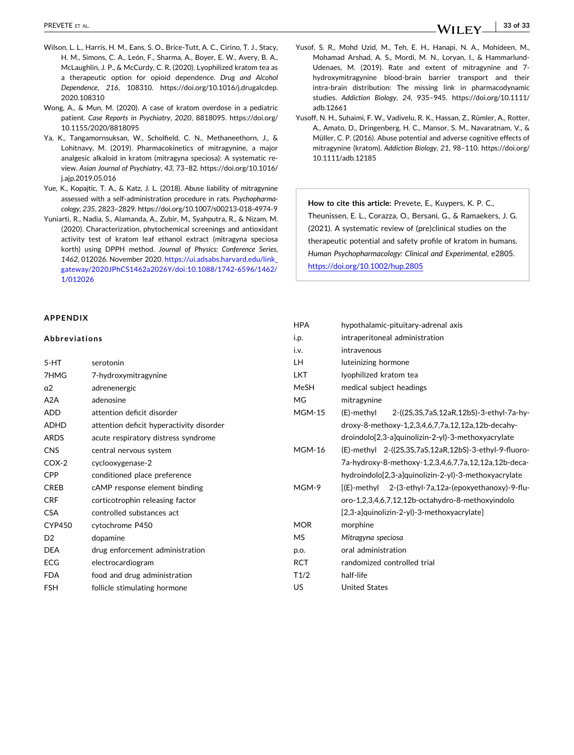Wilson, L. L., Harris, H. M., Eans, S. O., Brice-Tutt, A. C., Cirino, T. J., Stacy, H. M., Simons, C. A., León, F., Sharma, A., Boyer, E. W., Avery, B. A., McLaughlin, J. P., & McCurdy, C. R. (2020). Lyophilized kratom tea as a therapeutic option for opioid dependence. *Drug and Alcohol Dependence*, *216*, 108310. https://doi.org/10.1016/j.drugalcdep.2020.108310

Wong, A., & Mun, M. (2020). A case of kratom overdose in a pediatric patient. *Case Reports in Psychiatry*, *2020*, 8818095. https://doi.org/10.1155/2020/8818095

Ya, K., Tangamornsuksan, W., Scholfield, C. N., Methaneethorn, J., & Lohitnavy, M. (2019). Pharmacokinetics of mitragynine, a major analgesic alkaloid in kratom (mitragyna speciosa): A systematic review. *Asian Journal of Psychiatry*, *43*, 73–82. https://doi.org/10.1016/j.ajp.2019.05.016

Yue, K., Kopajtic, T. A., & Katz, J. L. (2018). Abuse liability of mitragynine assessed with a self-administration procedure in rats. *Psychopharmacology*, *235*, 2823–2829. https://doi.org/10.1007/s00213-018-4974-9

Yuniarti, R., Nadia, S., Alamanda, A., Zubir, M., Syahputra, R., & Nizam, M. (2020). Characterization, phytochemical screenings and antioxidant activity test of kratom leaf ethanol extract (mitragyna speciosa korth) using DPPH method. *Journal of Physics: Conference Series*, *1462*, 012026. November 2020. https://ui.adsabs.harvard.edu/link_gateway/2020JPhCS1462a2026Y/doi:10.1088/1742-6596/1462/1/012026

Yusof, S. R., Mohd Uzid, M., Teh, E. H., Hanapi, N. A., Mohideen, M., Mohamad Arshad, A. S., Mordi, M. N., Loryan, I., & Hammarlund-Udenaes, M. (2019). Rate and extent of mitragynine and 7-hydroxymitragynine blood-brain barrier transport and their intra-brain distribution: The missing link in pharmacodynamic studies. *Addiction Biology*, *24*, 935–945. https://doi.org/10.1111/adb.12661

Yusoff, N. H., Suhaimi, F. W., Vadivelu, R. K., Hassan, Z., Rümler, A., Rotter, A., Amato, D., Dringenberg, H. C., Mansor, S. M., Navaratnam, V., & Müller, C. P. (2016). Abuse potential and adverse cognitive effects of mitragynine (kratom). *Addiction Biology*, *21*, 98–110. https://doi.org/10.1111/adb.12185

**How to cite this article:** Prevete, E., Kuypers, K. P. C., Theunissen, E. L., Corazza, O., Bersani, G., & Ramaekers, J. G. (2021). A systematic review of (pre)clinical studies on the therapeutic potential and safety profile of kratom in humans. *Human Psychopharmacology: Clinical and Experimental*, e2805. https://doi.org/10.1002/hup.2805

## APPENDIX

### Abbreviations

| | |
|---|---|
| 5-HT | serotonin |
| 7HMG | 7-hydroxymitragynine |
| α2 | adrenenergic |
| A2A | adenosine |
| ADD | attention deficit disorder |
| ADHD | attention deficit hyperactivity disorder |
| ARDS | acute respiratory distress syndrome |
| CNS | central nervous system |
| COX-2 | cyclooxygenase-2 |
| CPP | conditioned place preference |
| CREB | cAMP response element binding |
| CRF | corticotrophin releasing factor |
| CSA | controlled substances act |
| CYP450 | cytochrome P450 |
| D2 | dopamine |
| DEA | drug enforcement administration |
| ECG | electrocardiogram |
| FDA | food and drug administration |
| FSH | follicle stimulating hormone |
| HPA | hypothalamic-pituitary-adrenal axis |
| i.p. | intraperitoneal administration |
| i.v. | intravenous |
| LH | luteinizing hormone |
| LKT | lyophilized kratom tea |
| MeSH | medical subject headings |
| MG | mitragynine |
| MGM-15 | (E)-methyl 2-((2S,3S,7aS,12aR,12bS)-3-ethyl-7a-hydroxy-8-methoxy-1,2,3,4,6,7,7a,12,12a,12b-decahydroindolo[2,3-a]quinolizin-2-yl)-3-methoxyacrylate |
| MGM-16 | (E)-methyl 2-((2S,3S,7aS,12aR,12bS)-3-ethyl-9-fluoro-7a-hydroxy-8-methoxy-1,2,3,4,6,7,7a,12,12a,12b-decahydroindolo[2,3-a]quinolizin-2-yl)-3-methoxyacrylate |
| MGM-9 | [(E)-methyl 2-(3-ethyl-7a,12a-(epoxyethanoxy)-9-fluoro-1,2,3,4,6,7,12,12b-octahydro-8-methoxyindolo[2,3-a]quinolizin-2-yl)-3-methoxyacrylate] |
| MOR | morphine |
| MS | *Mitragyna speciosa* |
| p.o. | oral administration |
| RCT | randomized controlled trial |
| T1/2 | half-life |
| US | United States |